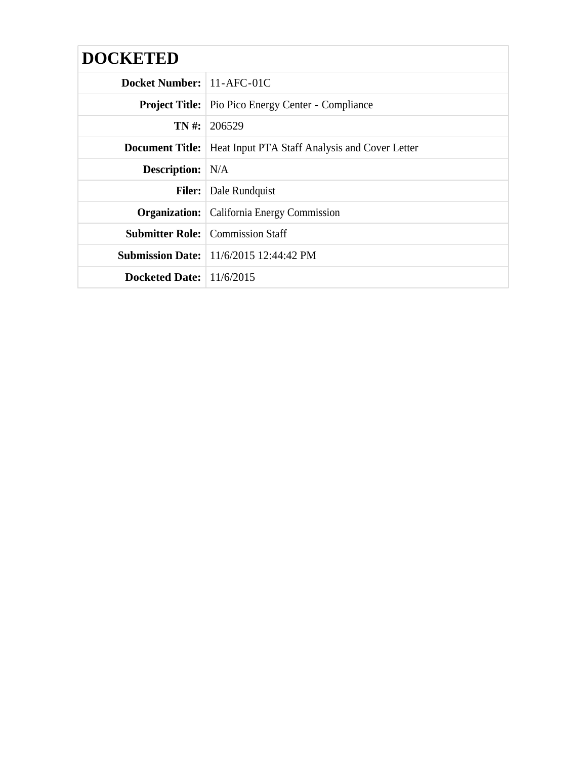# DOCKETED

| | |
|---|---|
| **Docket Number:** | 11-AFC-01C |
| **Project Title:** | Pio Pico Energy Center - Compliance |
| **TN #:** | 206529 |
| **Document Title:** | Heat Input PTA Staff Analysis and Cover Letter |
| **Description:** | N/A |
| **Filer:** | Dale Rundquist |
| **Organization:** | California Energy Commission |
| **Submitter Role:** | Commission Staff |
| **Submission Date:** | 11/6/2015 12:44:42 PM |
| **Docketed Date:** | 11/6/2015 |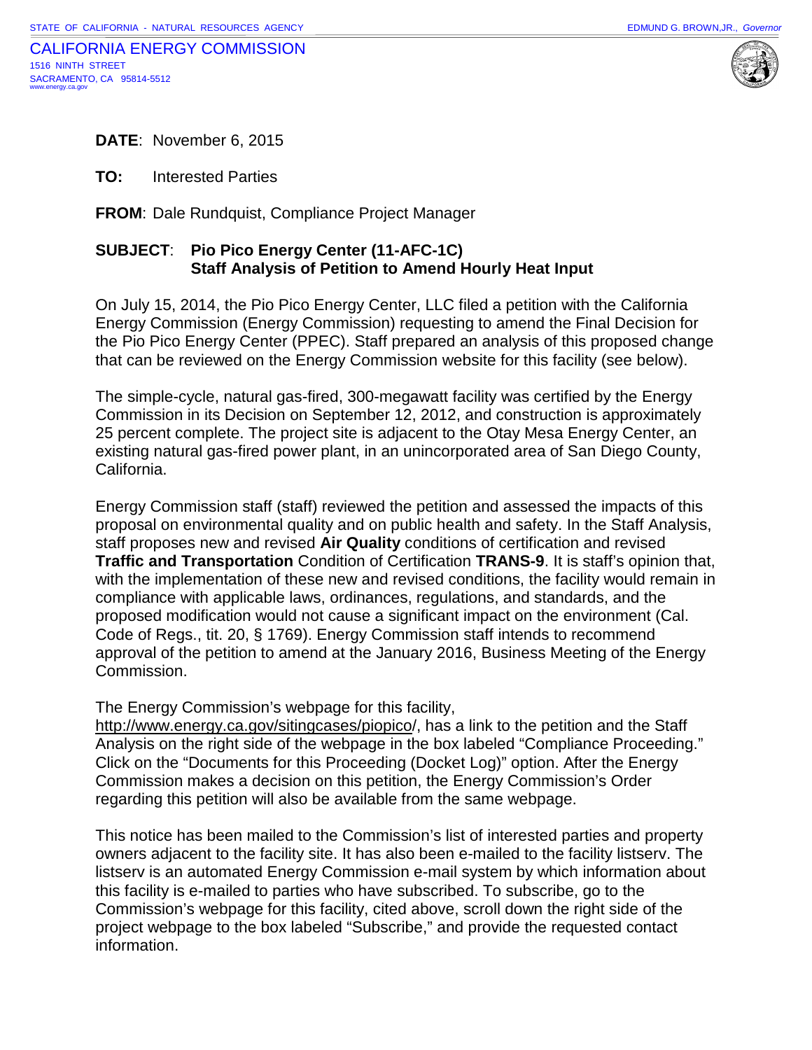STATE OF CALIFORNIA - NATURAL RESOURCES AGENCY

EDMUND G. BROWN,JR., *Governor*

CALIFORNIA ENERGY COMMISSION
1516 NINTH STREET
SACRAMENTO, CA 95814-5512
www.energy.ca.gov

**DATE**: November 6, 2015

**TO:** Interested Parties

**FROM**: Dale Rundquist, Compliance Project Manager

**SUBJECT**: **Pio Pico Energy Center (11-AFC-1C)**
**Staff Analysis of Petition to Amend Hourly Heat Input**

On July 15, 2014, the Pio Pico Energy Center, LLC filed a petition with the California Energy Commission (Energy Commission) requesting to amend the Final Decision for the Pio Pico Energy Center (PPEC). Staff prepared an analysis of this proposed change that can be reviewed on the Energy Commission website for this facility (see below).

The simple-cycle, natural gas-fired, 300-megawatt facility was certified by the Energy Commission in its Decision on September 12, 2012, and construction is approximately 25 percent complete. The project site is adjacent to the Otay Mesa Energy Center, an existing natural gas-fired power plant, in an unincorporated area of San Diego County, California.

Energy Commission staff (staff) reviewed the petition and assessed the impacts of this proposal on environmental quality and on public health and safety. In the Staff Analysis, staff proposes new and revised **Air Quality** conditions of certification and revised **Traffic and Transportation** Condition of Certification **TRANS-9**. It is staff's opinion that, with the implementation of these new and revised conditions, the facility would remain in compliance with applicable laws, ordinances, regulations, and standards, and the proposed modification would not cause a significant impact on the environment (Cal. Code of Regs., tit. 20, § 1769). Energy Commission staff intends to recommend approval of the petition to amend at the January 2016, Business Meeting of the Energy Commission.

The Energy Commission's webpage for this facility, http://www.energy.ca.gov/sitingcases/piopico/, has a link to the petition and the Staff Analysis on the right side of the webpage in the box labeled "Compliance Proceeding." Click on the "Documents for this Proceeding (Docket Log)" option. After the Energy Commission makes a decision on this petition, the Energy Commission's Order regarding this petition will also be available from the same webpage.

This notice has been mailed to the Commission's list of interested parties and property owners adjacent to the facility site. It has also been e-mailed to the facility listserv. The listserv is an automated Energy Commission e-mail system by which information about this facility is e-mailed to parties who have subscribed. To subscribe, go to the Commission's webpage for this facility, cited above, scroll down the right side of the project webpage to the box labeled "Subscribe," and provide the requested contact information.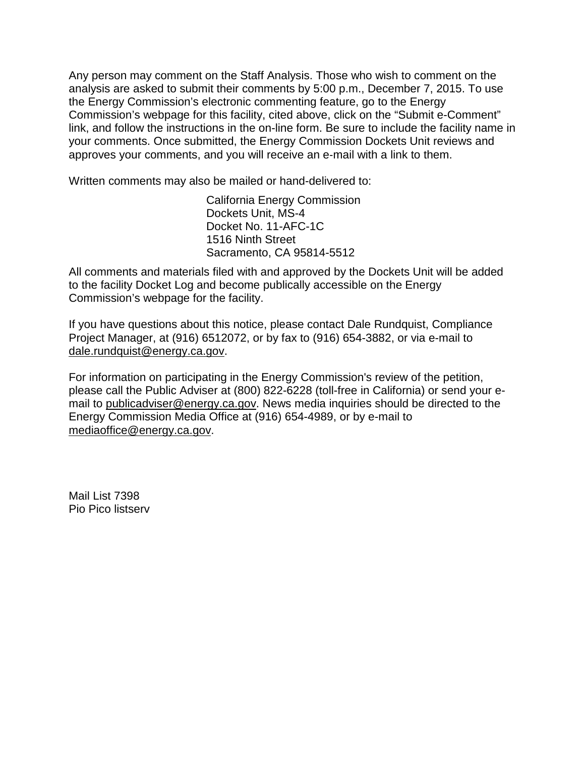Any person may comment on the Staff Analysis. Those who wish to comment on the analysis are asked to submit their comments by 5:00 p.m., December 7, 2015. To use the Energy Commission's electronic commenting feature, go to the Energy Commission's webpage for this facility, cited above, click on the "Submit e-Comment" link, and follow the instructions in the on-line form. Be sure to include the facility name in your comments. Once submitted, the Energy Commission Dockets Unit reviews and approves your comments, and you will receive an e-mail with a link to them.

Written comments may also be mailed or hand-delivered to:

California Energy Commission  
Dockets Unit, MS-4  
Docket No. 11-AFC-1C  
1516 Ninth Street  
Sacramento, CA 95814-5512

All comments and materials filed with and approved by the Dockets Unit will be added to the facility Docket Log and become publically accessible on the Energy Commission's webpage for the facility.

If you have questions about this notice, please contact Dale Rundquist, Compliance Project Manager, at (916) 6512072, or by fax to (916) 654-3882, or via e-mail to dale.rundquist@energy.ca.gov.

For information on participating in the Energy Commission's review of the petition, please call the Public Adviser at (800) 822-6228 (toll-free in California) or send your e-mail to publicadviser@energy.ca.gov. News media inquiries should be directed to the Energy Commission Media Office at (916) 654-4989, or by e-mail to mediaoffice@energy.ca.gov.

Mail List 7398  
Pio Pico listserv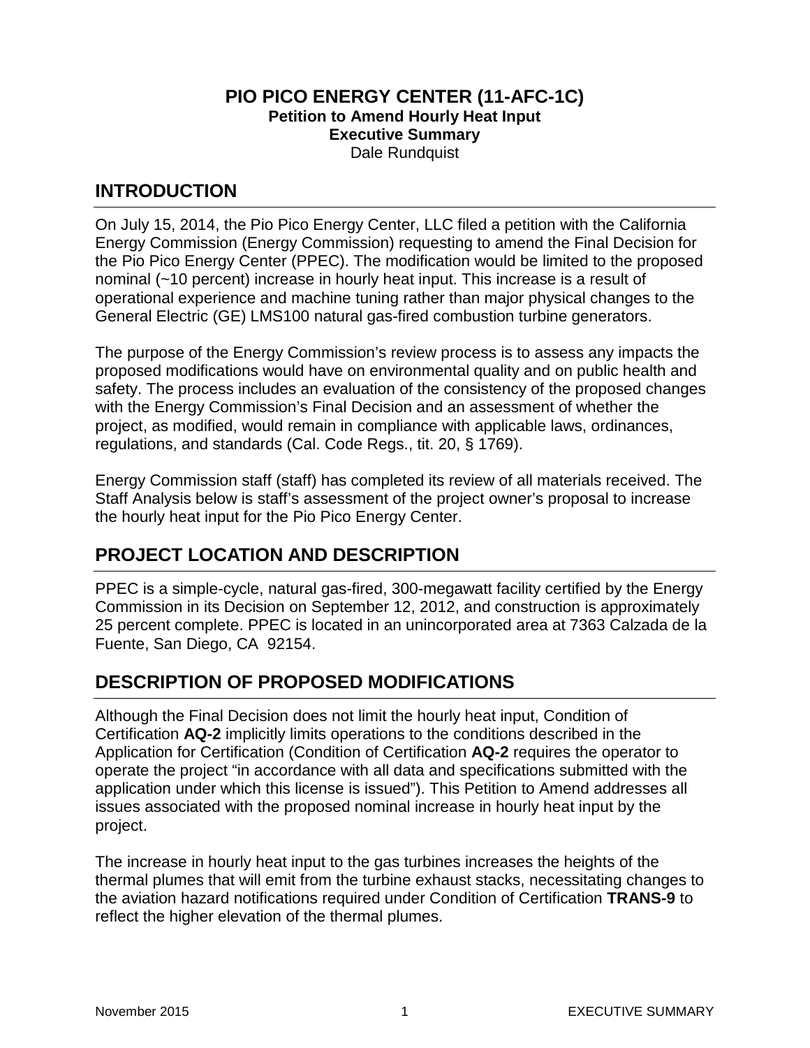# PIO PICO ENERGY CENTER (11-AFC-1C)

**Petition to Amend Hourly Heat Input**

**Executive Summary**

Dale Rundquist

## INTRODUCTION

On July 15, 2014, the Pio Pico Energy Center, LLC filed a petition with the California Energy Commission (Energy Commission) requesting to amend the Final Decision for the Pio Pico Energy Center (PPEC). The modification would be limited to the proposed nominal (~10 percent) increase in hourly heat input. This increase is a result of operational experience and machine tuning rather than major physical changes to the General Electric (GE) LMS100 natural gas-fired combustion turbine generators.

The purpose of the Energy Commission's review process is to assess any impacts the proposed modifications would have on environmental quality and on public health and safety. The process includes an evaluation of the consistency of the proposed changes with the Energy Commission's Final Decision and an assessment of whether the project, as modified, would remain in compliance with applicable laws, ordinances, regulations, and standards (Cal. Code Regs., tit. 20, § 1769).

Energy Commission staff (staff) has completed its review of all materials received. The Staff Analysis below is staff's assessment of the project owner's proposal to increase the hourly heat input for the Pio Pico Energy Center.

## PROJECT LOCATION AND DESCRIPTION

PPEC is a simple-cycle, natural gas-fired, 300-megawatt facility certified by the Energy Commission in its Decision on September 12, 2012, and construction is approximately 25 percent complete. PPEC is located in an unincorporated area at 7363 Calzada de la Fuente, San Diego, CA 92154.

## DESCRIPTION OF PROPOSED MODIFICATIONS

Although the Final Decision does not limit the hourly heat input, Condition of Certification **AQ-2** implicitly limits operations to the conditions described in the Application for Certification (Condition of Certification **AQ-2** requires the operator to operate the project "in accordance with all data and specifications submitted with the application under which this license is issued"). This Petition to Amend addresses all issues associated with the proposed nominal increase in hourly heat input by the project.

The increase in hourly heat input to the gas turbines increases the heights of the thermal plumes that will emit from the turbine exhaust stacks, necessitating changes to the aviation hazard notifications required under Condition of Certification **TRANS-9** to reflect the higher elevation of the thermal plumes.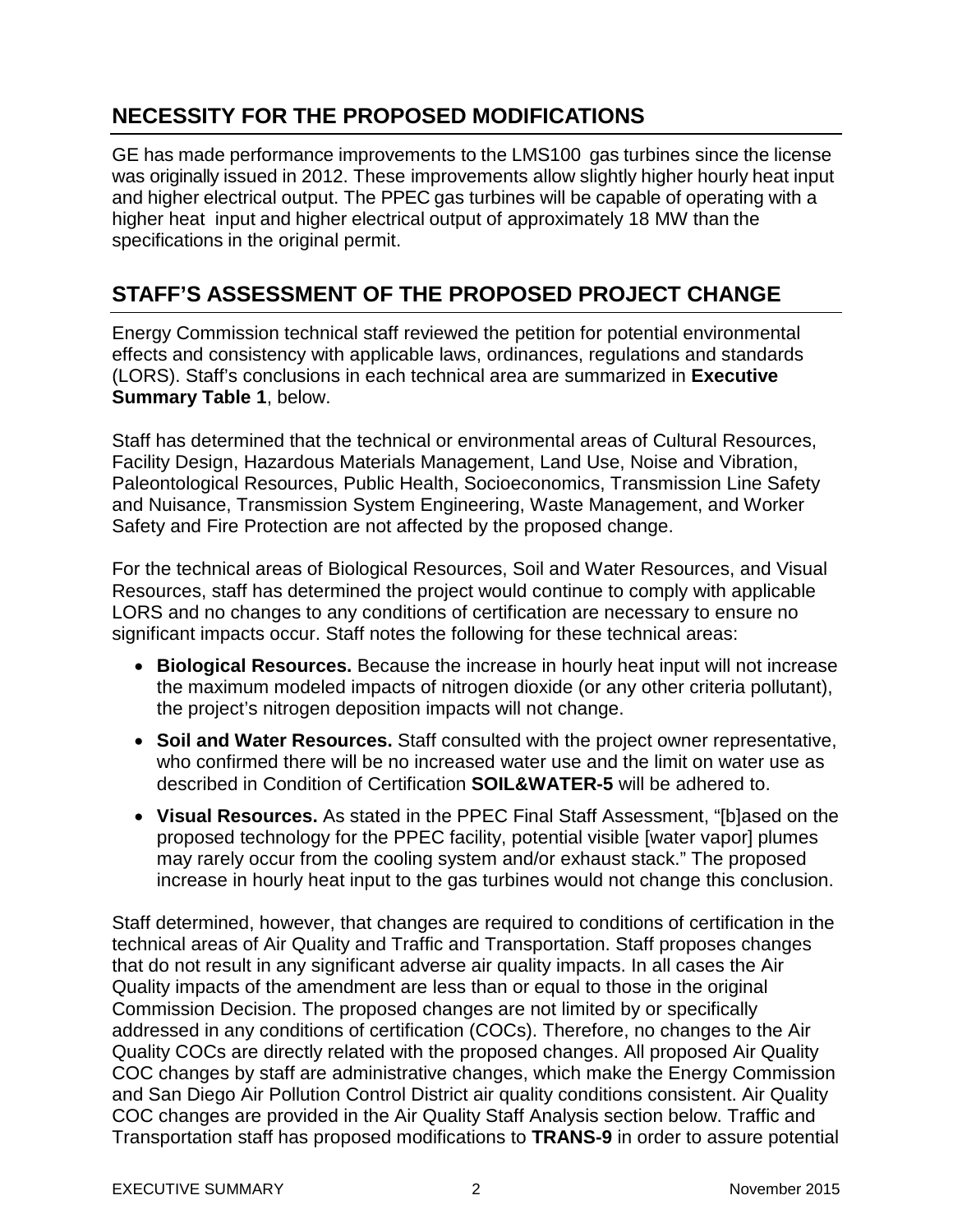## NECESSITY FOR THE PROPOSED MODIFICATIONS

GE has made performance improvements to the LMS100 gas turbines since the license was originally issued in 2012. These improvements allow slightly higher hourly heat input and higher electrical output. The PPEC gas turbines will be capable of operating with a higher heat input and higher electrical output of approximately 18 MW than the specifications in the original permit.

## STAFF'S ASSESSMENT OF THE PROPOSED PROJECT CHANGE

Energy Commission technical staff reviewed the petition for potential environmental effects and consistency with applicable laws, ordinances, regulations and standards (LORS). Staff's conclusions in each technical area are summarized in **Executive Summary Table 1**, below.

Staff has determined that the technical or environmental areas of Cultural Resources, Facility Design, Hazardous Materials Management, Land Use, Noise and Vibration, Paleontological Resources, Public Health, Socioeconomics, Transmission Line Safety and Nuisance, Transmission System Engineering, Waste Management, and Worker Safety and Fire Protection are not affected by the proposed change.

For the technical areas of Biological Resources, Soil and Water Resources, and Visual Resources, staff has determined the project would continue to comply with applicable LORS and no changes to any conditions of certification are necessary to ensure no significant impacts occur. Staff notes the following for these technical areas:

- **Biological Resources.** Because the increase in hourly heat input will not increase the maximum modeled impacts of nitrogen dioxide (or any other criteria pollutant), the project's nitrogen deposition impacts will not change.
- **Soil and Water Resources.** Staff consulted with the project owner representative, who confirmed there will be no increased water use and the limit on water use as described in Condition of Certification **SOIL&WATER-5** will be adhered to.
- **Visual Resources.** As stated in the PPEC Final Staff Assessment, "[b]ased on the proposed technology for the PPEC facility, potential visible [water vapor] plumes may rarely occur from the cooling system and/or exhaust stack." The proposed increase in hourly heat input to the gas turbines would not change this conclusion.

Staff determined, however, that changes are required to conditions of certification in the technical areas of Air Quality and Traffic and Transportation. Staff proposes changes that do not result in any significant adverse air quality impacts. In all cases the Air Quality impacts of the amendment are less than or equal to those in the original Commission Decision. The proposed changes are not limited by or specifically addressed in any conditions of certification (COCs). Therefore, no changes to the Air Quality COCs are directly related with the proposed changes. All proposed Air Quality COC changes by staff are administrative changes, which make the Energy Commission and San Diego Air Pollution Control District air quality conditions consistent. Air Quality COC changes are provided in the Air Quality Staff Analysis section below. Traffic and Transportation staff has proposed modifications to **TRANS-9** in order to assure potential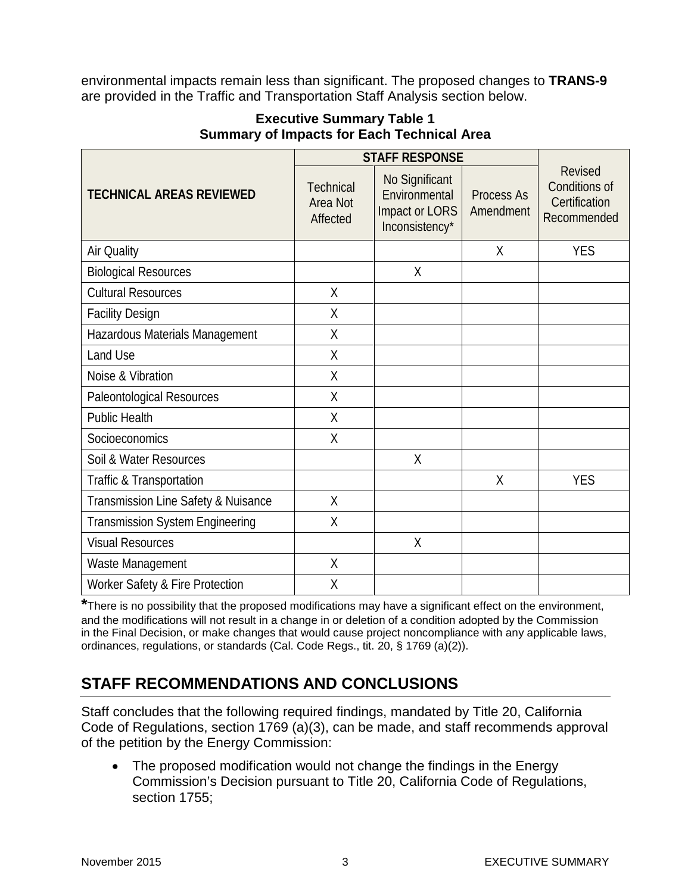environmental impacts remain less than significant. The proposed changes to **TRANS-9** are provided in the Traffic and Transportation Staff Analysis section below.

**Executive Summary Table 1**
**Summary of Impacts for Each Technical Area**

| TECHNICAL AREAS REVIEWED | STAFF RESPONSE | | | Revised Conditions of Certification Recommended |
|---|---|---|---|---|
| | Technical Area Not Affected | No Significant Environmental Impact or LORS Inconsistency* | Process As Amendment | |
| Air Quality | | | X | YES |
| Biological Resources | | X | | |
| Cultural Resources | X | | | |
| Facility Design | X | | | |
| Hazardous Materials Management | X | | | |
| Land Use | X | | | |
| Noise & Vibration | X | | | |
| Paleontological Resources | X | | | |
| Public Health | X | | | |
| Socioeconomics | X | | | |
| Soil & Water Resources | | X | | |
| Traffic & Transportation | | | X | YES |
| Transmission Line Safety & Nuisance | X | | | |
| Transmission System Engineering | X | | | |
| Visual Resources | | X | | |
| Waste Management | X | | | |
| Worker Safety & Fire Protection | X | | | |

*There is no possibility that the proposed modifications may have a significant effect on the environment, and the modifications will not result in a change in or deletion of a condition adopted by the Commission in the Final Decision, or make changes that would cause project noncompliance with any applicable laws, ordinances, regulations, or standards (Cal. Code Regs., tit. 20, § 1769 (a)(2)).

## STAFF RECOMMENDATIONS AND CONCLUSIONS

Staff concludes that the following required findings, mandated by Title 20, California Code of Regulations, section 1769 (a)(3), can be made, and staff recommends approval of the petition by the Energy Commission:

- The proposed modification would not change the findings in the Energy Commission's Decision pursuant to Title 20, California Code of Regulations, section 1755;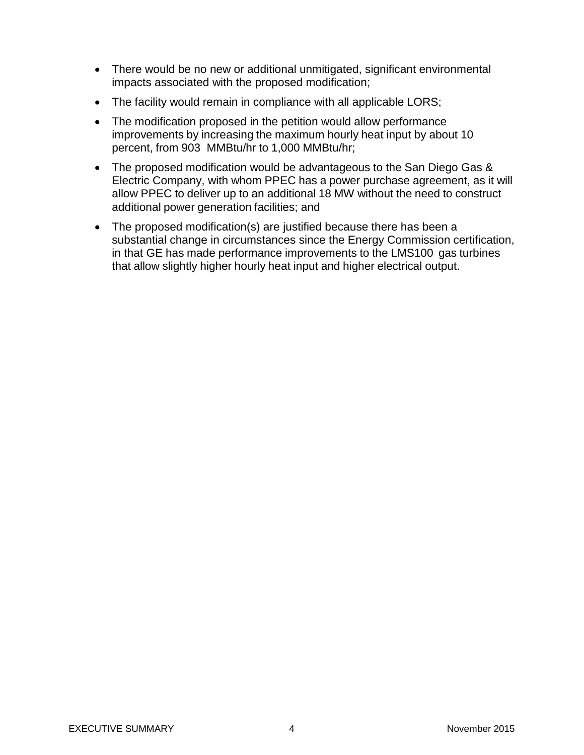- There would be no new or additional unmitigated, significant environmental impacts associated with the proposed modification;
- The facility would remain in compliance with all applicable LORS;
- The modification proposed in the petition would allow performance improvements by increasing the maximum hourly heat input by about 10 percent, from 903 MMBtu/hr to 1,000 MMBtu/hr;
- The proposed modification would be advantageous to the San Diego Gas & Electric Company, with whom PPEC has a power purchase agreement, as it will allow PPEC to deliver up to an additional 18 MW without the need to construct additional power generation facilities; and
- The proposed modification(s) are justified because there has been a substantial change in circumstances since the Energy Commission certification, in that GE has made performance improvements to the LMS100 gas turbines that allow slightly higher hourly heat input and higher electrical output.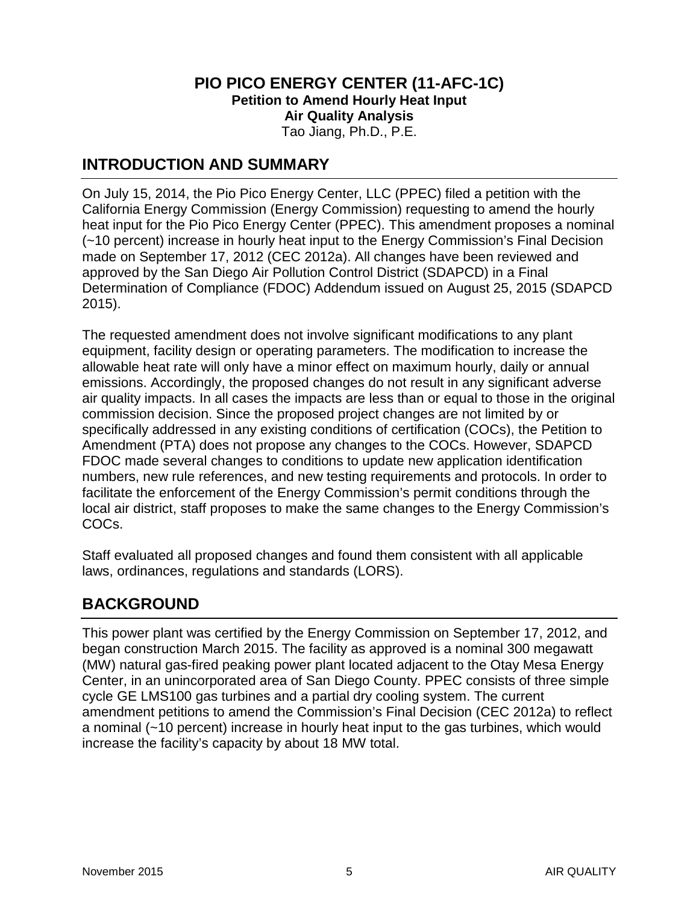# PIO PICO ENERGY CENTER (11-AFC-1C)

**Petition to Amend Hourly Heat Input**

**Air Quality Analysis**

Tao Jiang, Ph.D., P.E.

## INTRODUCTION AND SUMMARY

On July 15, 2014, the Pio Pico Energy Center, LLC (PPEC) filed a petition with the California Energy Commission (Energy Commission) requesting to amend the hourly heat input for the Pio Pico Energy Center (PPEC). This amendment proposes a nominal (~10 percent) increase in hourly heat input to the Energy Commission's Final Decision made on September 17, 2012 (CEC 2012a). All changes have been reviewed and approved by the San Diego Air Pollution Control District (SDAPCD) in a Final Determination of Compliance (FDOC) Addendum issued on August 25, 2015 (SDAPCD 2015).

The requested amendment does not involve significant modifications to any plant equipment, facility design or operating parameters. The modification to increase the allowable heat rate will only have a minor effect on maximum hourly, daily or annual emissions. Accordingly, the proposed changes do not result in any significant adverse air quality impacts. In all cases the impacts are less than or equal to those in the original commission decision. Since the proposed project changes are not limited by or specifically addressed in any existing conditions of certification (COCs), the Petition to Amendment (PTA) does not propose any changes to the COCs. However, SDAPCD FDOC made several changes to conditions to update new application identification numbers, new rule references, and new testing requirements and protocols. In order to facilitate the enforcement of the Energy Commission's permit conditions through the local air district, staff proposes to make the same changes to the Energy Commission's COCs.

Staff evaluated all proposed changes and found them consistent with all applicable laws, ordinances, regulations and standards (LORS).

## BACKGROUND

This power plant was certified by the Energy Commission on September 17, 2012, and began construction March 2015. The facility as approved is a nominal 300 megawatt (MW) natural gas-fired peaking power plant located adjacent to the Otay Mesa Energy Center, in an unincorporated area of San Diego County. PPEC consists of three simple cycle GE LMS100 gas turbines and a partial dry cooling system. The current amendment petitions to amend the Commission's Final Decision (CEC 2012a) to reflect a nominal (~10 percent) increase in hourly heat input to the gas turbines, which would increase the facility's capacity by about 18 MW total.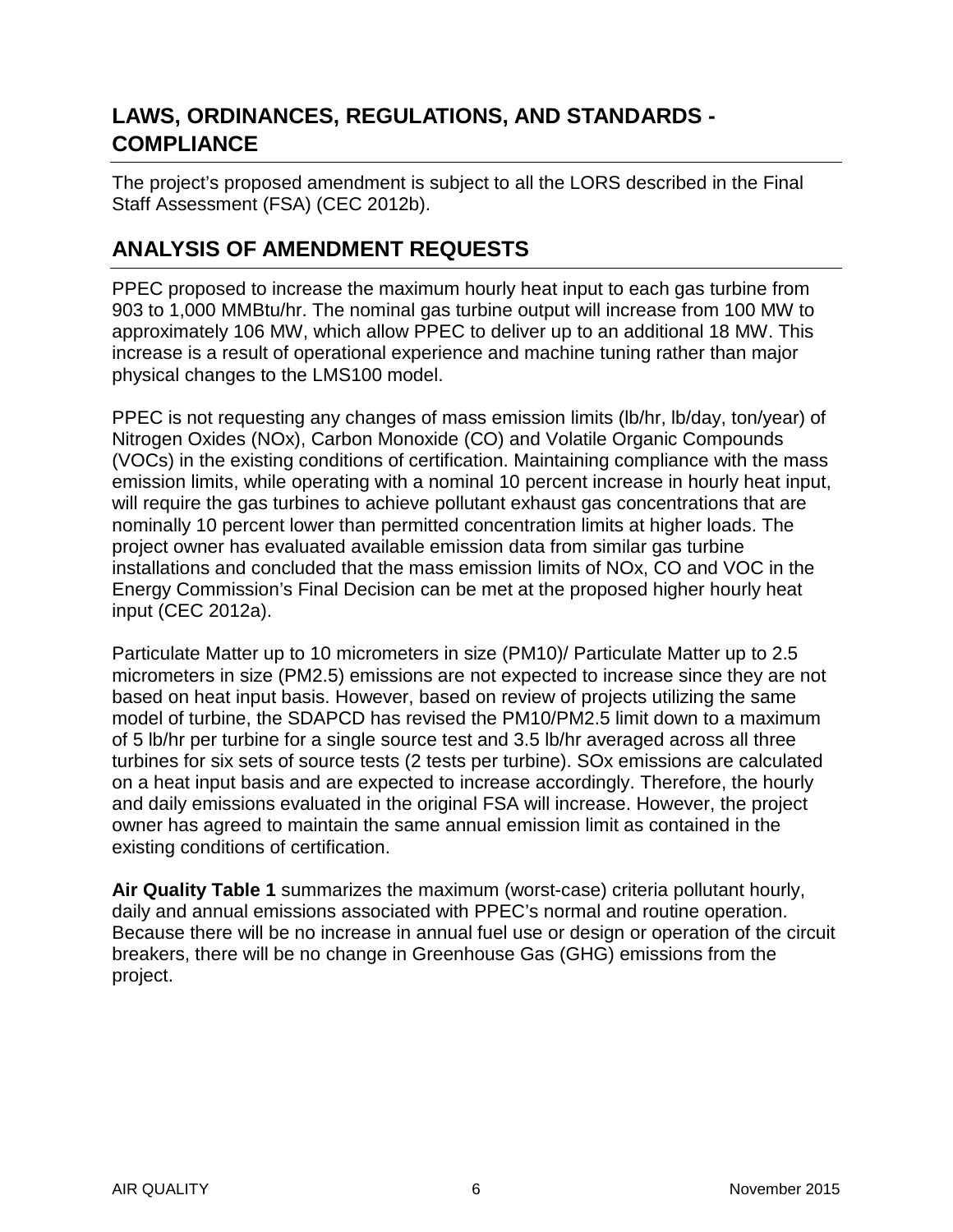## LAWS, ORDINANCES, REGULATIONS, AND STANDARDS - COMPLIANCE

The project's proposed amendment is subject to all the LORS described in the Final Staff Assessment (FSA) (CEC 2012b).

## ANALYSIS OF AMENDMENT REQUESTS

PPEC proposed to increase the maximum hourly heat input to each gas turbine from 903 to 1,000 MMBtu/hr. The nominal gas turbine output will increase from 100 MW to approximately 106 MW, which allow PPEC to deliver up to an additional 18 MW. This increase is a result of operational experience and machine tuning rather than major physical changes to the LMS100 model.

PPEC is not requesting any changes of mass emission limits (lb/hr, lb/day, ton/year) of Nitrogen Oxides (NOx), Carbon Monoxide (CO) and Volatile Organic Compounds (VOCs) in the existing conditions of certification. Maintaining compliance with the mass emission limits, while operating with a nominal 10 percent increase in hourly heat input, will require the gas turbines to achieve pollutant exhaust gas concentrations that are nominally 10 percent lower than permitted concentration limits at higher loads. The project owner has evaluated available emission data from similar gas turbine installations and concluded that the mass emission limits of NOx, CO and VOC in the Energy Commission's Final Decision can be met at the proposed higher hourly heat input (CEC 2012a).

Particulate Matter up to 10 micrometers in size (PM10)/ Particulate Matter up to 2.5 micrometers in size (PM2.5) emissions are not expected to increase since they are not based on heat input basis. However, based on review of projects utilizing the same model of turbine, the SDAPCD has revised the PM10/PM2.5 limit down to a maximum of 5 lb/hr per turbine for a single source test and 3.5 lb/hr averaged across all three turbines for six sets of source tests (2 tests per turbine). SOx emissions are calculated on a heat input basis and are expected to increase accordingly. Therefore, the hourly and daily emissions evaluated in the original FSA will increase. However, the project owner has agreed to maintain the same annual emission limit as contained in the existing conditions of certification.

**Air Quality Table 1** summarizes the maximum (worst-case) criteria pollutant hourly, daily and annual emissions associated with PPEC's normal and routine operation. Because there will be no increase in annual fuel use or design or operation of the circuit breakers, there will be no change in Greenhouse Gas (GHG) emissions from the project.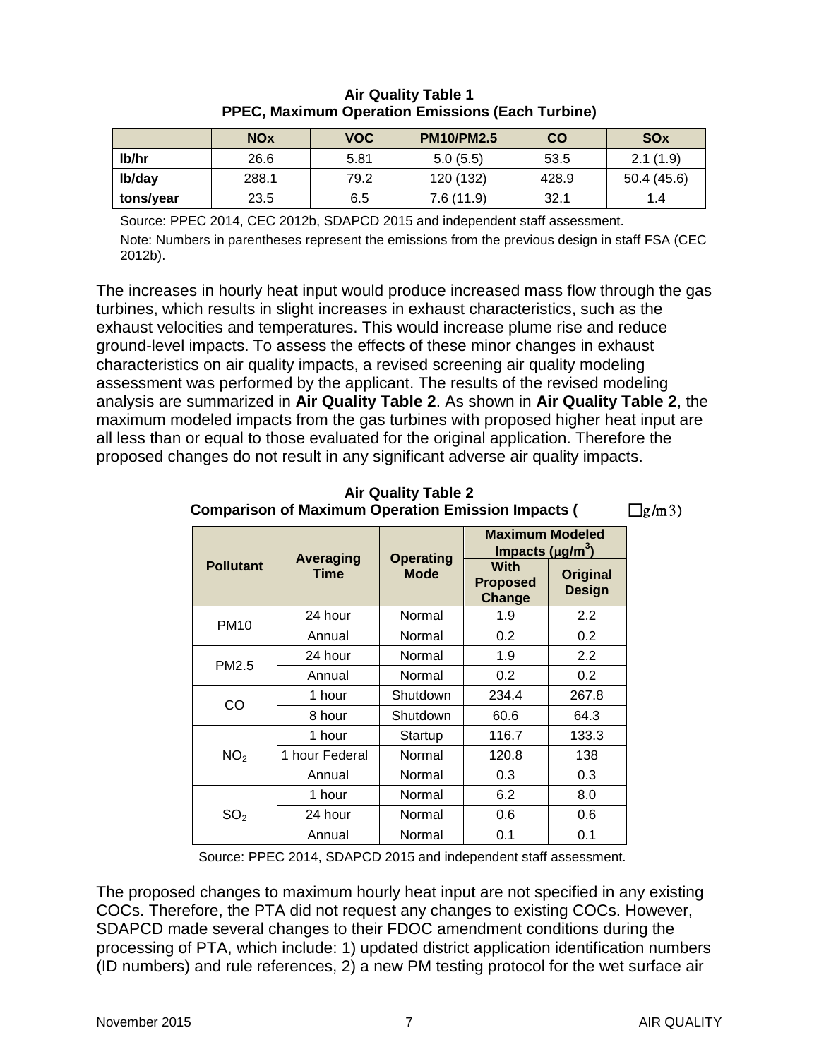**Air Quality Table 1**
**PPEC, Maximum Operation Emissions (Each Turbine)**

| | NOx | VOC | PM10/PM2.5 | CO | SOx |
|---|---|---|---|---|---|
| **lb/hr** | 26.6 | 5.81 | 5.0 (5.5) | 53.5 | 2.1 (1.9) |
| **lb/day** | 288.1 | 79.2 | 120 (132) | 428.9 | 50.4 (45.6) |
| **tons/year** | 23.5 | 6.5 | 7.6 (11.9) | 32.1 | 1.4 |

Source: PPEC 2014, CEC 2012b, SDAPCD 2015 and independent staff assessment.

Note: Numbers in parentheses represent the emissions from the previous design in staff FSA (CEC 2012b).

The increases in hourly heat input would produce increased mass flow through the gas turbines, which results in slight increases in exhaust characteristics, such as the exhaust velocities and temperatures. This would increase plume rise and reduce ground-level impacts. To assess the effects of these minor changes in exhaust characteristics on air quality impacts, a revised screening air quality modeling assessment was performed by the applicant. The results of the revised modeling analysis are summarized in **Air Quality Table 2**. As shown in **Air Quality Table 2**, the maximum modeled impacts from the gas turbines with proposed higher heat input are all less than or equal to those evaluated for the original application. Therefore the proposed changes do not result in any significant adverse air quality impacts.

**Air Quality Table 2**
**Comparison of Maximum Operation Emission Impacts (**□g/m3)

| Pollutant | Averaging Time | Operating Mode | Maximum Modeled Impacts (μg/m³) | |
|---|---|---|---|---|
| | | | With Proposed Change | Original Design |
| PM10 | 24 hour | Normal | 1.9 | 2.2 |
| | Annual | Normal | 0.2 | 0.2 |
| PM2.5 | 24 hour | Normal | 1.9 | 2.2 |
| | Annual | Normal | 0.2 | 0.2 |
| CO | 1 hour | Shutdown | 234.4 | 267.8 |
| | 8 hour | Shutdown | 60.6 | 64.3 |
| $NO_2$ | 1 hour | Startup | 116.7 | 133.3 |
| | 1 hour Federal | Normal | 120.8 | 138 |
| | Annual | Normal | 0.3 | 0.3 |
| $SO_2$ | 1 hour | Normal | 6.2 | 8.0 |
| | 24 hour | Normal | 0.6 | 0.6 |
| | Annual | Normal | 0.1 | 0.1 |

Source: PPEC 2014, SDAPCD 2015 and independent staff assessment.

The proposed changes to maximum hourly heat input are not specified in any existing COCs. Therefore, the PTA did not request any changes to existing COCs. However, SDAPCD made several changes to their FDOC amendment conditions during the processing of PTA, which include: 1) updated district application identification numbers (ID numbers) and rule references, 2) a new PM testing protocol for the wet surface air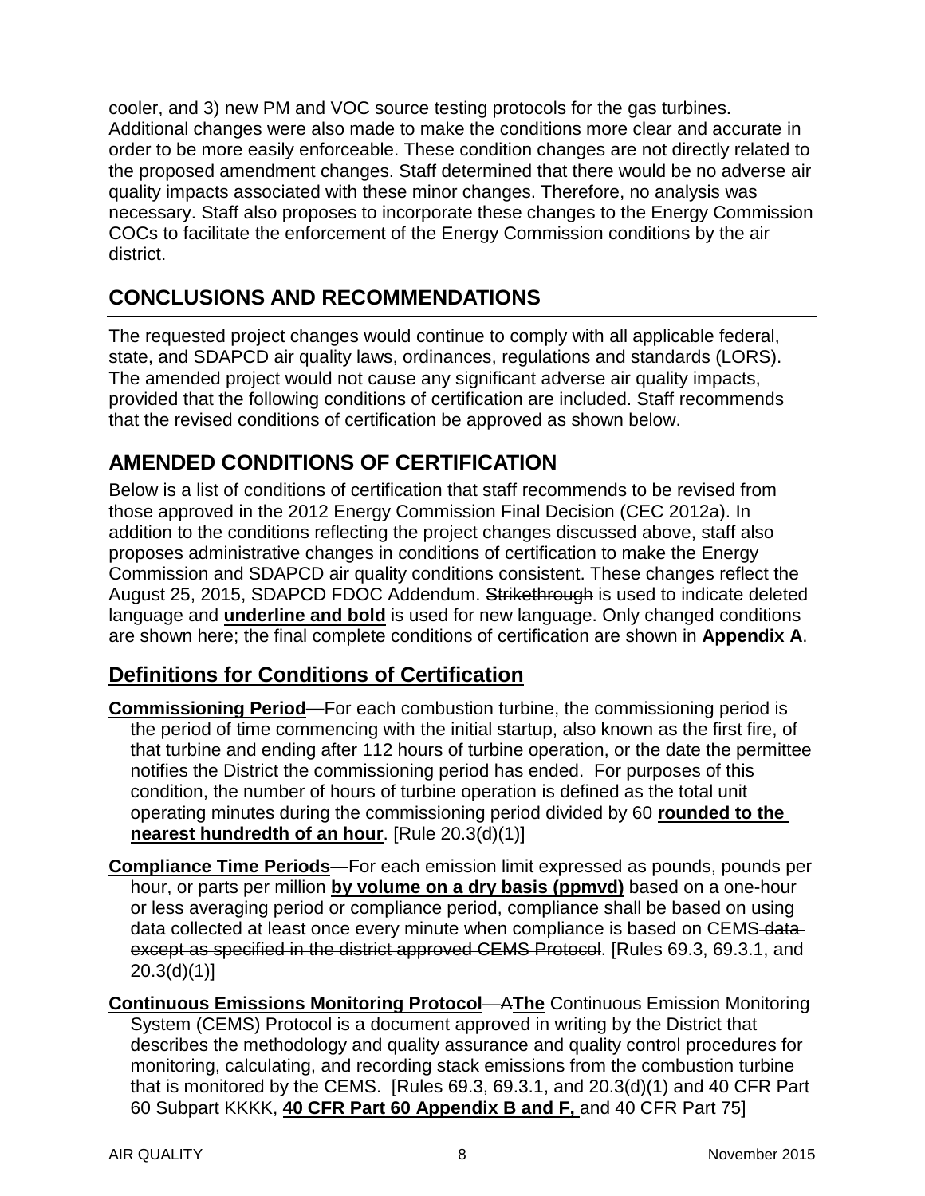cooler, and 3) new PM and VOC source testing protocols for the gas turbines. Additional changes were also made to make the conditions more clear and accurate in order to be more easily enforceable. These condition changes are not directly related to the proposed amendment changes. Staff determined that there would be no adverse air quality impacts associated with these minor changes. Therefore, no analysis was necessary. Staff also proposes to incorporate these changes to the Energy Commission COCs to facilitate the enforcement of the Energy Commission conditions by the air district.

## CONCLUSIONS AND RECOMMENDATIONS

The requested project changes would continue to comply with all applicable federal, state, and SDAPCD air quality laws, ordinances, regulations and standards (LORS). The amended project would not cause any significant adverse air quality impacts, provided that the following conditions of certification are included. Staff recommends that the revised conditions of certification be approved as shown below.

## AMENDED CONDITIONS OF CERTIFICATION

Below is a list of conditions of certification that staff recommends to be revised from those approved in the 2012 Energy Commission Final Decision (CEC 2012a). In addition to the conditions reflecting the project changes discussed above, staff also proposes administrative changes in conditions of certification to make the Energy Commission and SDAPCD air quality conditions consistent. These changes reflect the August 25, 2015, SDAPCD FDOC Addendum. ~~Strikethrough~~ is used to indicate deleted language and **underline and bold** is used for new language. Only changed conditions are shown here; the final complete conditions of certification are shown in **Appendix A**.

## Definitions for Conditions of Certification

**Commissioning Period—**For each combustion turbine, the commissioning period is the period of time commencing with the initial startup, also known as the first fire, of that turbine and ending after 112 hours of turbine operation, or the date the permittee notifies the District the commissioning period has ended. For purposes of this condition, the number of hours of turbine operation is defined as the total unit operating minutes during the commissioning period divided by 60 **rounded to the nearest hundredth of an hour**. [Rule 20.3(d)(1)]

**Compliance Time Periods**—For each emission limit expressed as pounds, pounds per hour, or parts per million **by volume on a dry basis (ppmvd)** based on a one-hour or less averaging period or compliance period, compliance shall be based on using data collected at least once every minute when compliance is based on CEMS ~~data except as specified in the district approved CEMS Protocol~~. [Rules 69.3, 69.3.1, and 20.3(d)(1)]

**Continuous Emissions Monitoring Protocol**—~~A~~**The** Continuous Emission Monitoring System (CEMS) Protocol is a document approved in writing by the District that describes the methodology and quality assurance and quality control procedures for monitoring, calculating, and recording stack emissions from the combustion turbine that is monitored by the CEMS. [Rules 69.3, 69.3.1, and 20.3(d)(1) and 40 CFR Part 60 Subpart KKKK, **40 CFR Part 60 Appendix B and F,** and 40 CFR Part 75]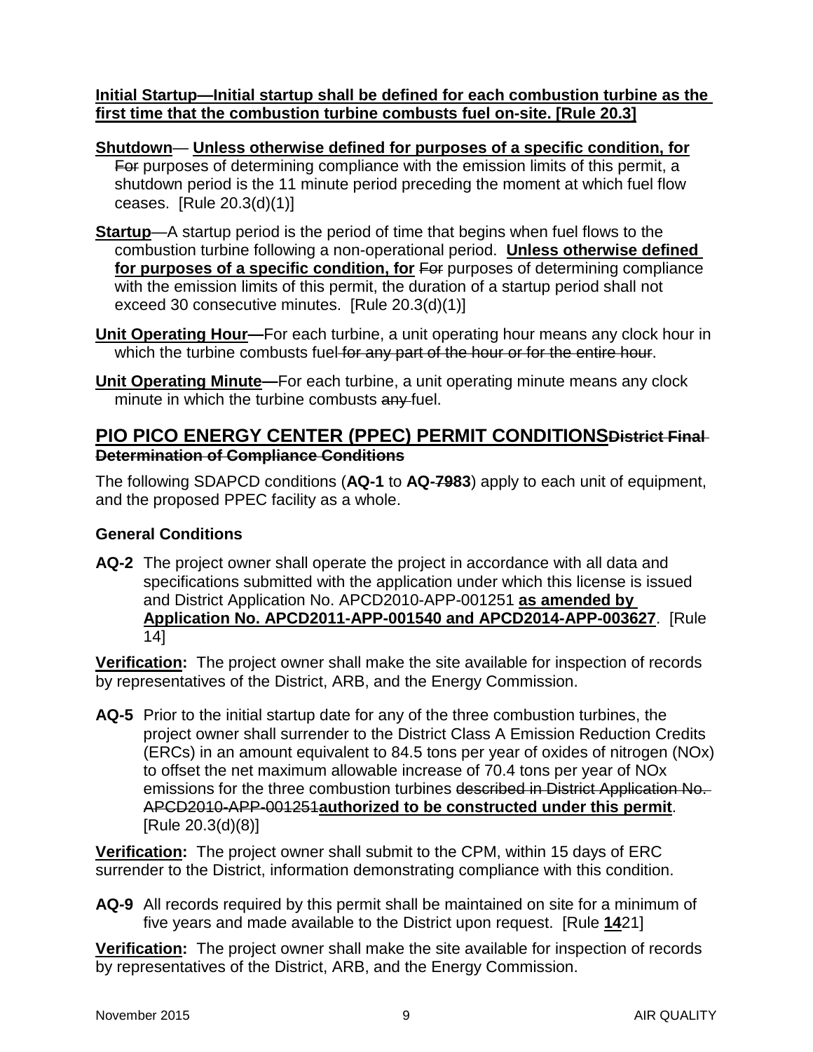**Initial Startup—Initial startup shall be defined for each combustion turbine as the first time that the combustion turbine combusts fuel on-site. [Rule 20.3]**

**Shutdown**— **Unless otherwise defined for purposes of a specific condition, for** ~~For~~ purposes of determining compliance with the emission limits of this permit, a shutdown period is the 11 minute period preceding the moment at which fuel flow ceases. [Rule 20.3(d)(1)]

**Startup**—A startup period is the period of time that begins when fuel flows to the combustion turbine following a non-operational period. **Unless otherwise defined for purposes of a specific condition, for** ~~For~~ purposes of determining compliance with the emission limits of this permit, the duration of a startup period shall not exceed 30 consecutive minutes. [Rule 20.3(d)(1)]

**Unit Operating Hour—**For each turbine, a unit operating hour means any clock hour in which the turbine combusts fuel ~~for any part of the hour or for the entire hour~~.

**Unit Operating Minute—**For each turbine, a unit operating minute means any clock minute in which the turbine combusts ~~any~~ fuel.

## PIO PICO ENERGY CENTER (PPEC) PERMIT CONDITIONS ~~District Final Determination of Compliance Conditions~~

The following SDAPCD conditions (**AQ-1** to **AQ-~~79~~83**) apply to each unit of equipment, and the proposed PPEC facility as a whole.

### General Conditions

**AQ-2** The project owner shall operate the project in accordance with all data and specifications submitted with the application under which this license is issued and District Application No. APCD2010-APP-001251 **as amended by Application No. APCD2011-APP-001540 and APCD2014-APP-003627**. [Rule 14]

**Verification:** The project owner shall make the site available for inspection of records by representatives of the District, ARB, and the Energy Commission.

**AQ-5** Prior to the initial startup date for any of the three combustion turbines, the project owner shall surrender to the District Class A Emission Reduction Credits (ERCs) in an amount equivalent to 84.5 tons per year of oxides of nitrogen (NOx) to offset the net maximum allowable increase of 70.4 tons per year of NOx emissions for the three combustion turbines ~~described in District Application No. APCD2010-APP-001251~~ **authorized to be constructed under this permit**. [Rule 20.3(d)(8)]

**Verification:** The project owner shall submit to the CPM, within 15 days of ERC surrender to the District, information demonstrating compliance with this condition.

**AQ-9** All records required by this permit shall be maintained on site for a minimum of five years and made available to the District upon request. [Rule **14**~~21~~]

**Verification:** The project owner shall make the site available for inspection of records by representatives of the District, ARB, and the Energy Commission.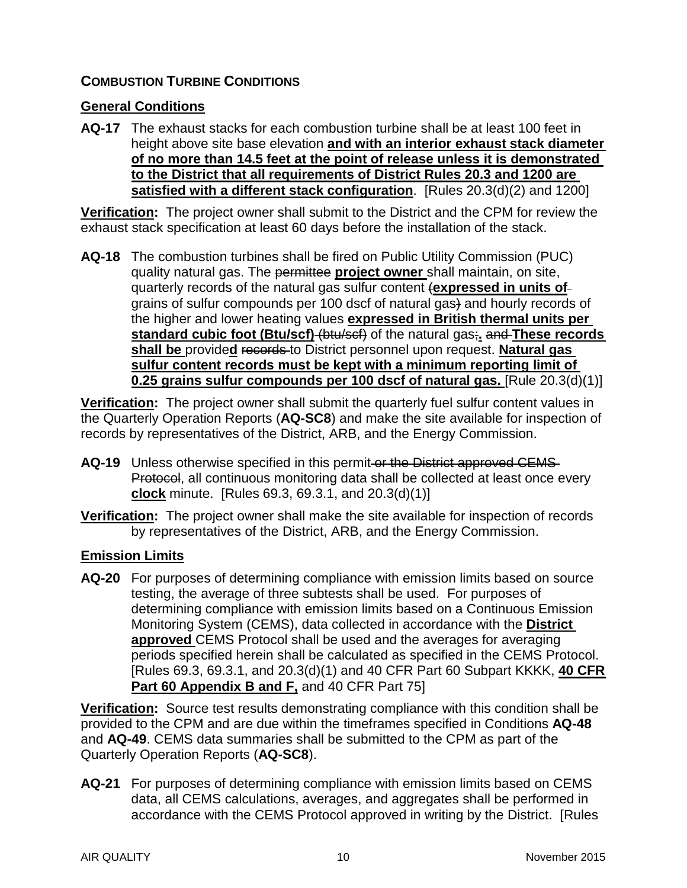## COMBUSTION TURBINE CONDITIONS

### General Conditions

**AQ-17** The exhaust stacks for each combustion turbine shall be at least 100 feet in height above site base elevation **and with an interior exhaust stack diameter of no more than 14.5 feet at the point of release unless it is demonstrated to the District that all requirements of District Rules 20.3 and 1200 are satisfied with a different stack configuration**. [Rules 20.3(d)(2) and 1200]

**Verification:** The project owner shall submit to the District and the CPM for review the exhaust stack specification at least 60 days before the installation of the stack.

**AQ-18** The combustion turbines shall be fired on Public Utility Commission (PUC) quality natural gas. The ~~permittee~~ **project owner** shall maintain, on site, quarterly records of the natural gas sulfur content ~~(~~**expressed in units of** grains of sulfur compounds per 100 dscf of natural gas~~)~~ and hourly records of the higher and lower heating values **expressed in British thermal units per standard cubic foot (Btu/scf)** ~~(btu/scf)~~ of the natural gas~~;~~**.** ~~and~~ **These records shall be** provide**d** ~~records~~ to District personnel upon request. **Natural gas sulfur content records must be kept with a minimum reporting limit of 0.25 grains sulfur compounds per 100 dscf of natural gas.** [Rule 20.3(d)(1)]

**Verification:** The project owner shall submit the quarterly fuel sulfur content values in the Quarterly Operation Reports (**AQ-SC8**) and make the site available for inspection of records by representatives of the District, ARB, and the Energy Commission.

**AQ-19** Unless otherwise specified in this permit ~~or the District approved CEMS Protocol~~, all continuous monitoring data shall be collected at least once every **clock** minute. [Rules 69.3, 69.3.1, and 20.3(d)(1)]

**Verification:** The project owner shall make the site available for inspection of records by representatives of the District, ARB, and the Energy Commission.

### Emission Limits

**AQ-20** For purposes of determining compliance with emission limits based on source testing, the average of three subtests shall be used. For purposes of determining compliance with emission limits based on a Continuous Emission Monitoring System (CEMS), data collected in accordance with the **District approved** CEMS Protocol shall be used and the averages for averaging periods specified herein shall be calculated as specified in the CEMS Protocol. [Rules 69.3, 69.3.1, and 20.3(d)(1) and 40 CFR Part 60 Subpart KKKK, **40 CFR Part 60 Appendix B and F,** and 40 CFR Part 75]

**Verification:** Source test results demonstrating compliance with this condition shall be provided to the CPM and are due within the timeframes specified in Conditions **AQ-48** and **AQ-49**. CEMS data summaries shall be submitted to the CPM as part of the Quarterly Operation Reports (**AQ-SC8**).

**AQ-21** For purposes of determining compliance with emission limits based on CEMS data, all CEMS calculations, averages, and aggregates shall be performed in accordance with the CEMS Protocol approved in writing by the District. [Rules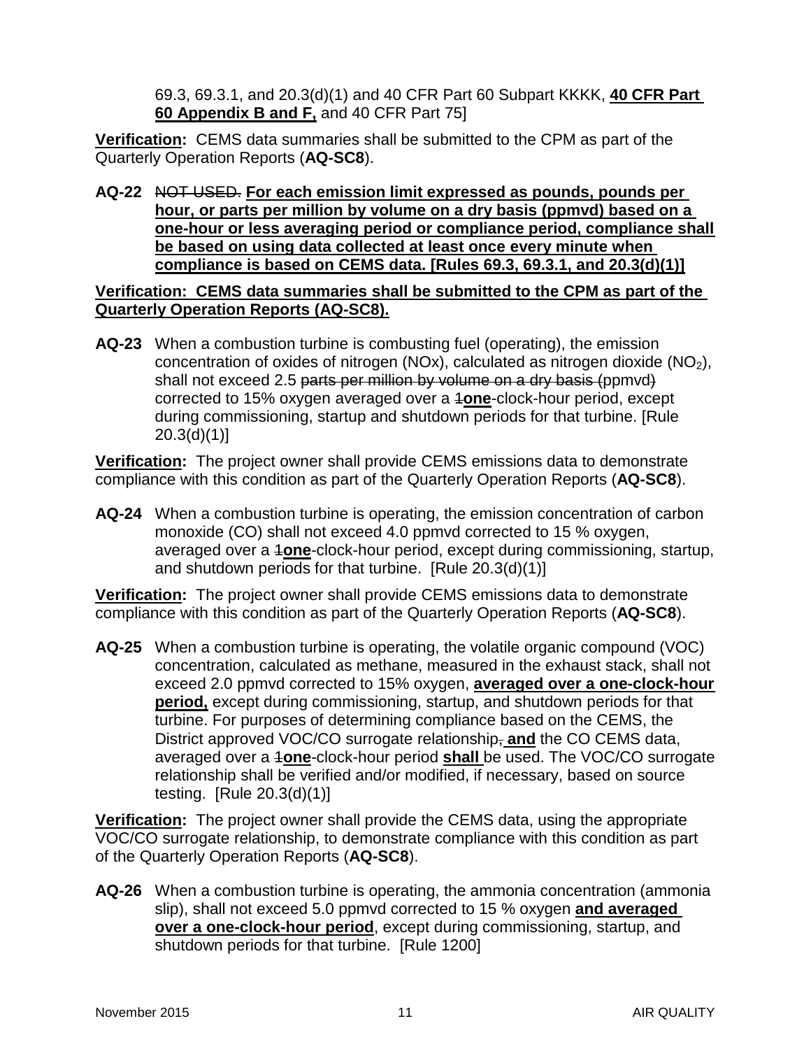69.3, 69.3.1, and 20.3(d)(1) and 40 CFR Part 60 Subpart KKKK, **40 CFR Part 60 Appendix B and F,** and 40 CFR Part 75]

**Verification:** CEMS data summaries shall be submitted to the CPM as part of the Quarterly Operation Reports (**AQ-SC8**).

**AQ-22** ~~NOT USED.~~ **For each emission limit expressed as pounds, pounds per hour, or parts per million by volume on a dry basis (ppmvd) based on a one-hour or less averaging period or compliance period, compliance shall be based on using data collected at least once every minute when compliance is based on CEMS data. [Rules 69.3, 69.3.1, and 20.3(d)(1)]**

**Verification: CEMS data summaries shall be submitted to the CPM as part of the Quarterly Operation Reports (AQ-SC8).**

**AQ-23** When a combustion turbine is combusting fuel (operating), the emission concentration of oxides of nitrogen (NOx), calculated as nitrogen dioxide ($NO_2$), shall not exceed 2.5 ~~parts per million by volume on a dry basis (~~ppmvd~~)~~ corrected to 15% oxygen averaged over a ~~1~~**one**-clock-hour period, except during commissioning, startup and shutdown periods for that turbine. [Rule 20.3(d)(1)]

**Verification:** The project owner shall provide CEMS emissions data to demonstrate compliance with this condition as part of the Quarterly Operation Reports (**AQ-SC8**).

**AQ-24** When a combustion turbine is operating, the emission concentration of carbon monoxide (CO) shall not exceed 4.0 ppmvd corrected to 15 % oxygen, averaged over a ~~1~~**one**-clock-hour period, except during commissioning, startup, and shutdown periods for that turbine. [Rule 20.3(d)(1)]

**Verification:** The project owner shall provide CEMS emissions data to demonstrate compliance with this condition as part of the Quarterly Operation Reports (**AQ-SC8**).

**AQ-25** When a combustion turbine is operating, the volatile organic compound (VOC) concentration, calculated as methane, measured in the exhaust stack, shall not exceed 2.0 ppmvd corrected to 15% oxygen, **averaged over a one-clock-hour period,** except during commissioning, startup, and shutdown periods for that turbine. For purposes of determining compliance based on the CEMS, the District approved VOC/CO surrogate relationship~~,~~ **and** the CO CEMS data, averaged over a ~~1~~**one**-clock-hour period **shall** be used. The VOC/CO surrogate relationship shall be verified and/or modified, if necessary, based on source testing. [Rule 20.3(d)(1)]

**Verification:** The project owner shall provide the CEMS data, using the appropriate VOC/CO surrogate relationship, to demonstrate compliance with this condition as part of the Quarterly Operation Reports (**AQ-SC8**).

**AQ-26** When a combustion turbine is operating, the ammonia concentration (ammonia slip), shall not exceed 5.0 ppmvd corrected to 15 % oxygen **and averaged over a one-clock-hour period**, except during commissioning, startup, and shutdown periods for that turbine. [Rule 1200]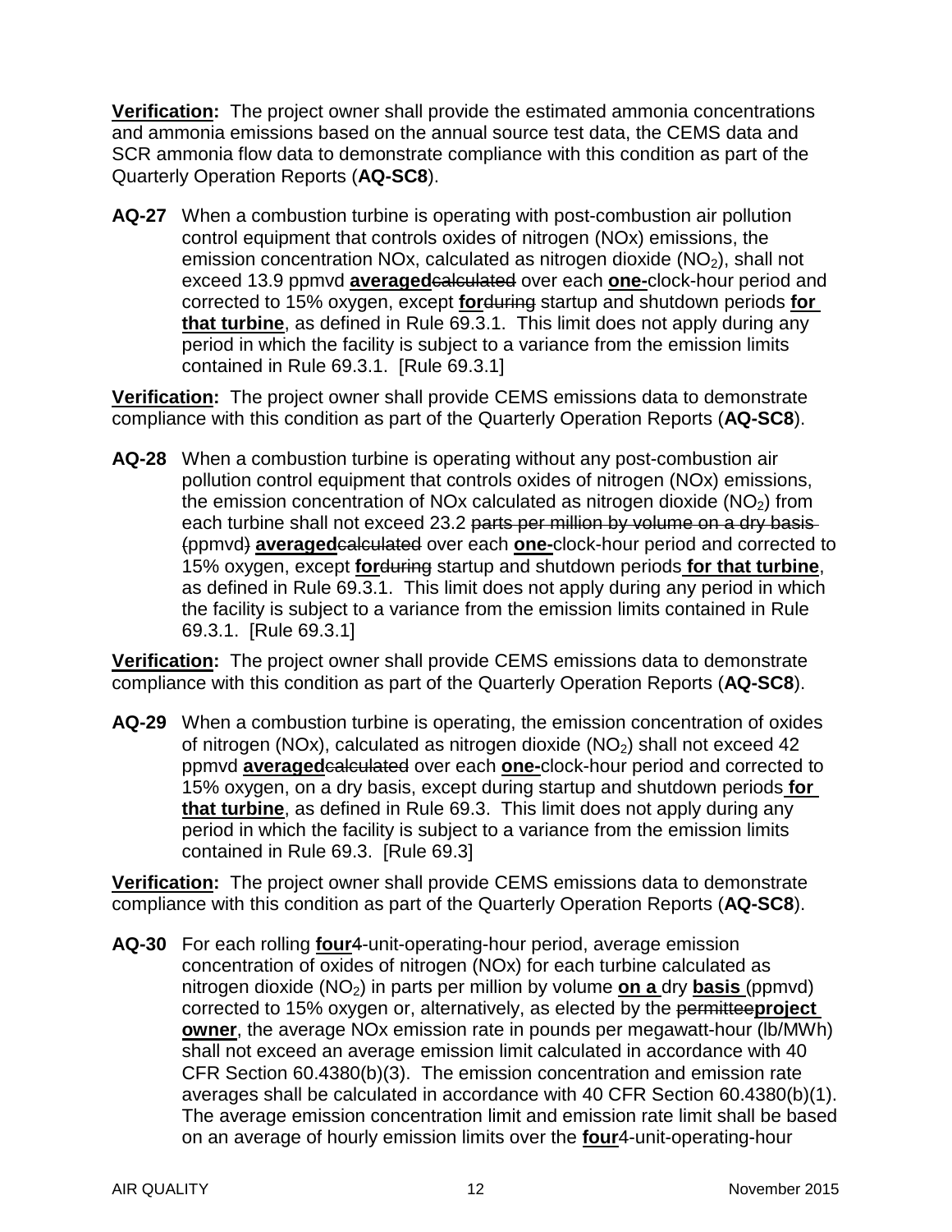**Verification:** The project owner shall provide the estimated ammonia concentrations and ammonia emissions based on the annual source test data, the CEMS data and SCR ammonia flow data to demonstrate compliance with this condition as part of the Quarterly Operation Reports (**AQ-SC8**).

**AQ-27** When a combustion turbine is operating with post-combustion air pollution control equipment that controls oxides of nitrogen (NOx) emissions, the emission concentration NOx, calculated as nitrogen dioxide ($NO_2$), shall not exceed 13.9 ppmvd **averaged**~~calculated~~ over each **one-**clock-hour period and corrected to 15% oxygen, except **for**~~during~~ startup and shutdown periods **for that turbine**, as defined in Rule 69.3.1. This limit does not apply during any period in which the facility is subject to a variance from the emission limits contained in Rule 69.3.1. [Rule 69.3.1]

**Verification:** The project owner shall provide CEMS emissions data to demonstrate compliance with this condition as part of the Quarterly Operation Reports (**AQ-SC8**).

**AQ-28** When a combustion turbine is operating without any post-combustion air pollution control equipment that controls oxides of nitrogen (NOx) emissions, the emission concentration of NOx calculated as nitrogen dioxide ($NO_2$) from each turbine shall not exceed 23.2 ~~parts per million by volume on a dry basis (ppmvd)~~ **averaged**~~calculated~~ over each **one-**clock-hour period and corrected to 15% oxygen, except **for**~~during~~ startup and shutdown periods **for that turbine**, as defined in Rule 69.3.1. This limit does not apply during any period in which the facility is subject to a variance from the emission limits contained in Rule 69.3.1. [Rule 69.3.1]

**Verification:** The project owner shall provide CEMS emissions data to demonstrate compliance with this condition as part of the Quarterly Operation Reports (**AQ-SC8**).

**AQ-29** When a combustion turbine is operating, the emission concentration of oxides of nitrogen (NOx), calculated as nitrogen dioxide ($NO_2$) shall not exceed 42 ppmvd **averaged**~~calculated~~ over each **one-**clock-hour period and corrected to 15% oxygen, on a dry basis, except during startup and shutdown periods **for that turbine**, as defined in Rule 69.3. This limit does not apply during any period in which the facility is subject to a variance from the emission limits contained in Rule 69.3. [Rule 69.3]

**Verification:** The project owner shall provide CEMS emissions data to demonstrate compliance with this condition as part of the Quarterly Operation Reports (**AQ-SC8**).

**AQ-30** For each rolling **four**4-unit-operating-hour period, average emission concentration of oxides of nitrogen (NOx) for each turbine calculated as nitrogen dioxide ($NO_2$) in parts per million by volume **on a** dry **basis** (ppmvd) corrected to 15% oxygen or, alternatively, as elected by the ~~permittee~~**project owner**, the average NOx emission rate in pounds per megawatt-hour (lb/MWh) shall not exceed an average emission limit calculated in accordance with 40 CFR Section 60.4380(b)(3). The emission concentration and emission rate averages shall be calculated in accordance with 40 CFR Section 60.4380(b)(1). The average emission concentration limit and emission rate limit shall be based on an average of hourly emission limits over the **four**4-unit-operating-hour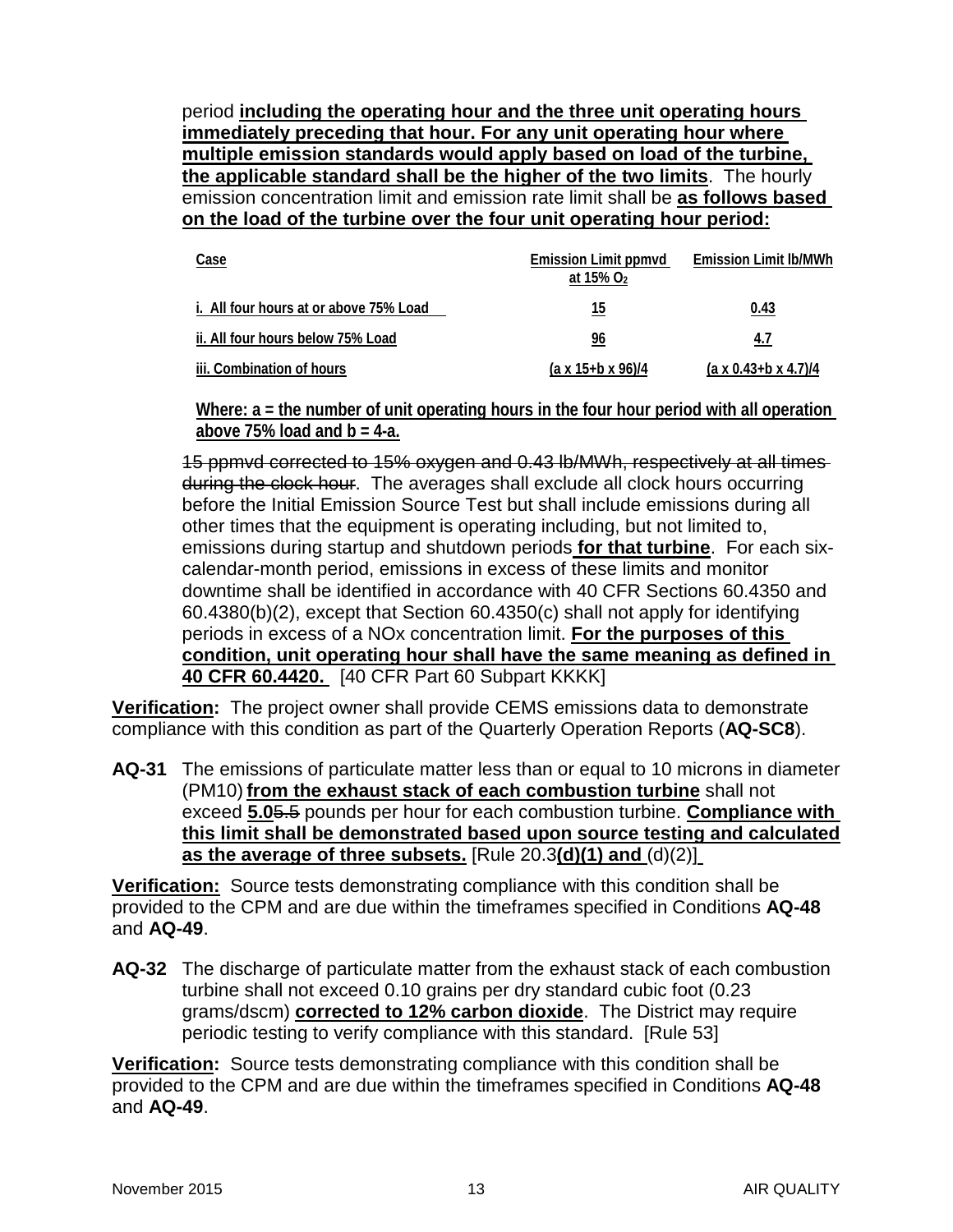period **including the operating hour and the three unit operating hours immediately preceding that hour. For any unit operating hour where multiple emission standards would apply based on load of the turbine, the applicable standard shall be the higher of the two limits**. The hourly emission concentration limit and emission rate limit shall be **as follows based on the load of the turbine over the four unit operating hour period:**

| Case | Emission Limit ppmvd at 15% $O_2$ | Emission Limit lb/MWh |
|---|---|---|
| i. All four hours at or above 75% Load | 15 | 0.43 |
| ii. All four hours below 75% Load | 96 | 4.7 |
| iii. Combination of hours | (a x 15+b x 96)/4 | (a x 0.43+b x 4.7)/4 |

**Where: a = the number of unit operating hours in the four hour period with all operation above 75% load and b = 4-a.**

~~15 ppmvd corrected to 15% oxygen and 0.43 lb/MWh, respectively at all times during the clock hour~~. The averages shall exclude all clock hours occurring before the Initial Emission Source Test but shall include emissions during all other times that the equipment is operating including, but not limited to, emissions during startup and shutdown periods **for that turbine**. For each six-calendar-month period, emissions in excess of these limits and monitor downtime shall be identified in accordance with 40 CFR Sections 60.4350 and 60.4380(b)(2), except that Section 60.4350(c) shall not apply for identifying periods in excess of a NOx concentration limit. **For the purposes of this condition, unit operating hour shall have the same meaning as defined in 40 CFR 60.4420.** [40 CFR Part 60 Subpart KKKK]

**Verification:** The project owner shall provide CEMS emissions data to demonstrate compliance with this condition as part of the Quarterly Operation Reports (**AQ-SC8**).

**AQ-31** The emissions of particulate matter less than or equal to 10 microns in diameter (PM10) **from the exhaust stack of each combustion turbine** shall not exceed **5.0**~~5.5~~ pounds per hour for each combustion turbine. **Compliance with this limit shall be demonstrated based upon source testing and calculated as the average of three subsets.** [Rule 20.3**(d)(1) and** (d)(2)]

**Verification:** Source tests demonstrating compliance with this condition shall be provided to the CPM and are due within the timeframes specified in Conditions **AQ-48** and **AQ-49**.

**AQ-32** The discharge of particulate matter from the exhaust stack of each combustion turbine shall not exceed 0.10 grains per dry standard cubic foot (0.23 grams/dscm) **corrected to 12% carbon dioxide**. The District may require periodic testing to verify compliance with this standard. [Rule 53]

**Verification:** Source tests demonstrating compliance with this condition shall be provided to the CPM and are due within the timeframes specified in Conditions **AQ-48** and **AQ-49**.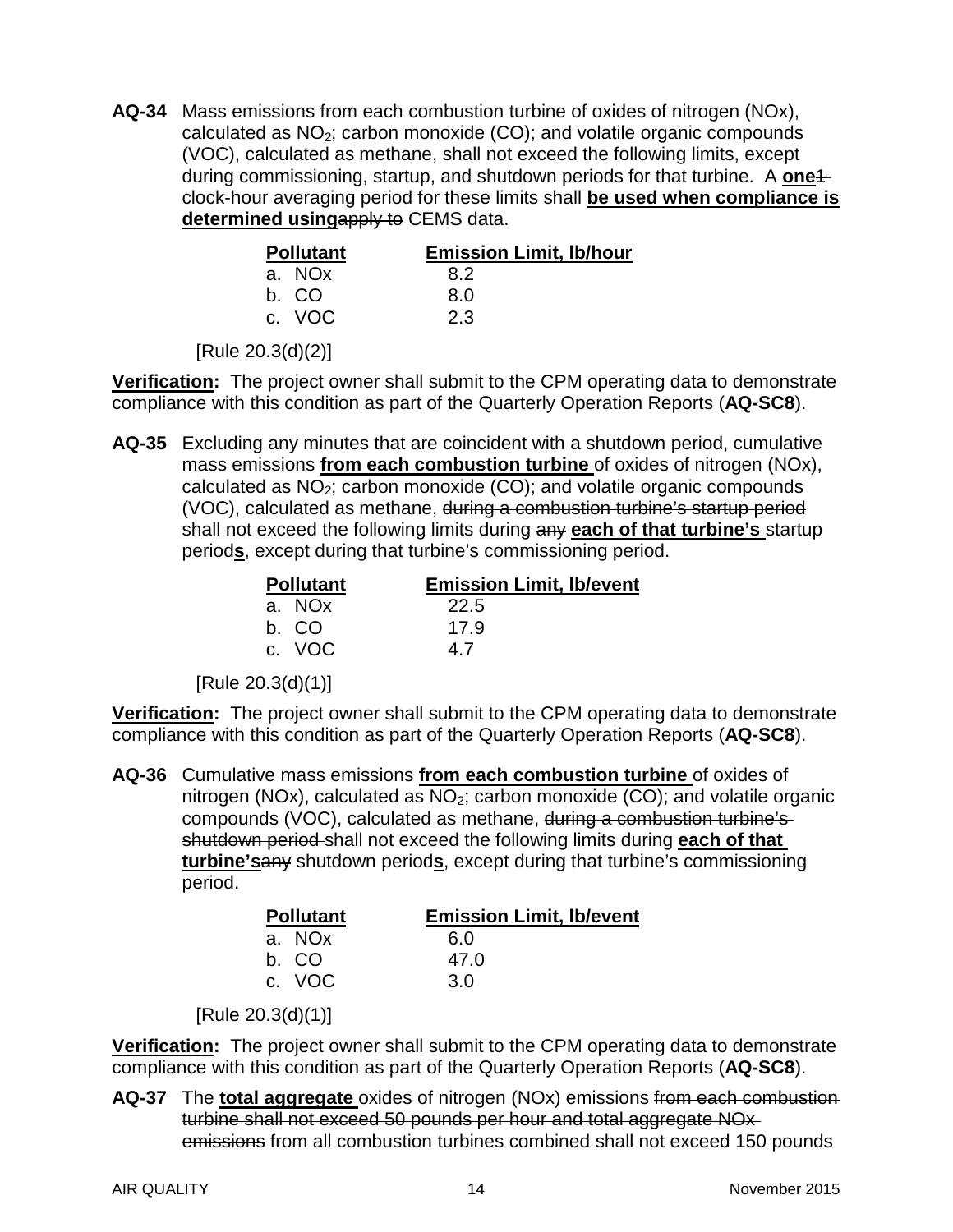**AQ-34** Mass emissions from each combustion turbine of oxides of nitrogen (NOx), calculated as $NO_2$; carbon monoxide (CO); and volatile organic compounds (VOC), calculated as methane, shall not exceed the following limits, except during commissioning, startup, and shutdown periods for that turbine. A **one**~~1~~-clock-hour averaging period for these limits shall **be used when compliance is determined using**~~apply to~~ CEMS data.

| Pollutant | Emission Limit, lb/hour |
|---|---|
| a. NOx | 8.2 |
| b. CO | 8.0 |
| c. VOC | 2.3 |

[Rule 20.3(d)(2)]

**Verification:** The project owner shall submit to the CPM operating data to demonstrate compliance with this condition as part of the Quarterly Operation Reports (**AQ-SC8**).

**AQ-35** Excluding any minutes that are coincident with a shutdown period, cumulative mass emissions **from each combustion turbine** of oxides of nitrogen (NOx), calculated as $NO_2$; carbon monoxide (CO); and volatile organic compounds (VOC), calculated as methane, ~~during a combustion turbine's startup period~~ shall not exceed the following limits during ~~any~~ **each of that turbine's** startup period**s**, except during that turbine's commissioning period.

| Pollutant | Emission Limit, lb/event |
|---|---|
| a. NOx | 22.5 |
| b. CO | 17.9 |
| c. VOC | 4.7 |

[Rule 20.3(d)(1)]

**Verification:** The project owner shall submit to the CPM operating data to demonstrate compliance with this condition as part of the Quarterly Operation Reports (**AQ-SC8**).

**AQ-36** Cumulative mass emissions **from each combustion turbine** of oxides of nitrogen (NOx), calculated as $NO_2$; carbon monoxide (CO); and volatile organic compounds (VOC), calculated as methane, ~~during a combustion turbine's shutdown period~~ shall not exceed the following limits during **each of that turbine's**~~any~~ shutdown period**s**, except during that turbine's commissioning period.

| Pollutant | Emission Limit, lb/event |
|---|---|
| a. NOx | 6.0 |
| b. CO | 47.0 |
| c. VOC | 3.0 |

[Rule 20.3(d)(1)]

**Verification:** The project owner shall submit to the CPM operating data to demonstrate compliance with this condition as part of the Quarterly Operation Reports (**AQ-SC8**).

**AQ-37** The **total aggregate** oxides of nitrogen (NOx) emissions ~~from each combustion turbine shall not exceed 50 pounds per hour and total aggregate NOx emissions~~ from all combustion turbines combined shall not exceed 150 pounds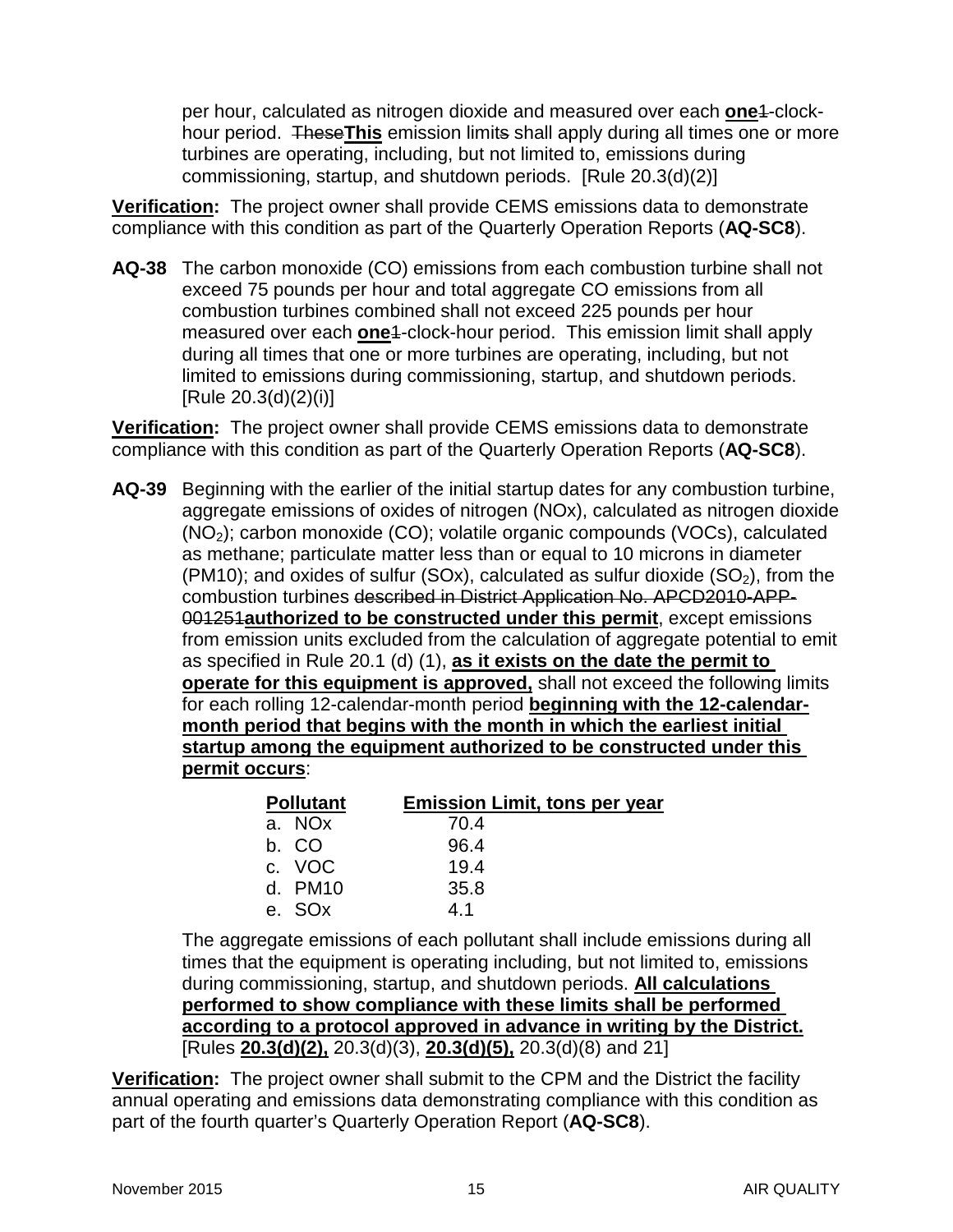per hour, calculated as nitrogen dioxide and measured over each **one**~~1~~-clock-hour period. ~~These~~**This** emission limit~~s~~ shall apply during all times one or more turbines are operating, including, but not limited to, emissions during commissioning, startup, and shutdown periods. [Rule 20.3(d)(2)]

**Verification:** The project owner shall provide CEMS emissions data to demonstrate compliance with this condition as part of the Quarterly Operation Reports (**AQ-SC8**).

**AQ-38** The carbon monoxide (CO) emissions from each combustion turbine shall not exceed 75 pounds per hour and total aggregate CO emissions from all combustion turbines combined shall not exceed 225 pounds per hour measured over each **one**~~1~~-clock-hour period. This emission limit shall apply during all times that one or more turbines are operating, including, but not limited to emissions during commissioning, startup, and shutdown periods. [Rule 20.3(d)(2)(i)]

**Verification:** The project owner shall provide CEMS emissions data to demonstrate compliance with this condition as part of the Quarterly Operation Reports (**AQ-SC8**).

**AQ-39** Beginning with the earlier of the initial startup dates for any combustion turbine, aggregate emissions of oxides of nitrogen (NOx), calculated as nitrogen dioxide ($NO_2$); carbon monoxide (CO); volatile organic compounds (VOCs), calculated as methane; particulate matter less than or equal to 10 microns in diameter (PM10); and oxides of sulfur (SOx), calculated as sulfur dioxide ($SO_2$), from the combustion turbines ~~described in District Application No. APCD2010-APP-001251~~**authorized to be constructed under this permit**, except emissions from emission units excluded from the calculation of aggregate potential to emit as specified in Rule 20.1 (d) (1), **as it exists on the date the permit to operate for this equipment is approved,** shall not exceed the following limits for each rolling 12-calendar-month period **beginning with the 12-calendar-month period that begins with the month in which the earliest initial startup among the equipment authorized to be constructed under this permit occurs**:

| Pollutant | Emission Limit, tons per year |
|---|---|
| a. NOx | 70.4 |
| b. CO | 96.4 |
| c. VOC | 19.4 |
| d. PM10 | 35.8 |
| e. SOx | 4.1 |

The aggregate emissions of each pollutant shall include emissions during all times that the equipment is operating including, but not limited to, emissions during commissioning, startup, and shutdown periods. **All calculations performed to show compliance with these limits shall be performed according to a protocol approved in advance in writing by the District.** [Rules **20.3(d)(2),** 20.3(d)(3), **20.3(d)(5),** 20.3(d)(8) and 21]

**Verification:** The project owner shall submit to the CPM and the District the facility annual operating and emissions data demonstrating compliance with this condition as part of the fourth quarter's Quarterly Operation Report (**AQ-SC8**).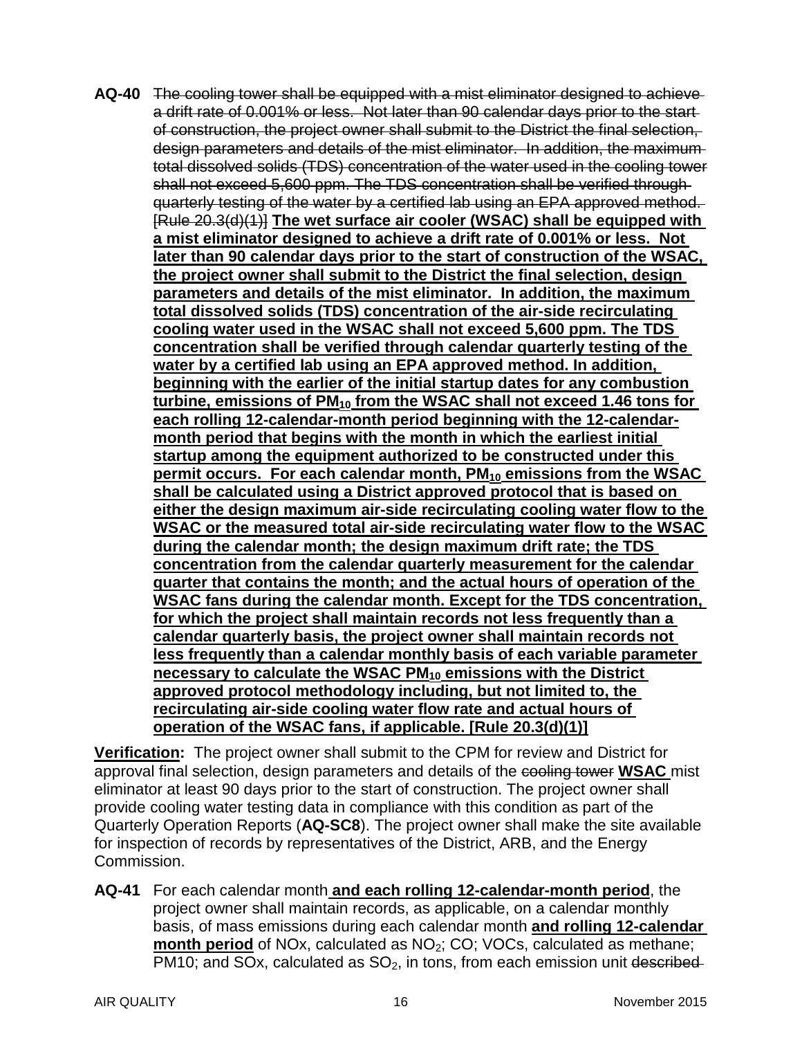**AQ-40** ~~The cooling tower shall be equipped with a mist eliminator designed to achieve a drift rate of 0.001% or less. Not later than 90 calendar days prior to the start of construction, the project owner shall submit to the District the final selection, design parameters and details of the mist eliminator. In addition, the maximum total dissolved solids (TDS) concentration of the water used in the cooling tower shall not exceed 5,600 ppm. The TDS concentration shall be verified through quarterly testing of the water by a certified lab using an EPA approved method. [Rule 20.3(d)(1)]~~ **<u>The wet surface air cooler (WSAC) shall be equipped with a mist eliminator designed to achieve a drift rate of 0.001% or less. Not later than 90 calendar days prior to the start of construction of the WSAC, the project owner shall submit to the District the final selection, design parameters and details of the mist eliminator. In addition, the maximum total dissolved solids (TDS) concentration of the air-side recirculating cooling water used in the WSAC shall not exceed 5,600 ppm. The TDS concentration shall be verified through calendar quarterly testing of the water by a certified lab using an EPA approved method. In addition, beginning with the earlier of the initial startup dates for any combustion turbine, emissions of $PM_{10}$ from the WSAC shall not exceed 1.46 tons for each rolling 12-calendar-month period beginning with the 12-calendar-month period that begins with the month in which the earliest initial startup among the equipment authorized to be constructed under this permit occurs. For each calendar month, $PM_{10}$ emissions from the WSAC shall be calculated using a District approved protocol that is based on either the design maximum air-side recirculating cooling water flow to the WSAC or the measured total air-side recirculating water flow to the WSAC during the calendar month; the design maximum drift rate; the TDS concentration from the calendar quarterly measurement for the calendar quarter that contains the month; and the actual hours of operation of the WSAC fans during the calendar month. Except for the TDS concentration, for which the project shall maintain records not less frequently than a calendar quarterly basis, the project owner shall maintain records not less frequently than a calendar monthly basis of each variable parameter necessary to calculate the WSAC $PM_{10}$ emissions with the District approved protocol methodology including, but not limited to, the recirculating air-side cooling water flow rate and actual hours of operation of the WSAC fans, if applicable. [Rule 20.3(d)(1)]</u>**

**<u>Verification:</u>** The project owner shall submit to the CPM for review and District for approval final selection, design parameters and details of the ~~cooling tower~~ **<u>WSAC</u>** mist eliminator at least 90 days prior to the start of construction. The project owner shall provide cooling water testing data in compliance with this condition as part of the Quarterly Operation Reports (**AQ-SC8**). The project owner shall make the site available for inspection of records by representatives of the District, ARB, and the Energy Commission.

**AQ-41** For each calendar month **<u>and each rolling 12-calendar-month period</u>**, the project owner shall maintain records, as applicable, on a calendar monthly basis, of mass emissions during each calendar month **<u>and rolling 12-calendar month period</u>** of NOx, calculated as $NO_2$; CO; VOCs, calculated as methane; PM10; and SOx, calculated as $SO_2$, in tons, from each emission unit ~~described~~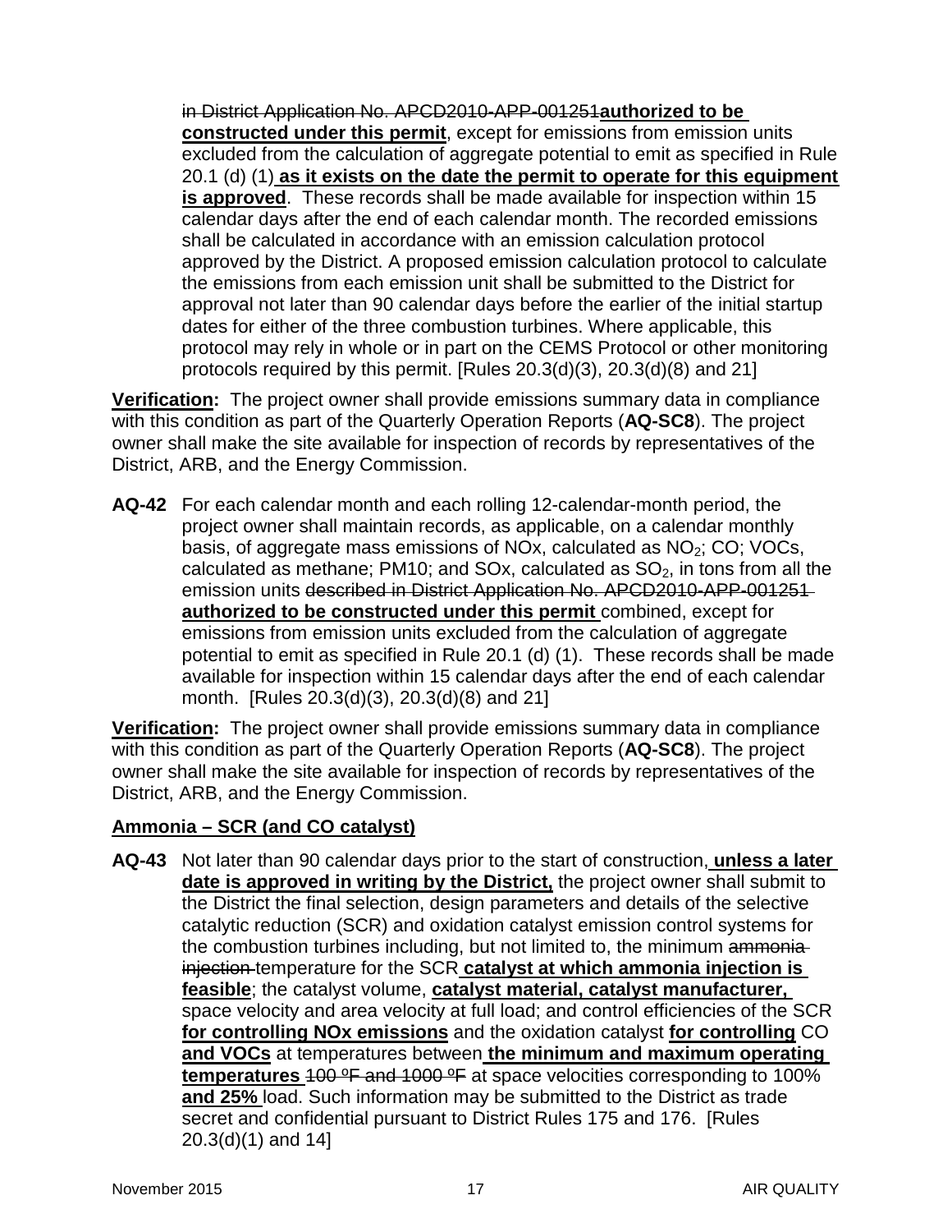in District Application No. APCD2010-APP-001251**authorized to be constructed under this permit**, except for emissions from emission units excluded from the calculation of aggregate potential to emit as specified in Rule 20.1 (d) (1) **as it exists on the date the permit to operate for this equipment is approved**. These records shall be made available for inspection within 15 calendar days after the end of each calendar month. The recorded emissions shall be calculated in accordance with an emission calculation protocol approved by the District. A proposed emission calculation protocol to calculate the emissions from each emission unit shall be submitted to the District for approval not later than 90 calendar days before the earlier of the initial startup dates for either of the three combustion turbines. Where applicable, this protocol may rely in whole or in part on the CEMS Protocol or other monitoring protocols required by this permit. [Rules 20.3(d)(3), 20.3(d)(8) and 21]

**Verification:** The project owner shall provide emissions summary data in compliance with this condition as part of the Quarterly Operation Reports (**AQ-SC8**). The project owner shall make the site available for inspection of records by representatives of the District, ARB, and the Energy Commission.

**AQ-42** For each calendar month and each rolling 12-calendar-month period, the project owner shall maintain records, as applicable, on a calendar monthly basis, of aggregate mass emissions of NOx, calculated as $NO_2$; CO; VOCs, calculated as methane; PM10; and SOx, calculated as $SO_2$, in tons from all the emission units ~~described in District Application No. APCD2010-APP-001251~~ **authorized to be constructed under this permit** combined, except for emissions from emission units excluded from the calculation of aggregate potential to emit as specified in Rule 20.1 (d) (1). These records shall be made available for inspection within 15 calendar days after the end of each calendar month. [Rules 20.3(d)(3), 20.3(d)(8) and 21]

**Verification:** The project owner shall provide emissions summary data in compliance with this condition as part of the Quarterly Operation Reports (**AQ-SC8**). The project owner shall make the site available for inspection of records by representatives of the District, ARB, and the Energy Commission.

**Ammonia – SCR (and CO catalyst)**

**AQ-43** Not later than 90 calendar days prior to the start of construction, **unless a later date is approved in writing by the District,** the project owner shall submit to the District the final selection, design parameters and details of the selective catalytic reduction (SCR) and oxidation catalyst emission control systems for the combustion turbines including, but not limited to, the minimum ~~ammonia injection~~ temperature for the SCR **catalyst at which ammonia injection is feasible**; the catalyst volume, **catalyst material, catalyst manufacturer,** space velocity and area velocity at full load; and control efficiencies of the SCR **for controlling NOx emissions** and the oxidation catalyst **for controlling** CO **and VOCs** at temperatures between **the minimum and maximum operating temperatures** ~~100 ºF and 1000 ºF~~ at space velocities corresponding to 100% **and 25%** load. Such information may be submitted to the District as trade secret and confidential pursuant to District Rules 175 and 176. [Rules 20.3(d)(1) and 14]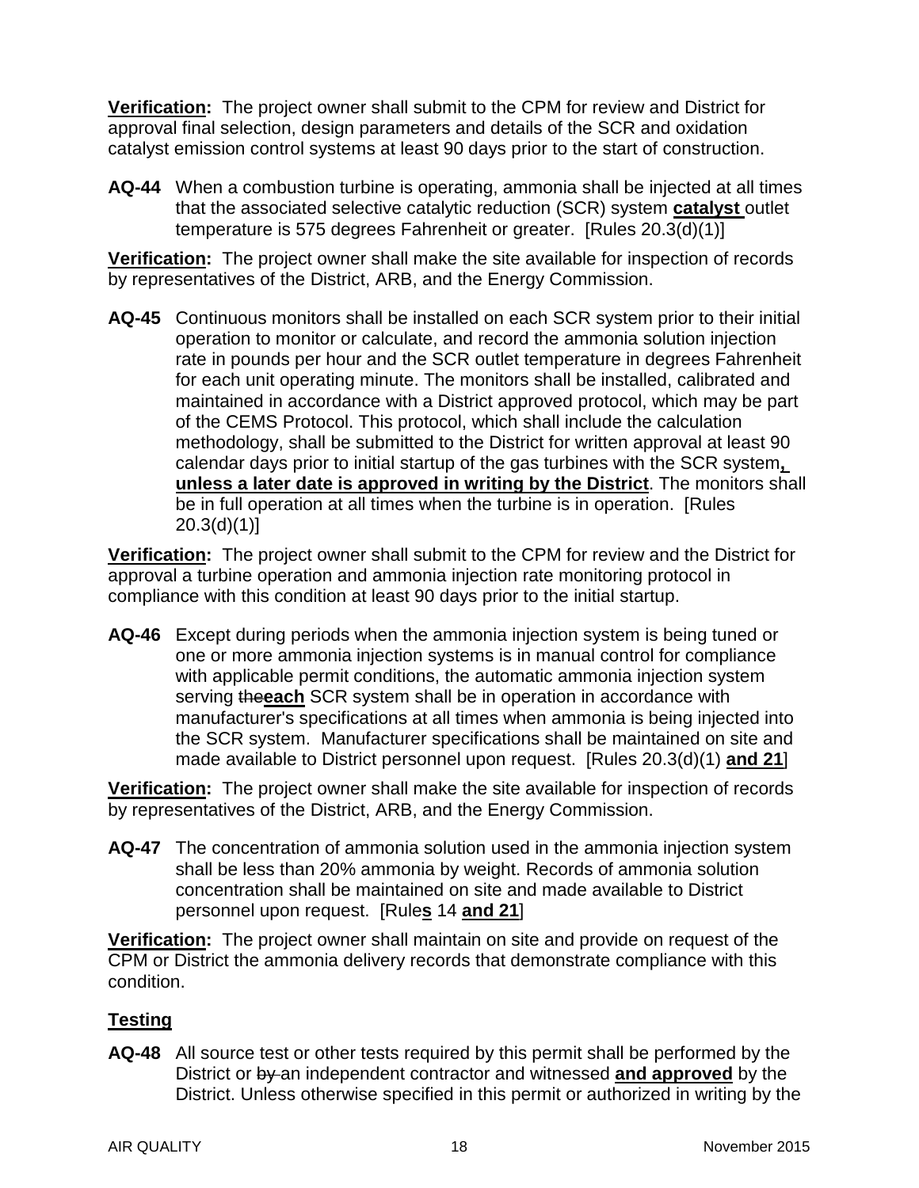**Verification:** The project owner shall submit to the CPM for review and District for approval final selection, design parameters and details of the SCR and oxidation catalyst emission control systems at least 90 days prior to the start of construction.

**AQ-44** When a combustion turbine is operating, ammonia shall be injected at all times that the associated selective catalytic reduction (SCR) system **catalyst** outlet temperature is 575 degrees Fahrenheit or greater. [Rules 20.3(d)(1)]

**Verification:** The project owner shall make the site available for inspection of records by representatives of the District, ARB, and the Energy Commission.

**AQ-45** Continuous monitors shall be installed on each SCR system prior to their initial operation to monitor or calculate, and record the ammonia solution injection rate in pounds per hour and the SCR outlet temperature in degrees Fahrenheit for each unit operating minute. The monitors shall be installed, calibrated and maintained in accordance with a District approved protocol, which may be part of the CEMS Protocol. This protocol, which shall include the calculation methodology, shall be submitted to the District for written approval at least 90 calendar days prior to initial startup of the gas turbines with the SCR system**, unless a later date is approved in writing by the District**. The monitors shall be in full operation at all times when the turbine is in operation. [Rules 20.3(d)(1)]

**Verification:** The project owner shall submit to the CPM for review and the District for approval a turbine operation and ammonia injection rate monitoring protocol in compliance with this condition at least 90 days prior to the initial startup.

**AQ-46** Except during periods when the ammonia injection system is being tuned or one or more ammonia injection systems is in manual control for compliance with applicable permit conditions, the automatic ammonia injection system serving ~~the~~**each** SCR system shall be in operation in accordance with manufacturer's specifications at all times when ammonia is being injected into the SCR system. Manufacturer specifications shall be maintained on site and made available to District personnel upon request. [Rules 20.3(d)(1) **and 21**]

**Verification:** The project owner shall make the site available for inspection of records by representatives of the District, ARB, and the Energy Commission.

**AQ-47** The concentration of ammonia solution used in the ammonia injection system shall be less than 20% ammonia by weight. Records of ammonia solution concentration shall be maintained on site and made available to District personnel upon request. [Rule**s** 14 **and 21**]

**Verification:** The project owner shall maintain on site and provide on request of the CPM or District the ammonia delivery records that demonstrate compliance with this condition.

## Testing

**AQ-48** All source test or other tests required by this permit shall be performed by the District or ~~by~~ an independent contractor and witnessed **and approved** by the District. Unless otherwise specified in this permit or authorized in writing by the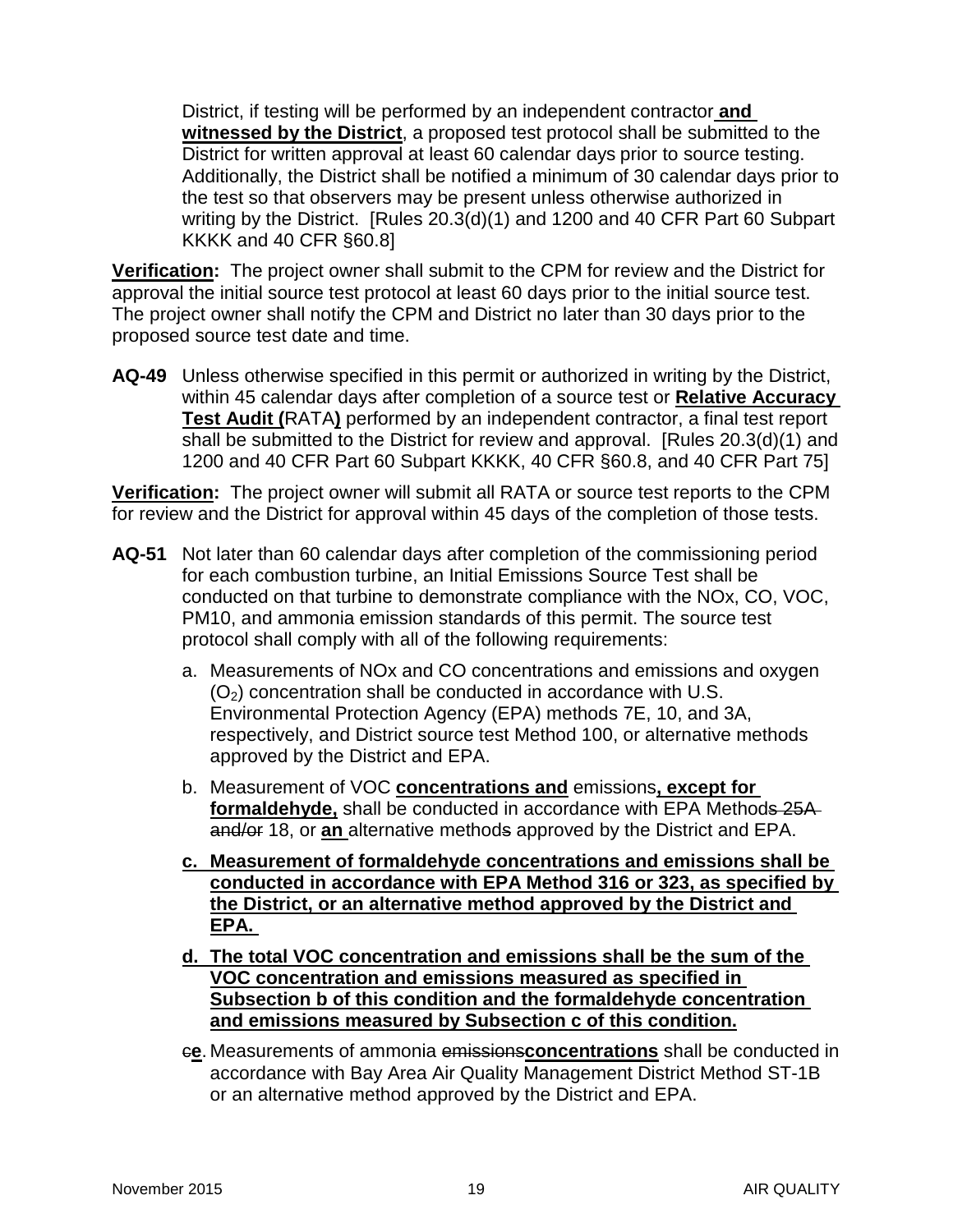District, if testing will be performed by an independent contractor **and witnessed by the District**, a proposed test protocol shall be submitted to the District for written approval at least 60 calendar days prior to source testing. Additionally, the District shall be notified a minimum of 30 calendar days prior to the test so that observers may be present unless otherwise authorized in writing by the District. [Rules 20.3(d)(1) and 1200 and 40 CFR Part 60 Subpart KKKK and 40 CFR §60.8]

**Verification:** The project owner shall submit to the CPM for review and the District for approval the initial source test protocol at least 60 days prior to the initial source test. The project owner shall notify the CPM and District no later than 30 days prior to the proposed source test date and time.

**AQ-49** Unless otherwise specified in this permit or authorized in writing by the District, within 45 calendar days after completion of a source test or **Relative Accuracy Test Audit (**RATA**)** performed by an independent contractor, a final test report shall be submitted to the District for review and approval. [Rules 20.3(d)(1) and 1200 and 40 CFR Part 60 Subpart KKKK, 40 CFR §60.8, and 40 CFR Part 75]

**Verification:** The project owner will submit all RATA or source test reports to the CPM for review and the District for approval within 45 days of the completion of those tests.

**AQ-51** Not later than 60 calendar days after completion of the commissioning period for each combustion turbine, an Initial Emissions Source Test shall be conducted on that turbine to demonstrate compliance with the NOx, CO, VOC, PM10, and ammonia emission standards of this permit. The source test protocol shall comply with all of the following requirements:

a. Measurements of NOx and CO concentrations and emissions and oxygen ($O_2$) concentration shall be conducted in accordance with U.S. Environmental Protection Agency (EPA) methods 7E, 10, and 3A, respectively, and District source test Method 100, or alternative methods approved by the District and EPA.

b. Measurement of VOC **concentrations and** emissions**, except for formaldehyde,** shall be conducted in accordance with EPA Method~~s 25A and/or~~ 18, or **an** alternative method~~s~~ approved by the District and EPA.

**c. Measurement of formaldehyde concentrations and emissions shall be conducted in accordance with EPA Method 316 or 323, as specified by the District, or an alternative method approved by the District and EPA.**

**d. The total VOC concentration and emissions shall be the sum of the VOC concentration and emissions measured as specified in Subsection b of this condition and the formaldehyde concentration and emissions measured by Subsection c of this condition.**

~~c~~**e**. Measurements of ammonia ~~emissions~~**concentrations** shall be conducted in accordance with Bay Area Air Quality Management District Method ST-1B or an alternative method approved by the District and EPA.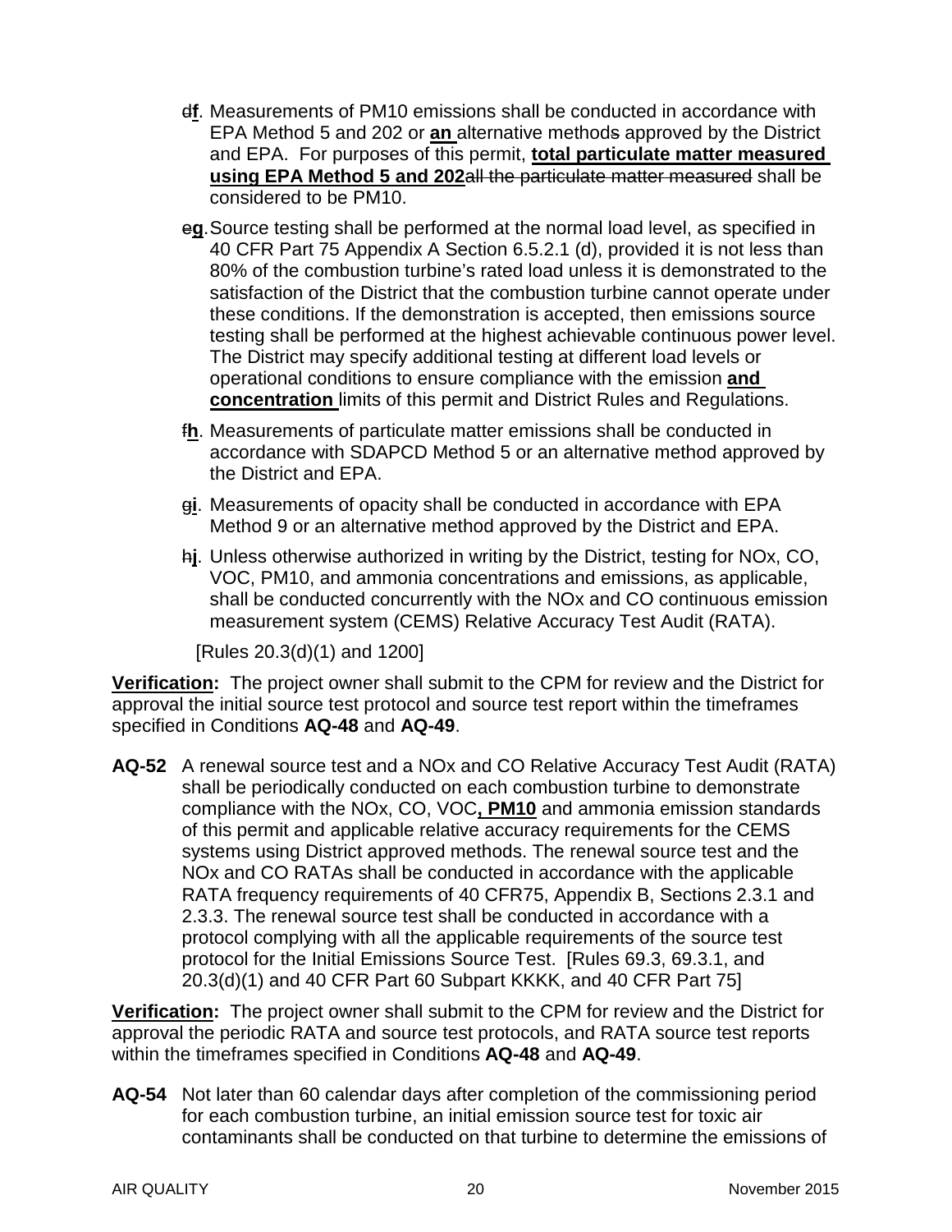~~d~~**f**. Measurements of PM10 emissions shall be conducted in accordance with EPA Method 5 and 202 or **an** alternative method~~s~~ approved by the District and EPA. For purposes of this permit, **total particulate matter measured using EPA Method 5 and 202**~~all the particulate matter measured~~ shall be considered to be PM10.

~~e~~**g**. Source testing shall be performed at the normal load level, as specified in 40 CFR Part 75 Appendix A Section 6.5.2.1 (d), provided it is not less than 80% of the combustion turbine's rated load unless it is demonstrated to the satisfaction of the District that the combustion turbine cannot operate under these conditions. If the demonstration is accepted, then emissions source testing shall be performed at the highest achievable continuous power level. The District may specify additional testing at different load levels or operational conditions to ensure compliance with the emission **and concentration** limits of this permit and District Rules and Regulations.

~~f~~**h**. Measurements of particulate matter emissions shall be conducted in accordance with SDAPCD Method 5 or an alternative method approved by the District and EPA.

~~g~~**i**. Measurements of opacity shall be conducted in accordance with EPA Method 9 or an alternative method approved by the District and EPA.

~~h~~**j**. Unless otherwise authorized in writing by the District, testing for NOx, CO, VOC, PM10, and ammonia concentrations and emissions, as applicable, shall be conducted concurrently with the NOx and CO continuous emission measurement system (CEMS) Relative Accuracy Test Audit (RATA).

[Rules 20.3(d)(1) and 1200]

**Verification:** The project owner shall submit to the CPM for review and the District for approval the initial source test protocol and source test report within the timeframes specified in Conditions **AQ-48** and **AQ-49**.

**AQ-52** A renewal source test and a NOx and CO Relative Accuracy Test Audit (RATA) shall be periodically conducted on each combustion turbine to demonstrate compliance with the NOx, CO, VOC**, PM10** and ammonia emission standards of this permit and applicable relative accuracy requirements for the CEMS systems using District approved methods. The renewal source test and the NOx and CO RATAs shall be conducted in accordance with the applicable RATA frequency requirements of 40 CFR75, Appendix B, Sections 2.3.1 and 2.3.3. The renewal source test shall be conducted in accordance with a protocol complying with all the applicable requirements of the source test protocol for the Initial Emissions Source Test. [Rules 69.3, 69.3.1, and 20.3(d)(1) and 40 CFR Part 60 Subpart KKKK, and 40 CFR Part 75]

**Verification:** The project owner shall submit to the CPM for review and the District for approval the periodic RATA and source test protocols, and RATA source test reports within the timeframes specified in Conditions **AQ-48** and **AQ-49**.

**AQ-54** Not later than 60 calendar days after completion of the commissioning period for each combustion turbine, an initial emission source test for toxic air contaminants shall be conducted on that turbine to determine the emissions of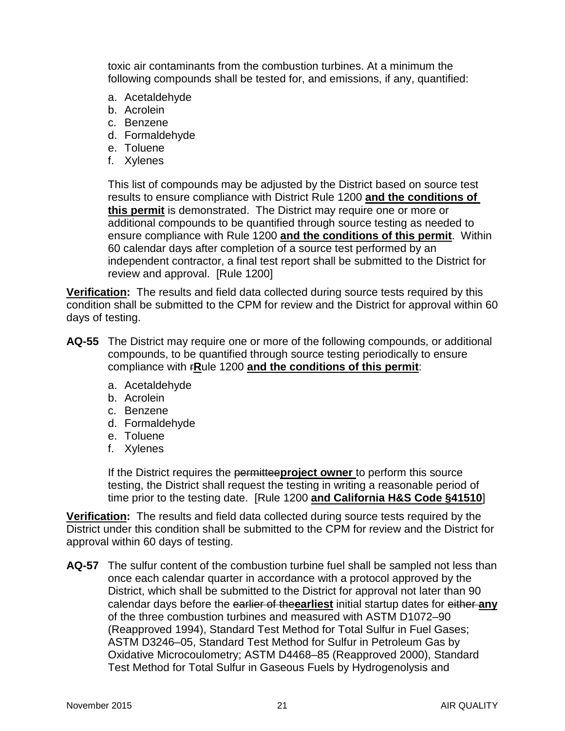toxic air contaminants from the combustion turbines. At a minimum the following compounds shall be tested for, and emissions, if any, quantified:

a. Acetaldehyde
b. Acrolein
c. Benzene
d. Formaldehyde
e. Toluene
f. Xylenes

This list of compounds may be adjusted by the District based on source test results to ensure compliance with District Rule 1200 **and the conditions of this permit** is demonstrated. The District may require one or more or additional compounds to be quantified through source testing as needed to ensure compliance with Rule 1200 **and the conditions of this permit**. Within 60 calendar days after completion of a source test performed by an independent contractor, a final test report shall be submitted to the District for review and approval. [Rule 1200]

**Verification:** The results and field data collected during source tests required by this condition shall be submitted to the CPM for review and the District for approval within 60 days of testing.

**AQ-55** The District may require one or more of the following compounds, or additional compounds, to be quantified through source testing periodically to ensure compliance with ~~r~~**R**ule 1200 **and the conditions of this permit**:

a. Acetaldehyde
b. Acrolein
c. Benzene
d. Formaldehyde
e. Toluene
f. Xylenes

If the District requires the ~~permittee~~**project owner** to perform this source testing, the District shall request the testing in writing a reasonable period of time prior to the testing date. [Rule 1200 **and California H&S Code §41510**]

**Verification:** The results and field data collected during source tests required by the District under this condition shall be submitted to the CPM for review and the District for approval within 60 days of testing.

**AQ-57** The sulfur content of the combustion turbine fuel shall be sampled not less than once each calendar quarter in accordance with a protocol approved by the District, which shall be submitted to the District for approval not later than 90 calendar days before the ~~earlier of the~~**earliest** initial startup dates for ~~either~~ **any** of the three combustion turbines and measured with ASTM D1072–90 (Reapproved 1994), Standard Test Method for Total Sulfur in Fuel Gases; ASTM D3246–05, Standard Test Method for Sulfur in Petroleum Gas by Oxidative Microcoulometry; ASTM D4468–85 (Reapproved 2000), Standard Test Method for Total Sulfur in Gaseous Fuels by Hydrogenolysis and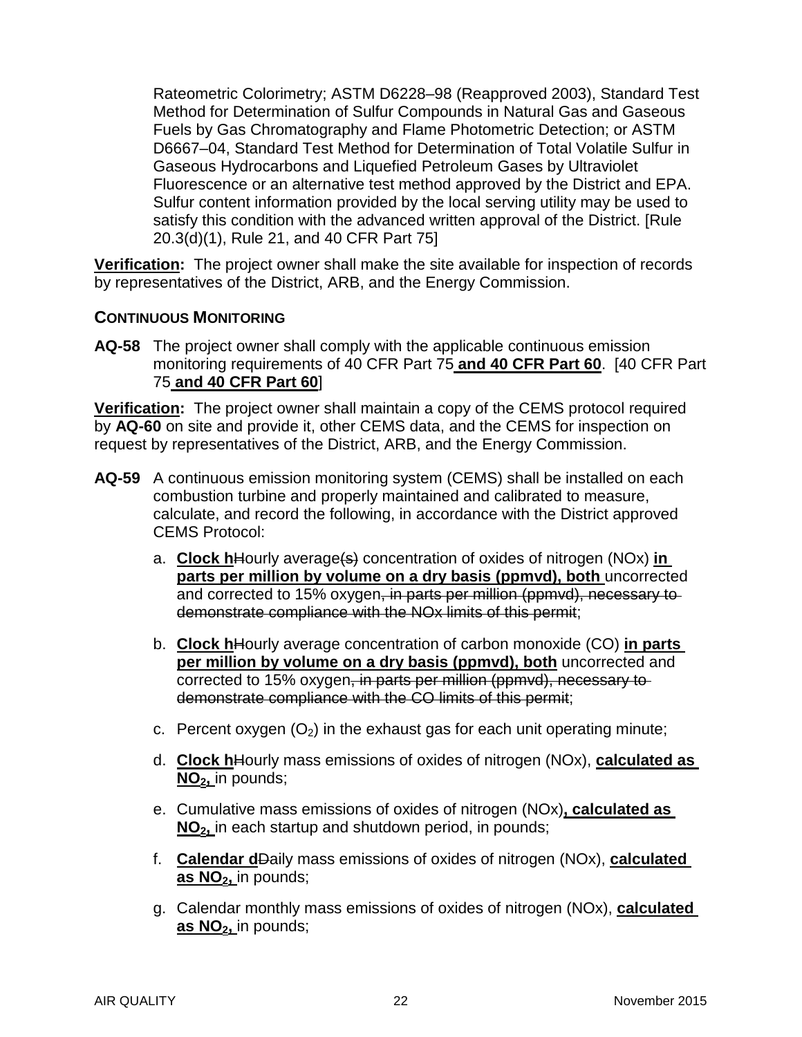Rateometric Colorimetry; ASTM D6228–98 (Reapproved 2003), Standard Test Method for Determination of Sulfur Compounds in Natural Gas and Gaseous Fuels by Gas Chromatography and Flame Photometric Detection; or ASTM D6667–04, Standard Test Method for Determination of Total Volatile Sulfur in Gaseous Hydrocarbons and Liquefied Petroleum Gases by Ultraviolet Fluorescence or an alternative test method approved by the District and EPA. Sulfur content information provided by the local serving utility may be used to satisfy this condition with the advanced written approval of the District. [Rule 20.3(d)(1), Rule 21, and 40 CFR Part 75]

**Verification:** The project owner shall make the site available for inspection of records by representatives of the District, ARB, and the Energy Commission.

### CONTINUOUS MONITORING

**AQ-58** The project owner shall comply with the applicable continuous emission monitoring requirements of 40 CFR Part 75 **and 40 CFR Part 60**. [40 CFR Part 75 **and 40 CFR Part 60**]

**Verification:** The project owner shall maintain a copy of the CEMS protocol required by **AQ-60** on site and provide it, other CEMS data, and the CEMS for inspection on request by representatives of the District, ARB, and the Energy Commission.

**AQ-59** A continuous emission monitoring system (CEMS) shall be installed on each combustion turbine and properly maintained and calibrated to measure, calculate, and record the following, in accordance with the District approved CEMS Protocol:

a. **Clock h**~~H~~ourly average~~(s)~~ concentration of oxides of nitrogen (NOx) **in parts per million by volume on a dry basis (ppmvd), both** uncorrected and corrected to 15% oxygen~~, in parts per million (ppmvd), necessary to demonstrate compliance with the NOx limits of this permit~~;

b. **Clock h**~~H~~ourly average concentration of carbon monoxide (CO) **in parts per million by volume on a dry basis (ppmvd), both** uncorrected and corrected to 15% oxygen~~, in parts per million (ppmvd), necessary to demonstrate compliance with the CO limits of this permit~~;

c. Percent oxygen ($O_2$) in the exhaust gas for each unit operating minute;

d. **Clock h**~~H~~ourly mass emissions of oxides of nitrogen (NOx), **calculated as $NO_2$,** in pounds;

e. Cumulative mass emissions of oxides of nitrogen (NOx)**, calculated as $NO_2$,** in each startup and shutdown period, in pounds;

f. **Calendar d**~~D~~aily mass emissions of oxides of nitrogen (NOx), **calculated as $NO_2$,** in pounds;

g. Calendar monthly mass emissions of oxides of nitrogen (NOx), **calculated as $NO_2$,** in pounds;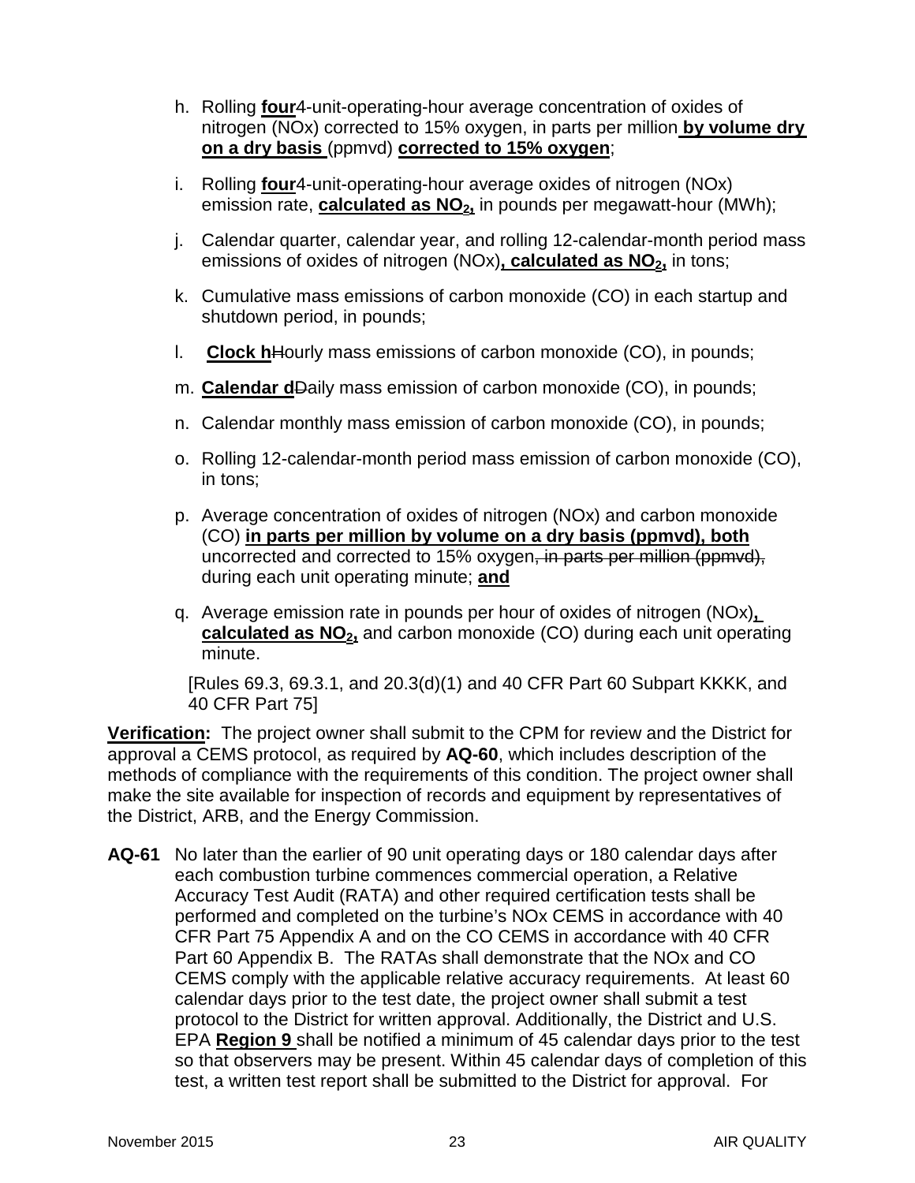h. Rolling **four**~~4~~-unit-operating-hour average concentration of oxides of nitrogen (NOx) corrected to 15% oxygen, in parts per million **by volume dry on a dry basis** (ppmvd) **corrected to 15% oxygen**;

i. Rolling **four**~~4~~-unit-operating-hour average oxides of nitrogen (NOx) emission rate, **calculated as $NO_2$,** in pounds per megawatt-hour (MWh);

j. Calendar quarter, calendar year, and rolling 12-calendar-month period mass emissions of oxides of nitrogen (NOx)**, calculated as $NO_2$,** in tons;

k. Cumulative mass emissions of carbon monoxide (CO) in each startup and shutdown period, in pounds;

l. **Clock h**~~H~~ourly mass emissions of carbon monoxide (CO), in pounds;

m. **Calendar d**~~D~~aily mass emission of carbon monoxide (CO), in pounds;

n. Calendar monthly mass emission of carbon monoxide (CO), in pounds;

o. Rolling 12-calendar-month period mass emission of carbon monoxide (CO), in tons;

p. Average concentration of oxides of nitrogen (NOx) and carbon monoxide (CO) **in parts per million by volume on a dry basis (ppmvd), both** uncorrected and corrected to 15% oxygen~~, in parts per million (ppmvd),~~ during each unit operating minute; **and**

q. Average emission rate in pounds per hour of oxides of nitrogen (NOx)**, calculated as $NO_2$,** and carbon monoxide (CO) during each unit operating minute.

[Rules 69.3, 69.3.1, and 20.3(d)(1) and 40 CFR Part 60 Subpart KKKK, and 40 CFR Part 75]

**Verification:** The project owner shall submit to the CPM for review and the District for approval a CEMS protocol, as required by **AQ-60**, which includes description of the methods of compliance with the requirements of this condition. The project owner shall make the site available for inspection of records and equipment by representatives of the District, ARB, and the Energy Commission.

**AQ-61** No later than the earlier of 90 unit operating days or 180 calendar days after each combustion turbine commences commercial operation, a Relative Accuracy Test Audit (RATA) and other required certification tests shall be performed and completed on the turbine's NOx CEMS in accordance with 40 CFR Part 75 Appendix A and on the CO CEMS in accordance with 40 CFR Part 60 Appendix B. The RATAs shall demonstrate that the NOx and CO CEMS comply with the applicable relative accuracy requirements. At least 60 calendar days prior to the test date, the project owner shall submit a test protocol to the District for written approval. Additionally, the District and U.S. EPA **Region 9** shall be notified a minimum of 45 calendar days prior to the test so that observers may be present. Within 45 calendar days of completion of this test, a written test report shall be submitted to the District for approval. For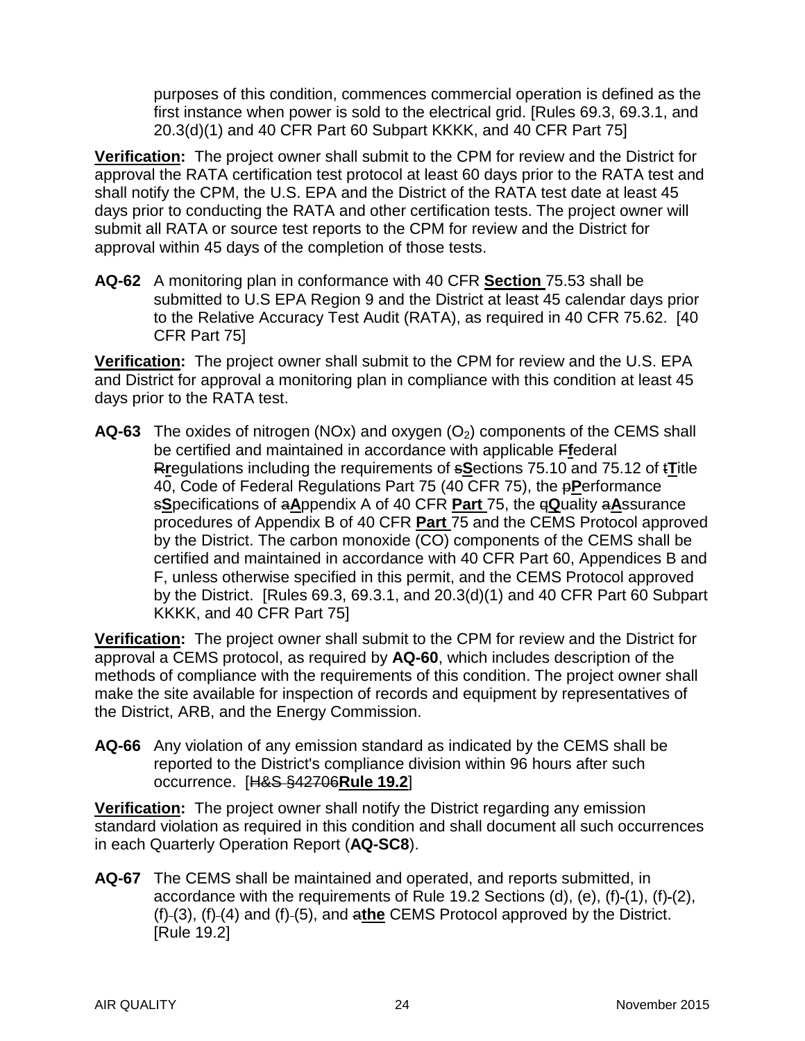purposes of this condition, commences commercial operation is defined as the first instance when power is sold to the electrical grid. [Rules 69.3, 69.3.1, and 20.3(d)(1) and 40 CFR Part 60 Subpart KKKK, and 40 CFR Part 75]

**Verification:** The project owner shall submit to the CPM for review and the District for approval the RATA certification test protocol at least 60 days prior to the RATA test and shall notify the CPM, the U.S. EPA and the District of the RATA test date at least 45 days prior to conducting the RATA and other certification tests. The project owner will submit all RATA or source test reports to the CPM for review and the District for approval within 45 days of the completion of those tests.

**AQ-62** A monitoring plan in conformance with 40 CFR **Section** 75.53 shall be submitted to U.S EPA Region 9 and the District at least 45 calendar days prior to the Relative Accuracy Test Audit (RATA), as required in 40 CFR 75.62. [40 CFR Part 75]

**Verification:** The project owner shall submit to the CPM for review and the U.S. EPA and District for approval a monitoring plan in compliance with this condition at least 45 days prior to the RATA test.

**AQ-63** The oxides of nitrogen (NOx) and oxygen ($O_2$) components of the CEMS shall be certified and maintained in accordance with applicable ~~F~~**f**ederal ~~R~~**r**egulations including the requirements of ~~s~~**S**ections 75.10 and 75.12 of ~~t~~**T**itle 40, Code of Federal Regulations Part 75 (40 CFR 75), the ~~p~~**P**erformance ~~s~~**S**pecifications of ~~a~~**A**ppendix A of 40 CFR **Part** 75, the ~~q~~**Q**uality ~~a~~**A**ssurance procedures of Appendix B of 40 CFR **Part** 75 and the CEMS Protocol approved by the District. The carbon monoxide (CO) components of the CEMS shall be certified and maintained in accordance with 40 CFR Part 60, Appendices B and F, unless otherwise specified in this permit, and the CEMS Protocol approved by the District. [Rules 69.3, 69.3.1, and 20.3(d)(1) and 40 CFR Part 60 Subpart KKKK, and 40 CFR Part 75]

**Verification:** The project owner shall submit to the CPM for review and the District for approval a CEMS protocol, as required by **AQ-60**, which includes description of the methods of compliance with the requirements of this condition. The project owner shall make the site available for inspection of records and equipment by representatives of the District, ARB, and the Energy Commission.

**AQ-66** Any violation of any emission standard as indicated by the CEMS shall be reported to the District's compliance division within 96 hours after such occurrence. [~~H&S §42706~~**Rule 19.2**]

**Verification:** The project owner shall notify the District regarding any emission standard violation as required in this condition and shall document all such occurrences in each Quarterly Operation Report (**AQ-SC8**).

**AQ-67** The CEMS shall be maintained and operated, and reports submitted, in accordance with the requirements of Rule 19.2 Sections (d), (e), (f)-(1), (f)-(2), (f)-(3), (f)-(4) and (f)-(5), and ~~a~~**the** CEMS Protocol approved by the District. [Rule 19.2]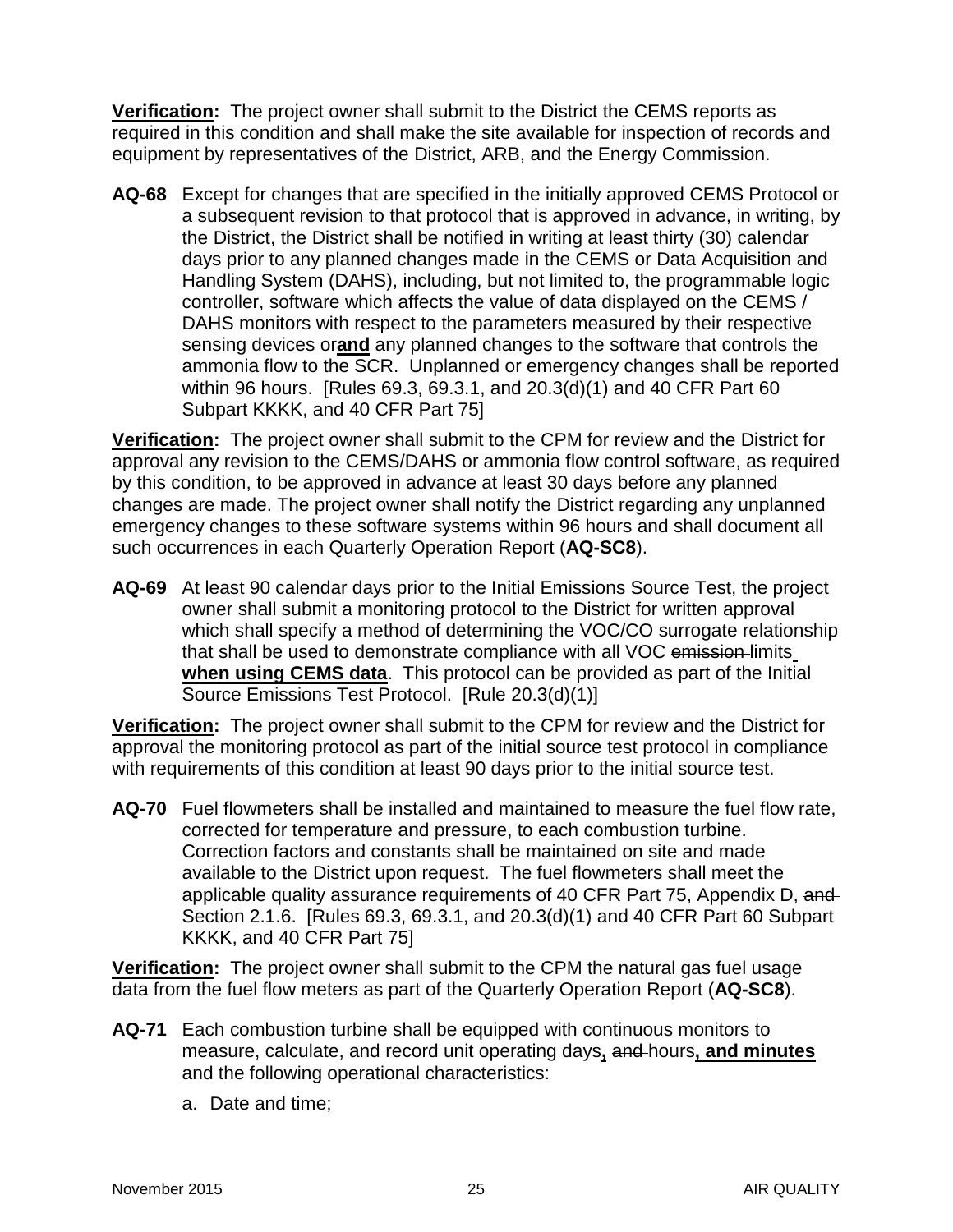**Verification:** The project owner shall submit to the District the CEMS reports as required in this condition and shall make the site available for inspection of records and equipment by representatives of the District, ARB, and the Energy Commission.

**AQ-68** Except for changes that are specified in the initially approved CEMS Protocol or a subsequent revision to that protocol that is approved in advance, in writing, by the District, the District shall be notified in writing at least thirty (30) calendar days prior to any planned changes made in the CEMS or Data Acquisition and Handling System (DAHS), including, but not limited to, the programmable logic controller, software which affects the value of data displayed on the CEMS / DAHS monitors with respect to the parameters measured by their respective sensing devices ~~or~~**and** any planned changes to the software that controls the ammonia flow to the SCR. Unplanned or emergency changes shall be reported within 96 hours. [Rules 69.3, 69.3.1, and 20.3(d)(1) and 40 CFR Part 60 Subpart KKKK, and 40 CFR Part 75]

**Verification:** The project owner shall submit to the CPM for review and the District for approval any revision to the CEMS/DAHS or ammonia flow control software, as required by this condition, to be approved in advance at least 30 days before any planned changes are made. The project owner shall notify the District regarding any unplanned emergency changes to these software systems within 96 hours and shall document all such occurrences in each Quarterly Operation Report (**AQ-SC8**).

**AQ-69** At least 90 calendar days prior to the Initial Emissions Source Test, the project owner shall submit a monitoring protocol to the District for written approval which shall specify a method of determining the VOC/CO surrogate relationship that shall be used to demonstrate compliance with all VOC ~~emission~~ limits **when using CEMS data**. This protocol can be provided as part of the Initial Source Emissions Test Protocol. [Rule 20.3(d)(1)]

**Verification:** The project owner shall submit to the CPM for review and the District for approval the monitoring protocol as part of the initial source test protocol in compliance with requirements of this condition at least 90 days prior to the initial source test.

**AQ-70** Fuel flowmeters shall be installed and maintained to measure the fuel flow rate, corrected for temperature and pressure, to each combustion turbine. Correction factors and constants shall be maintained on site and made available to the District upon request. The fuel flowmeters shall meet the applicable quality assurance requirements of 40 CFR Part 75, Appendix D, ~~and~~ Section 2.1.6. [Rules 69.3, 69.3.1, and 20.3(d)(1) and 40 CFR Part 60 Subpart KKKK, and 40 CFR Part 75]

**Verification:** The project owner shall submit to the CPM the natural gas fuel usage data from the fuel flow meters as part of the Quarterly Operation Report (**AQ-SC8**).

**AQ-71** Each combustion turbine shall be equipped with continuous monitors to measure, calculate, and record unit operating days**,** ~~and~~ hours**, and minutes** and the following operational characteristics:

a. Date and time;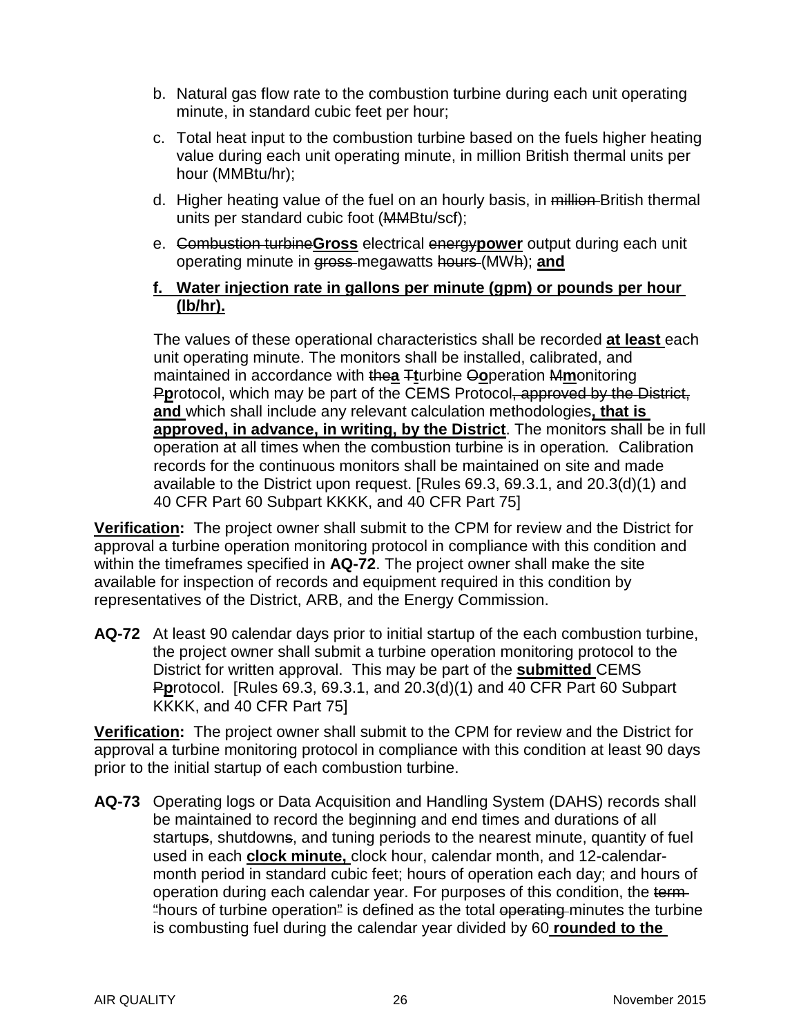b. Natural gas flow rate to the combustion turbine during each unit operating minute, in standard cubic feet per hour;

c. Total heat input to the combustion turbine based on the fuels higher heating value during each unit operating minute, in million British thermal units per hour (MMBtu/hr);

d. Higher heating value of the fuel on an hourly basis, in ~~million~~ British thermal units per standard cubic foot (~~MM~~Btu/scf);

e. ~~Combustion turbine~~**Gross** electrical ~~energy~~**power** output during each unit operating minute in ~~gross~~ megawatts ~~hours~~ (MW~~h~~); **and**

**f. Water injection rate in gallons per minute (gpm) or pounds per hour (lb/hr).**

The values of these operational characteristics shall be recorded **at least** each unit operating minute. The monitors shall be installed, calibrated, and maintained in accordance with ~~the~~**a** ~~T~~**t**urbine ~~O~~**o**peration ~~M~~**m**onitoring ~~P~~**p**rotocol, which may be part of the CEMS Protocol~~, approved by the District,~~ **and** which shall include any relevant calculation methodologies**, that is approved, in advance, in writing, by the District**. The monitors shall be in full operation at all times when the combustion turbine is in operation. Calibration records for the continuous monitors shall be maintained on site and made available to the District upon request. [Rules 69.3, 69.3.1, and 20.3(d)(1) and 40 CFR Part 60 Subpart KKKK, and 40 CFR Part 75]

**Verification:** The project owner shall submit to the CPM for review and the District for approval a turbine operation monitoring protocol in compliance with this condition and within the timeframes specified in **AQ-72**. The project owner shall make the site available for inspection of records and equipment required in this condition by representatives of the District, ARB, and the Energy Commission.

**AQ-72** At least 90 calendar days prior to initial startup of the each combustion turbine, the project owner shall submit a turbine operation monitoring protocol to the District for written approval. This may be part of the **submitted** CEMS ~~P~~**p**rotocol. [Rules 69.3, 69.3.1, and 20.3(d)(1) and 40 CFR Part 60 Subpart KKKK, and 40 CFR Part 75]

**Verification:** The project owner shall submit to the CPM for review and the District for approval a turbine monitoring protocol in compliance with this condition at least 90 days prior to the initial startup of each combustion turbine.

**AQ-73** Operating logs or Data Acquisition and Handling System (DAHS) records shall be maintained to record the beginning and end times and durations of all startup~~s~~, shutdown~~s~~, and tuning periods to the nearest minute, quantity of fuel used in each **clock minute,** clock hour, calendar month, and 12-calendar-month period in standard cubic feet; hours of operation each day; and hours of operation during each calendar year. For purposes of this condition, the ~~term~~ ~~"~~hours of turbine operation~~"~~ is defined as the total ~~operating~~ minutes the turbine is combusting fuel during the calendar year divided by 60 **rounded to the**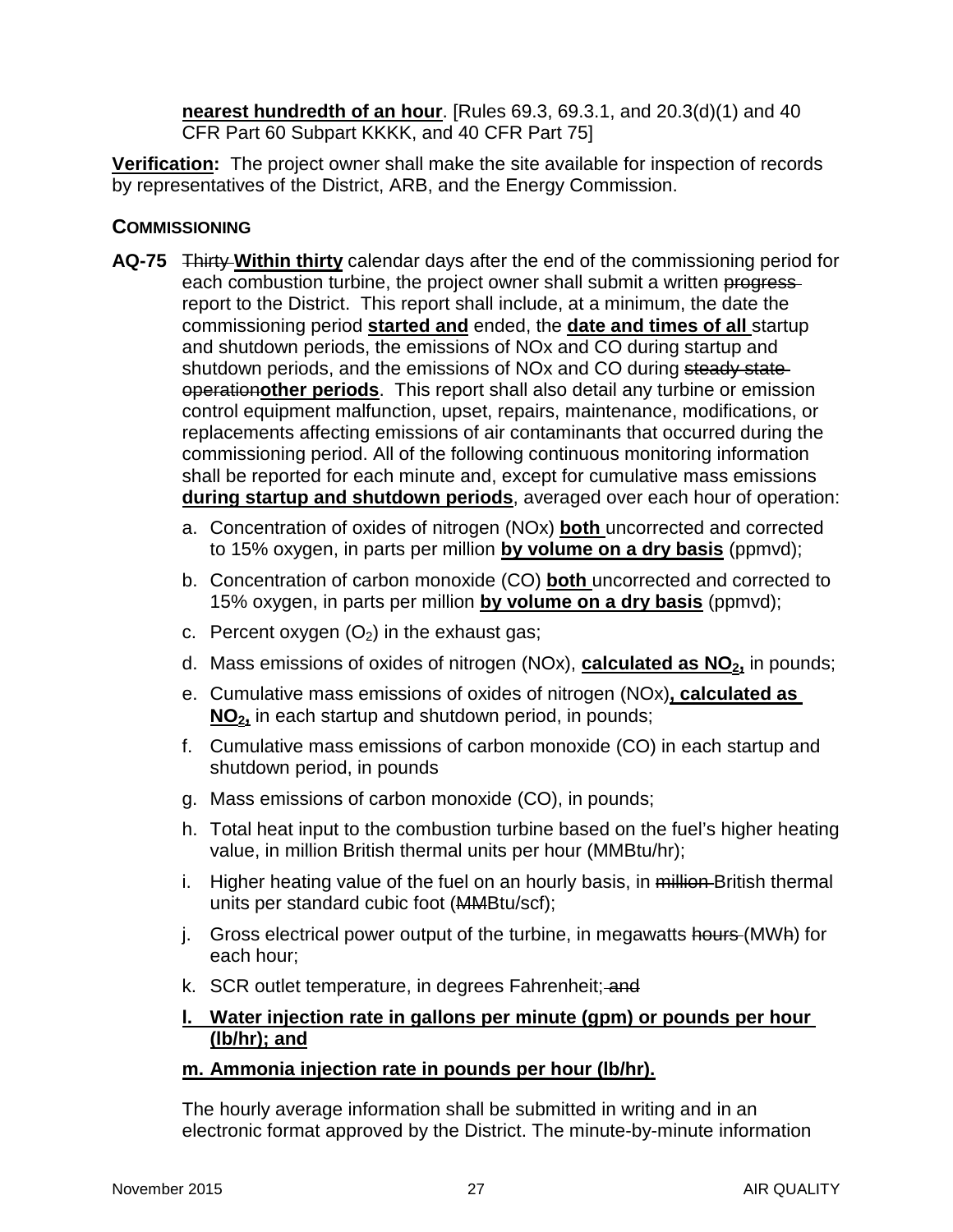**nearest hundredth of an hour**. [Rules 69.3, 69.3.1, and 20.3(d)(1) and 40 CFR Part 60 Subpart KKKK, and 40 CFR Part 75]

**Verification:** The project owner shall make the site available for inspection of records by representatives of the District, ARB, and the Energy Commission.

### COMMISSIONING

**AQ-75** ~~Thirty~~ **Within thirty** calendar days after the end of the commissioning period for each combustion turbine, the project owner shall submit a written ~~progress~~ report to the District. This report shall include, at a minimum, the date the commissioning period **started and** ended, the **date and times of all** startup and shutdown periods, the emissions of NOx and CO during startup and shutdown periods, and the emissions of NOx and CO during ~~steady state operation~~**other periods**. This report shall also detail any turbine or emission control equipment malfunction, upset, repairs, maintenance, modifications, or replacements affecting emissions of air contaminants that occurred during the commissioning period. All of the following continuous monitoring information shall be reported for each minute and, except for cumulative mass emissions **during startup and shutdown periods**, averaged over each hour of operation:

a. Concentration of oxides of nitrogen (NOx) **both** uncorrected and corrected to 15% oxygen, in parts per million **by volume on a dry basis** (ppmvd);

b. Concentration of carbon monoxide (CO) **both** uncorrected and corrected to 15% oxygen, in parts per million **by volume on a dry basis** (ppmvd);

c. Percent oxygen ($O_2$) in the exhaust gas;

d. Mass emissions of oxides of nitrogen (NOx), **calculated as $NO_2$,** in pounds;

e. Cumulative mass emissions of oxides of nitrogen (NOx)**, calculated as $NO_2$,** in each startup and shutdown period, in pounds;

f. Cumulative mass emissions of carbon monoxide (CO) in each startup and shutdown period, in pounds

g. Mass emissions of carbon monoxide (CO), in pounds;

h. Total heat input to the combustion turbine based on the fuel's higher heating value, in million British thermal units per hour (MMBtu/hr);

i. Higher heating value of the fuel on an hourly basis, in ~~million~~ British thermal units per standard cubic foot (~~MM~~Btu/scf);

j. Gross electrical power output of the turbine, in megawatts ~~hours~~ (MW~~h~~) for each hour;

k. SCR outlet temperature, in degrees Fahrenheit;~~ and~~

**l. Water injection rate in gallons per minute (gpm) or pounds per hour (lb/hr); and**

**m. Ammonia injection rate in pounds per hour (lb/hr).**

The hourly average information shall be submitted in writing and in an electronic format approved by the District. The minute-by-minute information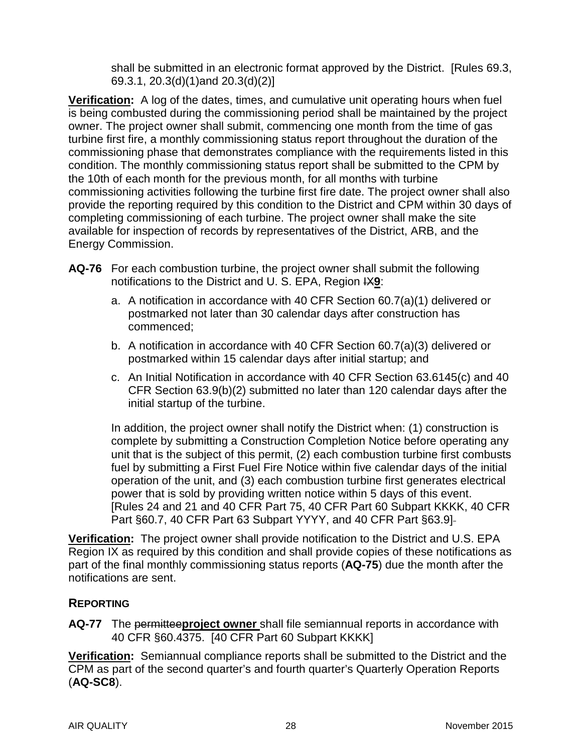shall be submitted in an electronic format approved by the District. [Rules 69.3, 69.3.1, 20.3(d)(1)and 20.3(d)(2)]

**Verification:** A log of the dates, times, and cumulative unit operating hours when fuel is being combusted during the commissioning period shall be maintained by the project owner. The project owner shall submit, commencing one month from the time of gas turbine first fire, a monthly commissioning status report throughout the duration of the commissioning phase that demonstrates compliance with the requirements listed in this condition. The monthly commissioning status report shall be submitted to the CPM by the 10th of each month for the previous month, for all months with turbine commissioning activities following the turbine first fire date. The project owner shall also provide the reporting required by this condition to the District and CPM within 30 days of completing commissioning of each turbine. The project owner shall make the site available for inspection of records by representatives of the District, ARB, and the Energy Commission.

**AQ-76** For each combustion turbine, the project owner shall submit the following notifications to the District and U. S. EPA, Region ~~IX~~**9**:

a. A notification in accordance with 40 CFR Section 60.7(a)(1) delivered or postmarked not later than 30 calendar days after construction has commenced;

b. A notification in accordance with 40 CFR Section 60.7(a)(3) delivered or postmarked within 15 calendar days after initial startup; and

c. An Initial Notification in accordance with 40 CFR Section 63.6145(c) and 40 CFR Section 63.9(b)(2) submitted no later than 120 calendar days after the initial startup of the turbine.

In addition, the project owner shall notify the District when: (1) construction is complete by submitting a Construction Completion Notice before operating any unit that is the subject of this permit, (2) each combustion turbine first combusts fuel by submitting a First Fuel Fire Notice within five calendar days of the initial operation of the unit, and (3) each combustion turbine first generates electrical power that is sold by providing written notice within 5 days of this event. [Rules 24 and 21 and 40 CFR Part 75, 40 CFR Part 60 Subpart KKKK, 40 CFR Part §60.7, 40 CFR Part 63 Subpart YYYY, and 40 CFR Part §63.9]

**Verification:** The project owner shall provide notification to the District and U.S. EPA Region IX as required by this condition and shall provide copies of these notifications as part of the final monthly commissioning status reports (**AQ-75**) due the month after the notifications are sent.

## REPORTING

**AQ-77** The ~~permittee~~**project owner** shall file semiannual reports in accordance with 40 CFR §60.4375. [40 CFR Part 60 Subpart KKKK]

**Verification:** Semiannual compliance reports shall be submitted to the District and the CPM as part of the second quarter's and fourth quarter's Quarterly Operation Reports (**AQ-SC8**).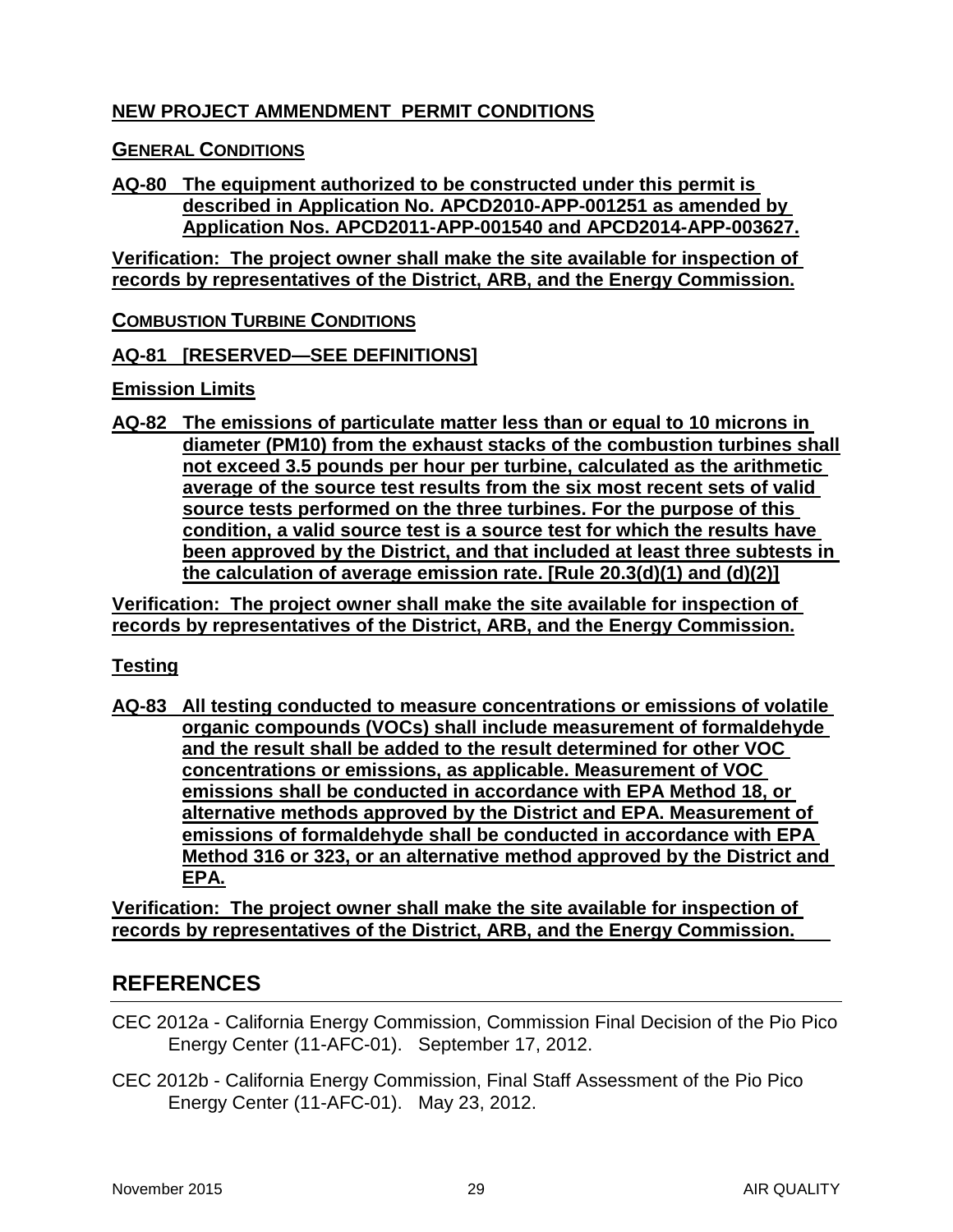## **NEW PROJECT AMMENDMENT PERMIT CONDITIONS**

### **GENERAL CONDITIONS**

**AQ-80 The equipment authorized to be constructed under this permit is described in Application No. APCD2010-APP-001251 as amended by Application Nos. APCD2011-APP-001540 and APCD2014-APP-003627.**

**Verification: The project owner shall make the site available for inspection of records by representatives of the District, ARB, and the Energy Commission.**

### **COMBUSTION TURBINE CONDITIONS**

**AQ-81 [RESERVED—SEE DEFINITIONS]**

**Emission Limits**

**AQ-82 The emissions of particulate matter less than or equal to 10 microns in diameter (PM10) from the exhaust stacks of the combustion turbines shall not exceed 3.5 pounds per hour per turbine, calculated as the arithmetic average of the source test results from the six most recent sets of valid source tests performed on the three turbines. For the purpose of this condition, a valid source test is a source test for which the results have been approved by the District, and that included at least three subtests in the calculation of average emission rate. [Rule 20.3(d)(1) and (d)(2)]**

**Verification: The project owner shall make the site available for inspection of records by representatives of the District, ARB, and the Energy Commission.**

**Testing**

**AQ-83 All testing conducted to measure concentrations or emissions of volatile organic compounds (VOCs) shall include measurement of formaldehyde and the result shall be added to the result determined for other VOC concentrations or emissions, as applicable. Measurement of VOC emissions shall be conducted in accordance with EPA Method 18, or alternative methods approved by the District and EPA. Measurement of emissions of formaldehyde shall be conducted in accordance with EPA Method 316 or 323, or an alternative method approved by the District and EPA.**

**Verification: The project owner shall make the site available for inspection of records by representatives of the District, ARB, and the Energy Commission.**

## **REFERENCES**

CEC 2012a - California Energy Commission, Commission Final Decision of the Pio Pico Energy Center (11-AFC-01). September 17, 2012.

CEC 2012b - California Energy Commission, Final Staff Assessment of the Pio Pico Energy Center (11-AFC-01). May 23, 2012.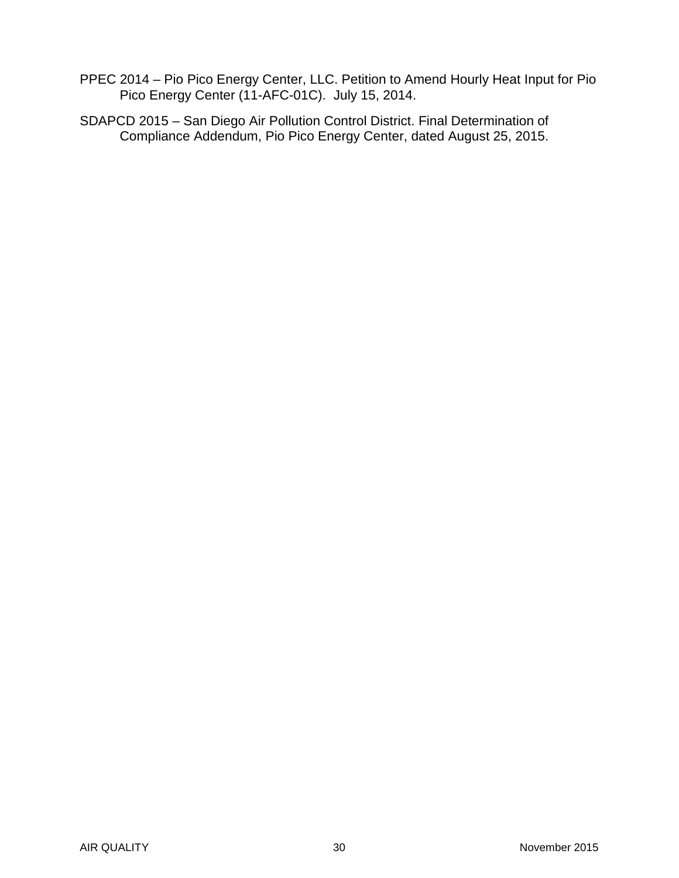PPEC 2014 – Pio Pico Energy Center, LLC. Petition to Amend Hourly Heat Input for Pio Pico Energy Center (11-AFC-01C). July 15, 2014.

SDAPCD 2015 – San Diego Air Pollution Control District. Final Determination of Compliance Addendum, Pio Pico Energy Center, dated August 25, 2015.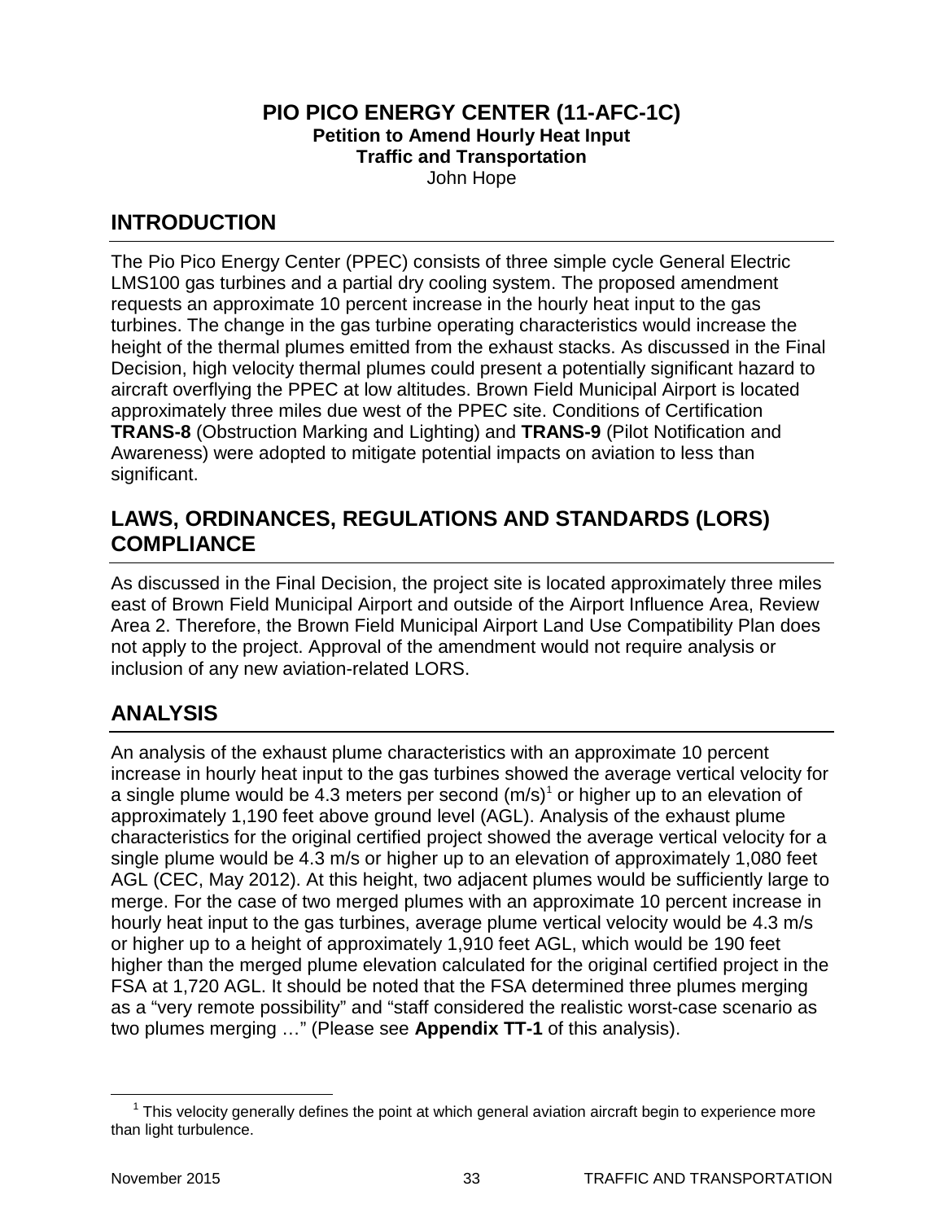**PIO PICO ENERGY CENTER (11-AFC-1C)**
**Petition to Amend Hourly Heat Input**
**Traffic and Transportation**
John Hope

## INTRODUCTION

The Pio Pico Energy Center (PPEC) consists of three simple cycle General Electric LMS100 gas turbines and a partial dry cooling system. The proposed amendment requests an approximate 10 percent increase in the hourly heat input to the gas turbines. The change in the gas turbine operating characteristics would increase the height of the thermal plumes emitted from the exhaust stacks. As discussed in the Final Decision, high velocity thermal plumes could present a potentially significant hazard to aircraft overflying the PPEC at low altitudes. Brown Field Municipal Airport is located approximately three miles due west of the PPEC site. Conditions of Certification **TRANS-8** (Obstruction Marking and Lighting) and **TRANS-9** (Pilot Notification and Awareness) were adopted to mitigate potential impacts on aviation to less than significant.

## LAWS, ORDINANCES, REGULATIONS AND STANDARDS (LORS) COMPLIANCE

As discussed in the Final Decision, the project site is located approximately three miles east of Brown Field Municipal Airport and outside of the Airport Influence Area, Review Area 2. Therefore, the Brown Field Municipal Airport Land Use Compatibility Plan does not apply to the project. Approval of the amendment would not require analysis or inclusion of any new aviation-related LORS.

## ANALYSIS

An analysis of the exhaust plume characteristics with an approximate 10 percent increase in hourly heat input to the gas turbines showed the average vertical velocity for a single plume would be 4.3 meters per second (m/s)[1] or higher up to an elevation of approximately 1,190 feet above ground level (AGL). Analysis of the exhaust plume characteristics for the original certified project showed the average vertical velocity for a single plume would be 4.3 m/s or higher up to an elevation of approximately 1,080 feet AGL (CEC, May 2012). At this height, two adjacent plumes would be sufficiently large to merge. For the case of two merged plumes with an approximate 10 percent increase in hourly heat input to the gas turbines, average plume vertical velocity would be 4.3 m/s or higher up to a height of approximately 1,910 feet AGL, which would be 190 feet higher than the merged plume elevation calculated for the original certified project in the FSA at 1,720 AGL. It should be noted that the FSA determined three plumes merging as a "very remote possibility" and "staff considered the realistic worst-case scenario as two plumes merging …" (Please see **Appendix TT-1** of this analysis).

[1] This velocity generally defines the point at which general aviation aircraft begin to experience more than light turbulence.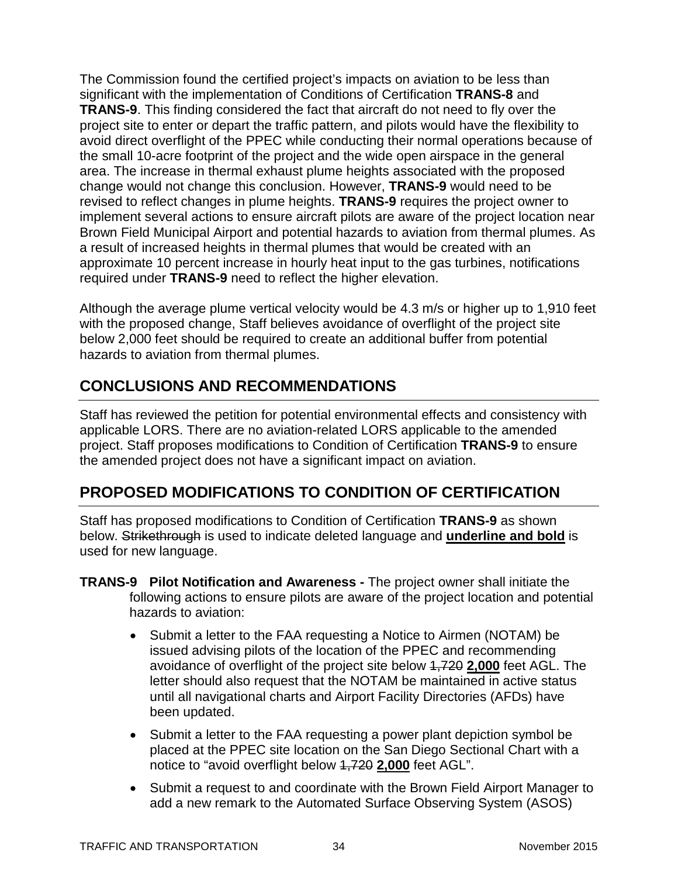The Commission found the certified project's impacts on aviation to be less than significant with the implementation of Conditions of Certification **TRANS-8** and **TRANS-9**. This finding considered the fact that aircraft do not need to fly over the project site to enter or depart the traffic pattern, and pilots would have the flexibility to avoid direct overflight of the PPEC while conducting their normal operations because of the small 10-acre footprint of the project and the wide open airspace in the general area. The increase in thermal exhaust plume heights associated with the proposed change would not change this conclusion. However, **TRANS-9** would need to be revised to reflect changes in plume heights. **TRANS-9** requires the project owner to implement several actions to ensure aircraft pilots are aware of the project location near Brown Field Municipal Airport and potential hazards to aviation from thermal plumes. As a result of increased heights in thermal plumes that would be created with an approximate 10 percent increase in hourly heat input to the gas turbines, notifications required under **TRANS-9** need to reflect the higher elevation.

Although the average plume vertical velocity would be 4.3 m/s or higher up to 1,910 feet with the proposed change, Staff believes avoidance of overflight of the project site below 2,000 feet should be required to create an additional buffer from potential hazards to aviation from thermal plumes.

## CONCLUSIONS AND RECOMMENDATIONS

Staff has reviewed the petition for potential environmental effects and consistency with applicable LORS. There are no aviation-related LORS applicable to the amended project. Staff proposes modifications to Condition of Certification **TRANS-9** to ensure the amended project does not have a significant impact on aviation.

## PROPOSED MODIFICATIONS TO CONDITION OF CERTIFICATION

Staff has proposed modifications to Condition of Certification **TRANS-9** as shown below. ~~Strikethrough~~ is used to indicate deleted language and **<u>underline and bold</u>** is used for new language.

**TRANS-9 Pilot Notification and Awareness -** The project owner shall initiate the following actions to ensure pilots are aware of the project location and potential hazards to aviation:

- Submit a letter to the FAA requesting a Notice to Airmen (NOTAM) be issued advising pilots of the location of the PPEC and recommending avoidance of overflight of the project site below ~~1,720~~ **<u>2,000</u>** feet AGL. The letter should also request that the NOTAM be maintained in active status until all navigational charts and Airport Facility Directories (AFDs) have been updated.
- Submit a letter to the FAA requesting a power plant depiction symbol be placed at the PPEC site location on the San Diego Sectional Chart with a notice to "avoid overflight below ~~1,720~~ **<u>2,000</u>** feet AGL".
- Submit a request to and coordinate with the Brown Field Airport Manager to add a new remark to the Automated Surface Observing System (ASOS)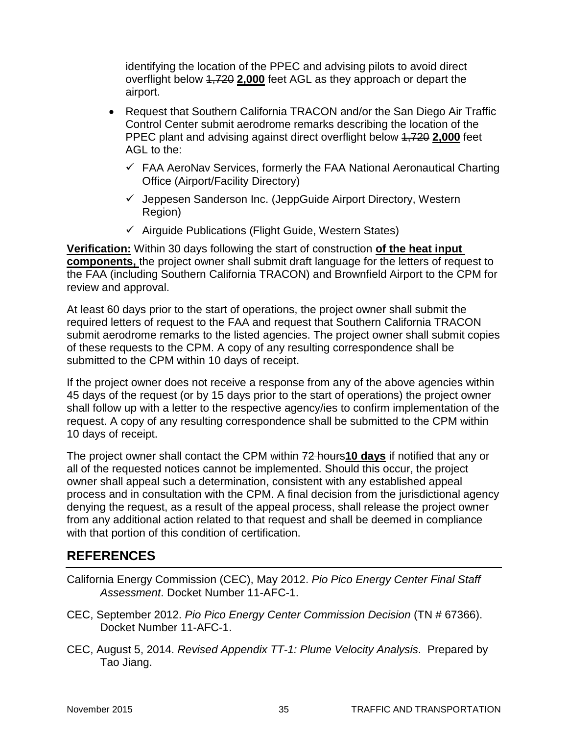identifying the location of the PPEC and advising pilots to avoid direct overflight below ~~1,720~~ **2,000** feet AGL as they approach or depart the airport.

- Request that Southern California TRACON and/or the San Diego Air Traffic Control Center submit aerodrome remarks describing the location of the PPEC plant and advising against direct overflight below ~~1,720~~ **2,000** feet AGL to the:
  - ✓ FAA AeroNav Services, formerly the FAA National Aeronautical Charting Office (Airport/Facility Directory)
  - ✓ Jeppesen Sanderson Inc. (JeppGuide Airport Directory, Western Region)
  - ✓ Airguide Publications (Flight Guide, Western States)

**Verification:** Within 30 days following the start of construction **of the heat input components,** the project owner shall submit draft language for the letters of request to the FAA (including Southern California TRACON) and Brownfield Airport to the CPM for review and approval.

At least 60 days prior to the start of operations, the project owner shall submit the required letters of request to the FAA and request that Southern California TRACON submit aerodrome remarks to the listed agencies. The project owner shall submit copies of these requests to the CPM. A copy of any resulting correspondence shall be submitted to the CPM within 10 days of receipt.

If the project owner does not receive a response from any of the above agencies within 45 days of the request (or by 15 days prior to the start of operations) the project owner shall follow up with a letter to the respective agency/ies to confirm implementation of the request. A copy of any resulting correspondence shall be submitted to the CPM within 10 days of receipt.

The project owner shall contact the CPM within ~~72 hours~~**10 days** if notified that any or all of the requested notices cannot be implemented. Should this occur, the project owner shall appeal such a determination, consistent with any established appeal process and in consultation with the CPM. A final decision from the jurisdictional agency denying the request, as a result of the appeal process, shall release the project owner from any additional action related to that request and shall be deemed in compliance with that portion of this condition of certification.

## REFERENCES

California Energy Commission (CEC), May 2012. *Pio Pico Energy Center Final Staff Assessment*. Docket Number 11-AFC-1.

CEC, September 2012. *Pio Pico Energy Center Commission Decision* (TN # 67366). Docket Number 11-AFC-1.

CEC, August 5, 2014. *Revised Appendix TT-1: Plume Velocity Analysis*. Prepared by Tao Jiang.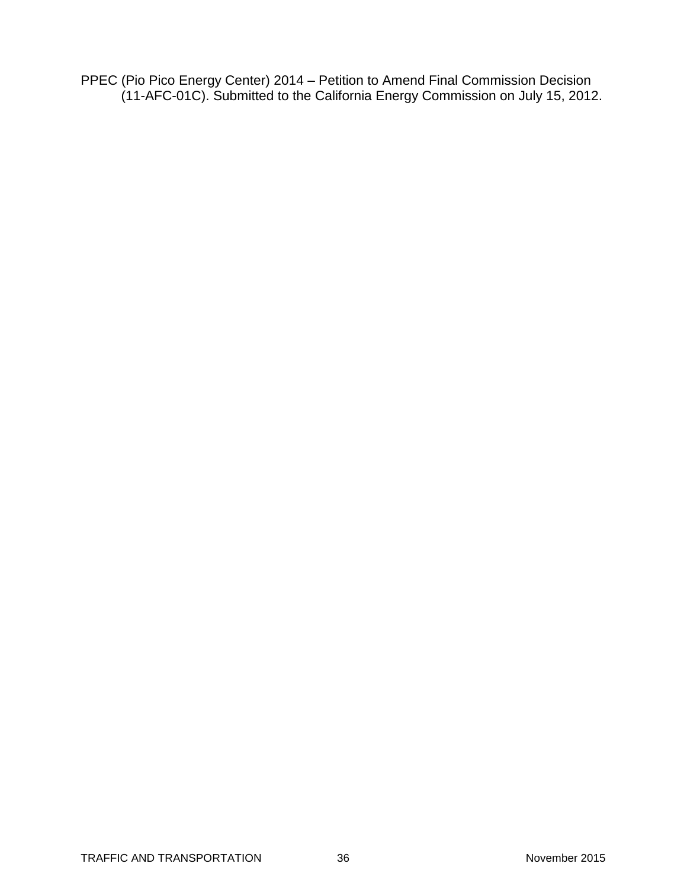PPEC (Pio Pico Energy Center) 2014 – Petition to Amend Final Commission Decision (11-AFC-01C). Submitted to the California Energy Commission on July 15, 2012.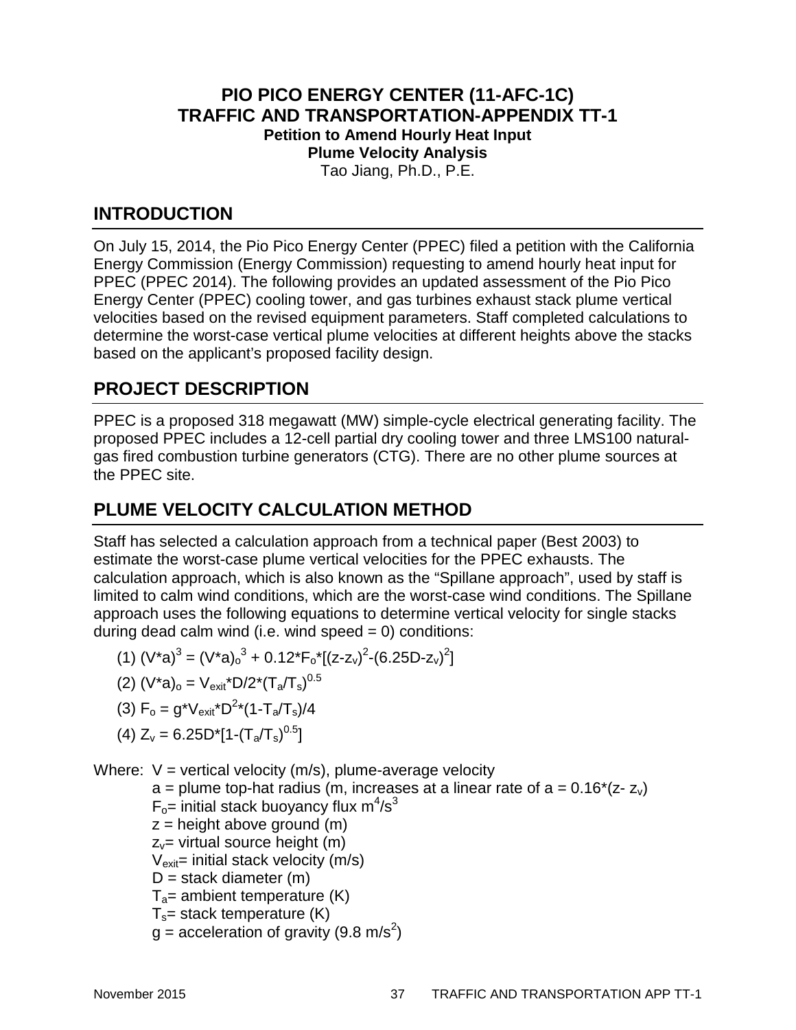**PIO PICO ENERGY CENTER (11-AFC-1C)**
**TRAFFIC AND TRANSPORTATION-APPENDIX TT-1**
**Petition to Amend Hourly Heat Input**
**Plume Velocity Analysis**
Tao Jiang, Ph.D., P.E.

## INTRODUCTION

On July 15, 2014, the Pio Pico Energy Center (PPEC) filed a petition with the California Energy Commission (Energy Commission) requesting to amend hourly heat input for PPEC (PPEC 2014). The following provides an updated assessment of the Pio Pico Energy Center (PPEC) cooling tower, and gas turbines exhaust stack plume vertical velocities based on the revised equipment parameters. Staff completed calculations to determine the worst-case vertical plume velocities at different heights above the stacks based on the applicant's proposed facility design.

## PROJECT DESCRIPTION

PPEC is a proposed 318 megawatt (MW) simple-cycle electrical generating facility. The proposed PPEC includes a 12-cell partial dry cooling tower and three LMS100 natural-gas fired combustion turbine generators (CTG). There are no other plume sources at the PPEC site.

## PLUME VELOCITY CALCULATION METHOD

Staff has selected a calculation approach from a technical paper (Best 2003) to estimate the worst-case plume vertical velocities for the PPEC exhausts. The calculation approach, which is also known as the "Spillane approach", used by staff is limited to calm wind conditions, which are the worst-case wind conditions. The Spillane approach uses the following equations to determine vertical velocity for single stacks during dead calm wind (i.e. wind speed = 0) conditions:

(1) $(V*a)^3 = (V*a)_o^3 + 0.12*F_o*[(z-z_v)^2-(6.25D-z_v)^2]$

(2) $(V*a)_o = V_{exit}*D/2*(T_a/T_s)^{0.5}$

(3) $F_o = g*V_{exit}*D^2*(1-T_a/T_s)/4$

(4) $Z_v = 6.25D*[1-(T_a/T_s)^{0.5}]$

Where: $V$ = vertical velocity (m/s), plume-average velocity
$a$ = plume top-hat radius (m, increases at a linear rate of $a = 0.16*(z- z_v)$
$F_o$= initial stack buoyancy flux $m^4/s^3$
$z$ = height above ground (m)
$z_v$= virtual source height (m)
$V_{exit}$= initial stack velocity (m/s)
$D$ = stack diameter (m)
$T_a$= ambient temperature (K)
$T_s$= stack temperature (K)
$g$ = acceleration of gravity (9.8 $m/s^2$)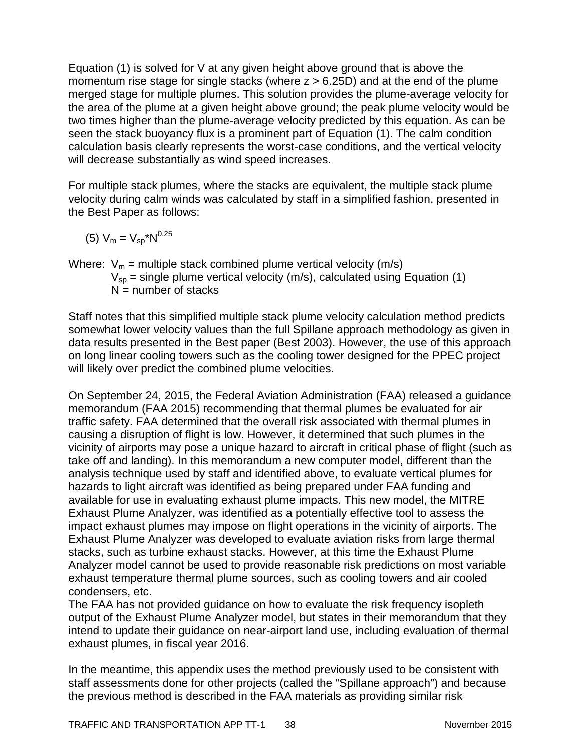Equation (1) is solved for V at any given height above ground that is above the momentum rise stage for single stacks (where $z > 6.25D$) and at the end of the plume merged stage for multiple plumes. This solution provides the plume-average velocity for the area of the plume at a given height above ground; the peak plume velocity would be two times higher than the plume-average velocity predicted by this equation. As can be seen the stack buoyancy flux is a prominent part of Equation (1). The calm condition calculation basis clearly represents the worst-case conditions, and the vertical velocity will decrease substantially as wind speed increases.

For multiple stack plumes, where the stacks are equivalent, the multiple stack plume velocity during calm winds was calculated by staff in a simplified fashion, presented in the Best Paper as follows:

(5) $V_m = V_{sp} * N^{0.25}$

Where: $V_m$ = multiple stack combined plume vertical velocity (m/s)
$V_{sp}$ = single plume vertical velocity (m/s), calculated using Equation (1)
N = number of stacks

Staff notes that this simplified multiple stack plume velocity calculation method predicts somewhat lower velocity values than the full Spillane approach methodology as given in data results presented in the Best paper (Best 2003). However, the use of this approach on long linear cooling towers such as the cooling tower designed for the PPEC project will likely over predict the combined plume velocities.

On September 24, 2015, the Federal Aviation Administration (FAA) released a guidance memorandum (FAA 2015) recommending that thermal plumes be evaluated for air traffic safety. FAA determined that the overall risk associated with thermal plumes in causing a disruption of flight is low. However, it determined that such plumes in the vicinity of airports may pose a unique hazard to aircraft in critical phase of flight (such as take off and landing). In this memorandum a new computer model, different than the analysis technique used by staff and identified above, to evaluate vertical plumes for hazards to light aircraft was identified as being prepared under FAA funding and available for use in evaluating exhaust plume impacts. This new model, the MITRE Exhaust Plume Analyzer, was identified as a potentially effective tool to assess the impact exhaust plumes may impose on flight operations in the vicinity of airports. The Exhaust Plume Analyzer was developed to evaluate aviation risks from large thermal stacks, such as turbine exhaust stacks. However, at this time the Exhaust Plume Analyzer model cannot be used to provide reasonable risk predictions on most variable exhaust temperature thermal plume sources, such as cooling towers and air cooled condensers, etc.

The FAA has not provided guidance on how to evaluate the risk frequency isopleth output of the Exhaust Plume Analyzer model, but states in their memorandum that they intend to update their guidance on near-airport land use, including evaluation of thermal exhaust plumes, in fiscal year 2016.

In the meantime, this appendix uses the method previously used to be consistent with staff assessments done for other projects (called the "Spillane approach") and because the previous method is described in the FAA materials as providing similar risk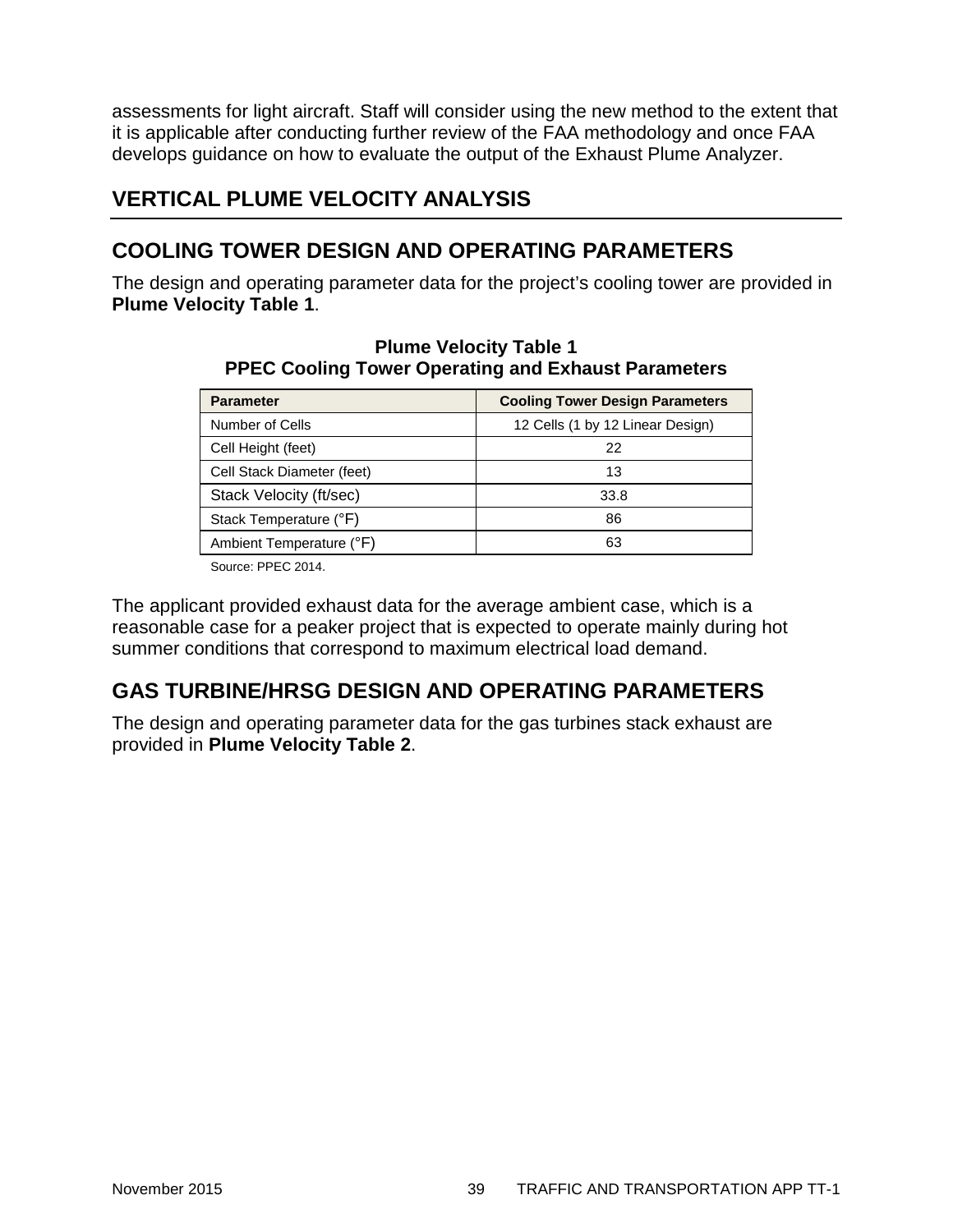assessments for light aircraft. Staff will consider using the new method to the extent that it is applicable after conducting further review of the FAA methodology and once FAA develops guidance on how to evaluate the output of the Exhaust Plume Analyzer.

# VERTICAL PLUME VELOCITY ANALYSIS

## COOLING TOWER DESIGN AND OPERATING PARAMETERS

The design and operating parameter data for the project's cooling tower are provided in **Plume Velocity Table 1**.

**Plume Velocity Table 1**
**PPEC Cooling Tower Operating and Exhaust Parameters**

| Parameter | Cooling Tower Design Parameters |
|---|---|
| Number of Cells | 12 Cells (1 by 12 Linear Design) |
| Cell Height (feet) | 22 |
| Cell Stack Diameter (feet) | 13 |
| Stack Velocity (ft/sec) | 33.8 |
| Stack Temperature (°F) | 86 |
| Ambient Temperature (°F) | 63 |

Source: PPEC 2014.

The applicant provided exhaust data for the average ambient case, which is a reasonable case for a peaker project that is expected to operate mainly during hot summer conditions that correspond to maximum electrical load demand.

## GAS TURBINE/HRSG DESIGN AND OPERATING PARAMETERS

The design and operating parameter data for the gas turbines stack exhaust are provided in **Plume Velocity Table 2**.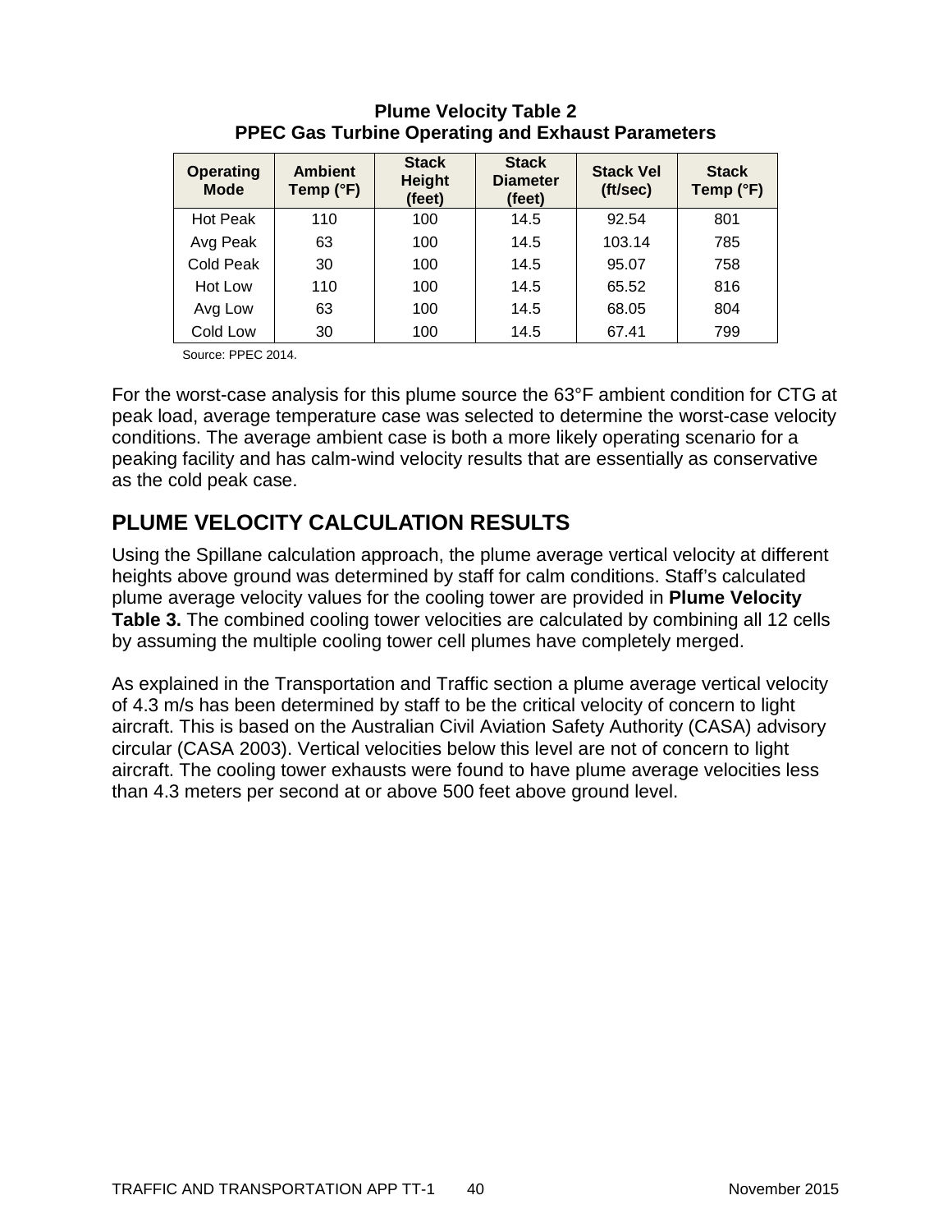**Plume Velocity Table 2**
**PPEC Gas Turbine Operating and Exhaust Parameters**

| Operating Mode | Ambient Temp (°F) | Stack Height (feet) | Stack Diameter (feet) | Stack Vel (ft/sec) | Stack Temp (°F) |
|---|---|---|---|---|---|
| Hot Peak | 110 | 100 | 14.5 | 92.54 | 801 |
| Avg Peak | 63 | 100 | 14.5 | 103.14 | 785 |
| Cold Peak | 30 | 100 | 14.5 | 95.07 | 758 |
| Hot Low | 110 | 100 | 14.5 | 65.52 | 816 |
| Avg Low | 63 | 100 | 14.5 | 68.05 | 804 |
| Cold Low | 30 | 100 | 14.5 | 67.41 | 799 |

Source: PPEC 2014.

For the worst-case analysis for this plume source the 63°F ambient condition for CTG at peak load, average temperature case was selected to determine the worst-case velocity conditions. The average ambient case is both a more likely operating scenario for a peaking facility and has calm-wind velocity results that are essentially as conservative as the cold peak case.

## PLUME VELOCITY CALCULATION RESULTS

Using the Spillane calculation approach, the plume average vertical velocity at different heights above ground was determined by staff for calm conditions. Staff's calculated plume average velocity values for the cooling tower are provided in **Plume Velocity Table 3.** The combined cooling tower velocities are calculated by combining all 12 cells by assuming the multiple cooling tower cell plumes have completely merged.

As explained in the Transportation and Traffic section a plume average vertical velocity of 4.3 m/s has been determined by staff to be the critical velocity of concern to light aircraft. This is based on the Australian Civil Aviation Safety Authority (CASA) advisory circular (CASA 2003). Vertical velocities below this level are not of concern to light aircraft. The cooling tower exhausts were found to have plume average velocities less than 4.3 meters per second at or above 500 feet above ground level.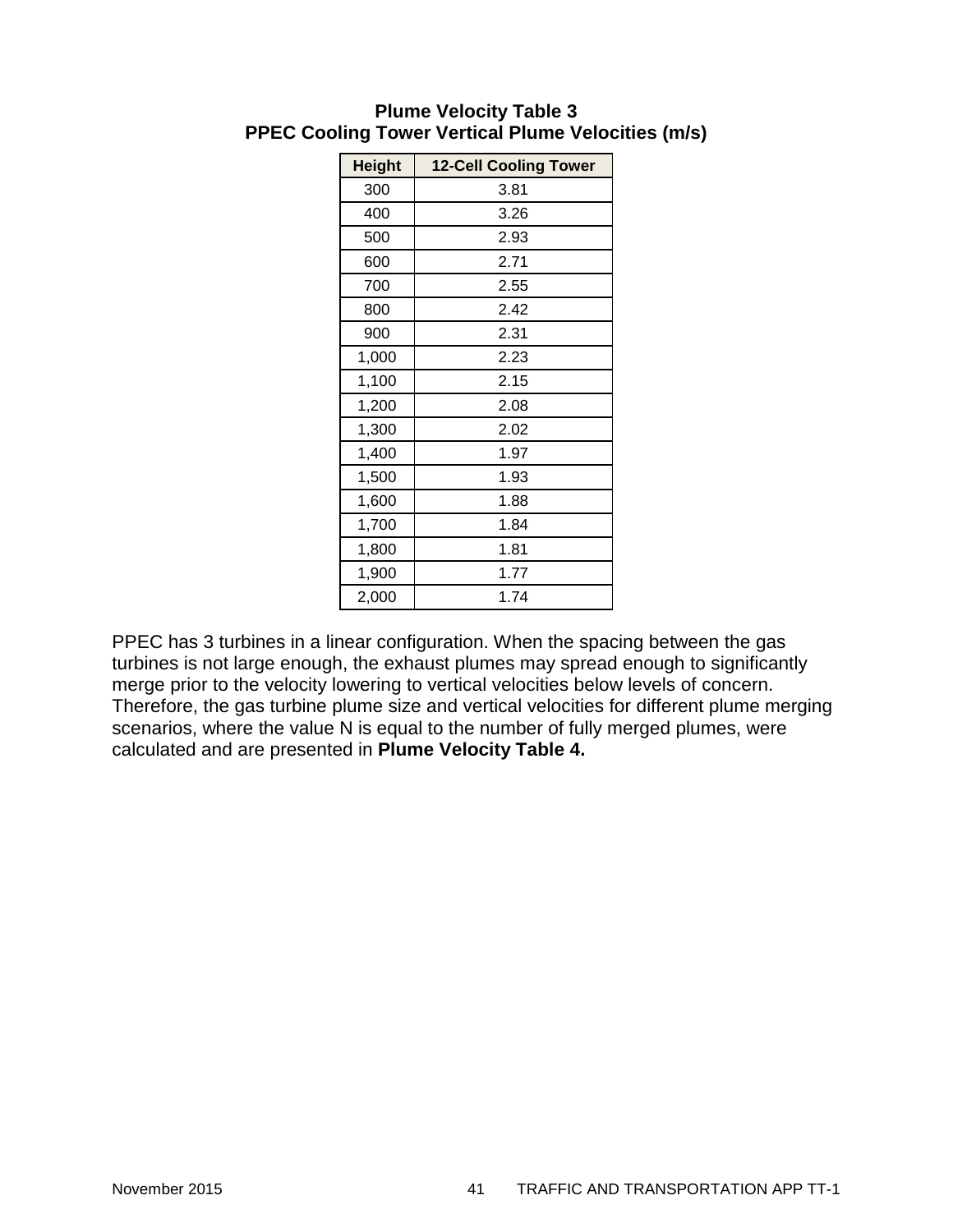**Plume Velocity Table 3**
**PPEC Cooling Tower Vertical Plume Velocities (m/s)**

| Height | 12-Cell Cooling Tower |
|---|---|
| 300 | 3.81 |
| 400 | 3.26 |
| 500 | 2.93 |
| 600 | 2.71 |
| 700 | 2.55 |
| 800 | 2.42 |
| 900 | 2.31 |
| 1,000 | 2.23 |
| 1,100 | 2.15 |
| 1,200 | 2.08 |
| 1,300 | 2.02 |
| 1,400 | 1.97 |
| 1,500 | 1.93 |
| 1,600 | 1.88 |
| 1,700 | 1.84 |
| 1,800 | 1.81 |
| 1,900 | 1.77 |
| 2,000 | 1.74 |

PPEC has 3 turbines in a linear configuration. When the spacing between the gas turbines is not large enough, the exhaust plumes may spread enough to significantly merge prior to the velocity lowering to vertical velocities below levels of concern. Therefore, the gas turbine plume size and vertical velocities for different plume merging scenarios, where the value N is equal to the number of fully merged plumes, were calculated and are presented in **Plume Velocity Table 4.**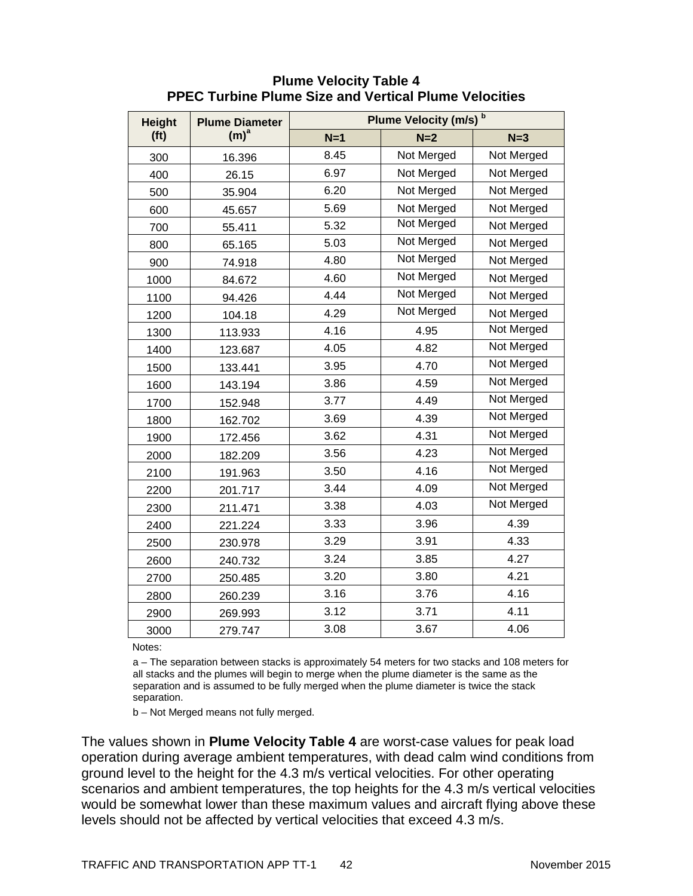**Plume Velocity Table 4**
**PPEC Turbine Plume Size and Vertical Plume Velocities**

| Height (ft) | Plume Diameter (m)[a] | Plume Velocity (m/s) [b] | | |
|---|---|---|---|---|
| | | N=1 | N=2 | N=3 |
| 300 | 16.396 | 8.45 | Not Merged | Not Merged |
| 400 | 26.15 | 6.97 | Not Merged | Not Merged |
| 500 | 35.904 | 6.20 | Not Merged | Not Merged |
| 600 | 45.657 | 5.69 | Not Merged | Not Merged |
| 700 | 55.411 | 5.32 | Not Merged | Not Merged |
| 800 | 65.165 | 5.03 | Not Merged | Not Merged |
| 900 | 74.918 | 4.80 | Not Merged | Not Merged |
| 1000 | 84.672 | 4.60 | Not Merged | Not Merged |
| 1100 | 94.426 | 4.44 | Not Merged | Not Merged |
| 1200 | 104.18 | 4.29 | Not Merged | Not Merged |
| 1300 | 113.933 | 4.16 | 4.95 | Not Merged |
| 1400 | 123.687 | 4.05 | 4.82 | Not Merged |
| 1500 | 133.441 | 3.95 | 4.70 | Not Merged |
| 1600 | 143.194 | 3.86 | 4.59 | Not Merged |
| 1700 | 152.948 | 3.77 | 4.49 | Not Merged |
| 1800 | 162.702 | 3.69 | 4.39 | Not Merged |
| 1900 | 172.456 | 3.62 | 4.31 | Not Merged |
| 2000 | 182.209 | 3.56 | 4.23 | Not Merged |
| 2100 | 191.963 | 3.50 | 4.16 | Not Merged |
| 2200 | 201.717 | 3.44 | 4.09 | Not Merged |
| 2300 | 211.471 | 3.38 | 4.03 | Not Merged |
| 2400 | 221.224 | 3.33 | 3.96 | 4.39 |
| 2500 | 230.978 | 3.29 | 3.91 | 4.33 |
| 2600 | 240.732 | 3.24 | 3.85 | 4.27 |
| 2700 | 250.485 | 3.20 | 3.80 | 4.21 |
| 2800 | 260.239 | 3.16 | 3.76 | 4.16 |
| 2900 | 269.993 | 3.12 | 3.71 | 4.11 |
| 3000 | 279.747 | 3.08 | 3.67 | 4.06 |

Notes:

a – The separation between stacks is approximately 54 meters for two stacks and 108 meters for all stacks and the plumes will begin to merge when the plume diameter is the same as the separation and is assumed to be fully merged when the plume diameter is twice the stack separation.

b – Not Merged means not fully merged.

The values shown in **Plume Velocity Table 4** are worst-case values for peak load operation during average ambient temperatures, with dead calm wind conditions from ground level to the height for the 4.3 m/s vertical velocities. For other operating scenarios and ambient temperatures, the top heights for the 4.3 m/s vertical velocities would be somewhat lower than these maximum values and aircraft flying above these levels should not be affected by vertical velocities that exceed 4.3 m/s.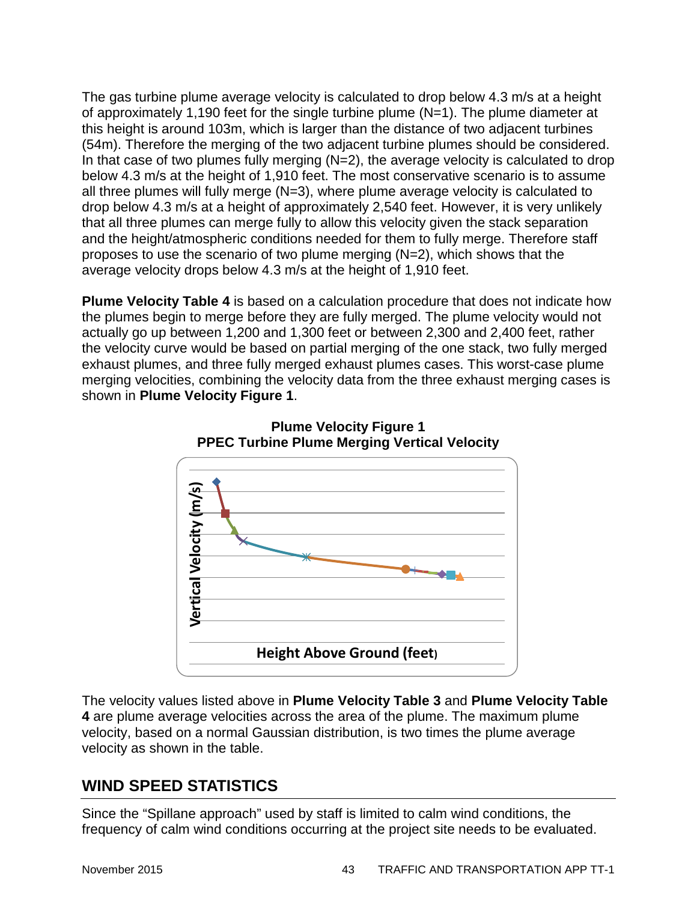The gas turbine plume average velocity is calculated to drop below 4.3 m/s at a height of approximately 1,190 feet for the single turbine plume (N=1). The plume diameter at this height is around 103m, which is larger than the distance of two adjacent turbines (54m). Therefore the merging of the two adjacent turbine plumes should be considered. In that case of two plumes fully merging (N=2), the average velocity is calculated to drop below 4.3 m/s at the height of 1,910 feet. The most conservative scenario is to assume all three plumes will fully merge (N=3), where plume average velocity is calculated to drop below 4.3 m/s at a height of approximately 2,540 feet. However, it is very unlikely that all three plumes can merge fully to allow this velocity given the stack separation and the height/atmospheric conditions needed for them to fully merge. Therefore staff proposes to use the scenario of two plume merging (N=2), which shows that the average velocity drops below 4.3 m/s at the height of 1,910 feet.

**Plume Velocity Table 4** is based on a calculation procedure that does not indicate how the plumes begin to merge before they are fully merged. The plume velocity would not actually go up between 1,200 and 1,300 feet or between 2,300 and 2,400 feet, rather the velocity curve would be based on partial merging of the one stack, two fully merged exhaust plumes, and three fully merged exhaust plumes cases. This worst-case plume merging velocities, combining the velocity data from the three exhaust merging cases is shown in **Plume Velocity Figure 1**.

**Plume Velocity Figure 1**
**PPEC Turbine Plume Merging Vertical Velocity**

Vertical Velocity (m/s)

Height Above Ground (feet)

The velocity values listed above in **Plume Velocity Table 3** and **Plume Velocity Table 4** are plume average velocities across the area of the plume. The maximum plume velocity, based on a normal Gaussian distribution, is two times the plume average velocity as shown in the table.

## WIND SPEED STATISTICS

Since the "Spillane approach" used by staff is limited to calm wind conditions, the frequency of calm wind conditions occurring at the project site needs to be evaluated.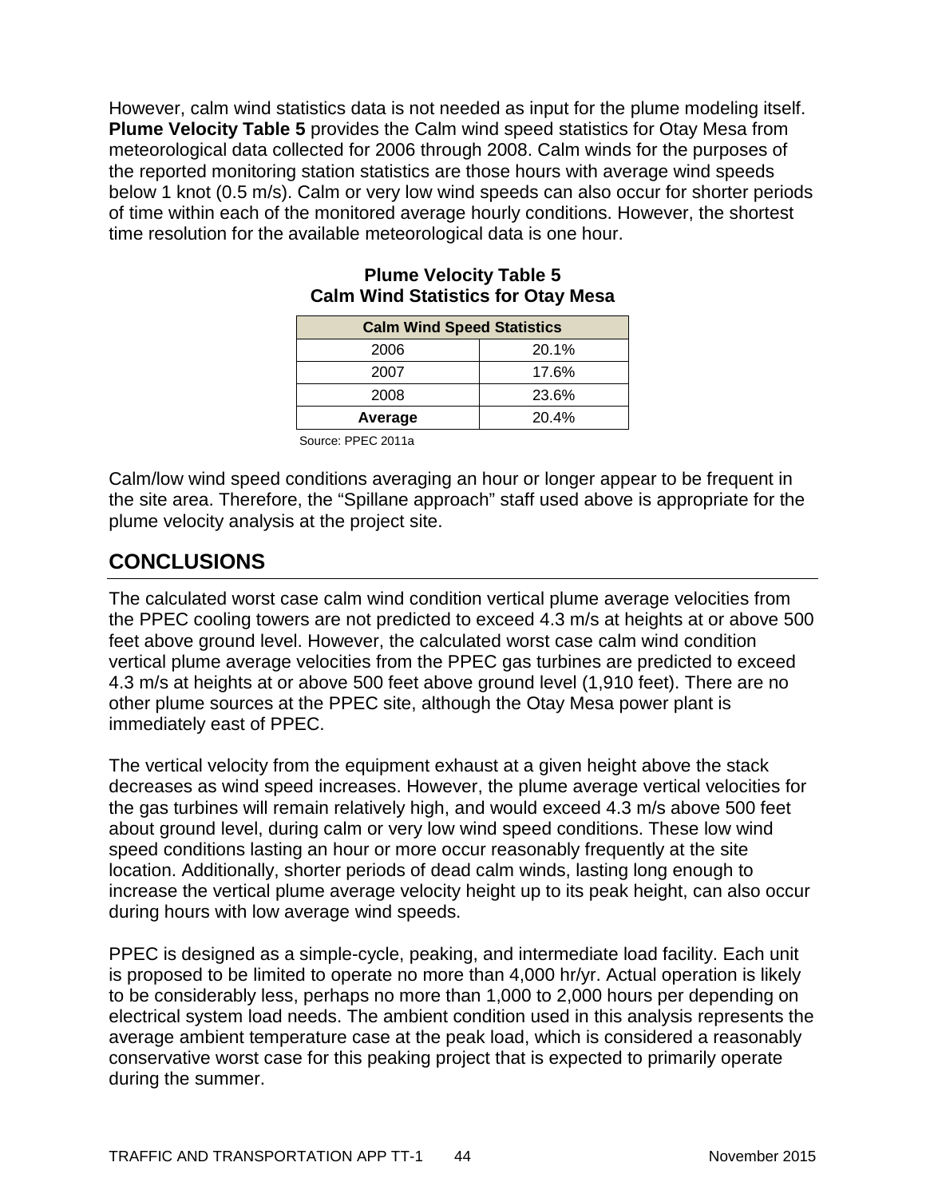However, calm wind statistics data is not needed as input for the plume modeling itself. **Plume Velocity Table 5** provides the Calm wind speed statistics for Otay Mesa from meteorological data collected for 2006 through 2008. Calm winds for the purposes of the reported monitoring station statistics are those hours with average wind speeds below 1 knot (0.5 m/s). Calm or very low wind speeds can also occur for shorter periods of time within each of the monitored average hourly conditions. However, the shortest time resolution for the available meteorological data is one hour.

**Plume Velocity Table 5**
**Calm Wind Statistics for Otay Mesa**

| Calm Wind Speed Statistics | |
|---|---|
| 2006 | 20.1% |
| 2007 | 17.6% |
| 2008 | 23.6% |
| **Average** | 20.4% |

Source: PPEC 2011a

Calm/low wind speed conditions averaging an hour or longer appear to be frequent in the site area. Therefore, the "Spillane approach" staff used above is appropriate for the plume velocity analysis at the project site.

## CONCLUSIONS

The calculated worst case calm wind condition vertical plume average velocities from the PPEC cooling towers are not predicted to exceed 4.3 m/s at heights at or above 500 feet above ground level. However, the calculated worst case calm wind condition vertical plume average velocities from the PPEC gas turbines are predicted to exceed 4.3 m/s at heights at or above 500 feet above ground level (1,910 feet). There are no other plume sources at the PPEC site, although the Otay Mesa power plant is immediately east of PPEC.

The vertical velocity from the equipment exhaust at a given height above the stack decreases as wind speed increases. However, the plume average vertical velocities for the gas turbines will remain relatively high, and would exceed 4.3 m/s above 500 feet about ground level, during calm or very low wind speed conditions. These low wind speed conditions lasting an hour or more occur reasonably frequently at the site location. Additionally, shorter periods of dead calm winds, lasting long enough to increase the vertical plume average velocity height up to its peak height, can also occur during hours with low average wind speeds.

PPEC is designed as a simple-cycle, peaking, and intermediate load facility. Each unit is proposed to be limited to operate no more than 4,000 hr/yr. Actual operation is likely to be considerably less, perhaps no more than 1,000 to 2,000 hours per depending on electrical system load needs. The ambient condition used in this analysis represents the average ambient temperature case at the peak load, which is considered a reasonably conservative worst case for this peaking project that is expected to primarily operate during the summer.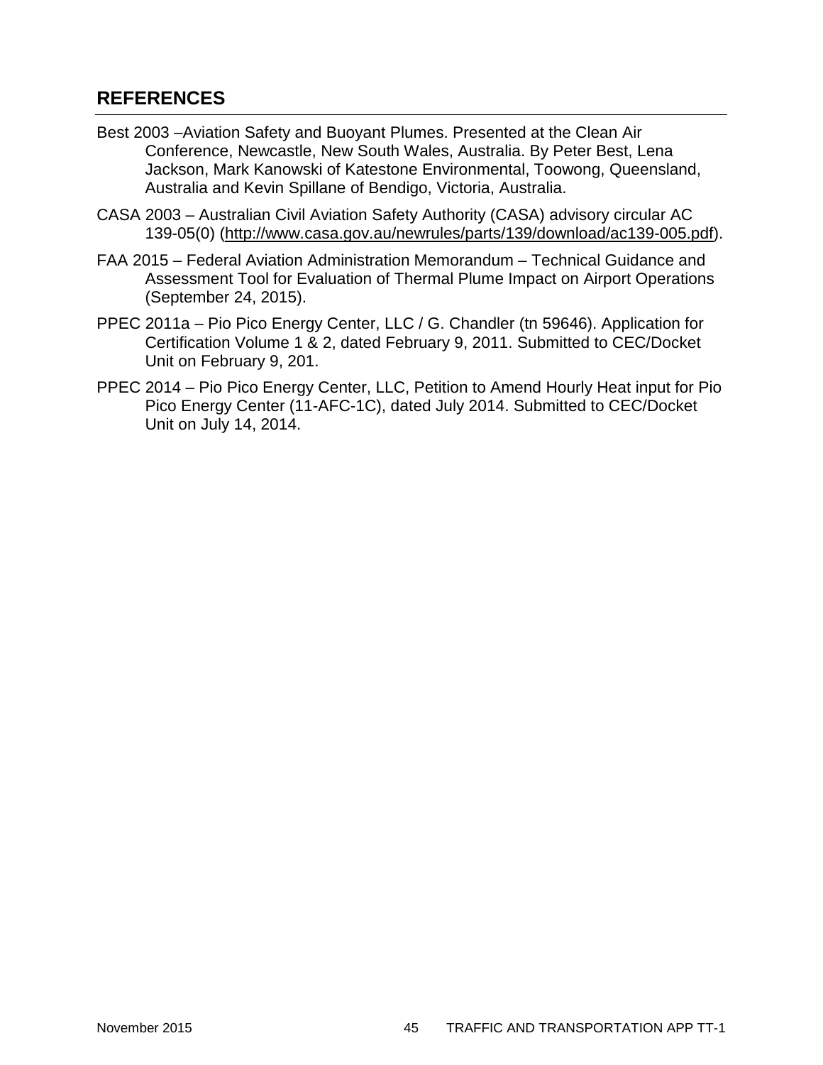## REFERENCES

Best 2003 –Aviation Safety and Buoyant Plumes. Presented at the Clean Air Conference, Newcastle, New South Wales, Australia. By Peter Best, Lena Jackson, Mark Kanowski of Katestone Environmental, Toowong, Queensland, Australia and Kevin Spillane of Bendigo, Victoria, Australia.

CASA 2003 – Australian Civil Aviation Safety Authority (CASA) advisory circular AC 139-05(0) (http://www.casa.gov.au/newrules/parts/139/download/ac139-005.pdf).

FAA 2015 – Federal Aviation Administration Memorandum – Technical Guidance and Assessment Tool for Evaluation of Thermal Plume Impact on Airport Operations (September 24, 2015).

PPEC 2011a – Pio Pico Energy Center, LLC / G. Chandler (tn 59646). Application for Certification Volume 1 & 2, dated February 9, 2011. Submitted to CEC/Docket Unit on February 9, 201.

PPEC 2014 – Pio Pico Energy Center, LLC, Petition to Amend Hourly Heat input for Pio Pico Energy Center (11-AFC-1C), dated July 2014. Submitted to CEC/Docket Unit on July 14, 2014.